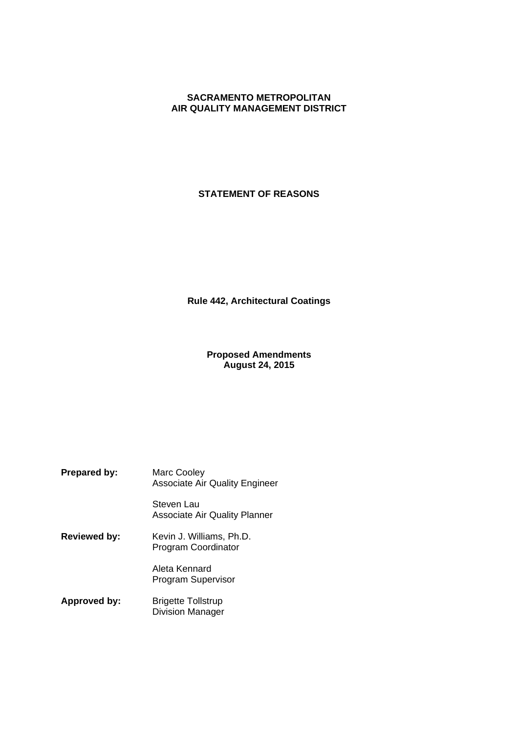# SACRAMENTO METROPOLITAN AIR QUALITY MANAGEMENT DISTRICT

## STATEMENT OF REASONS

### Rule 442, Architectural Coatings

**Proposed Amendments**
**August 24, 2015**

**Prepared by:** Marc Cooley
Associate Air Quality Engineer

Steven Lau
Associate Air Quality Planner

**Reviewed by:** Kevin J. Williams, Ph.D.
Program Coordinator

Aleta Kennard
Program Supervisor

**Approved by:** Brigette Tollstrup
Division Manager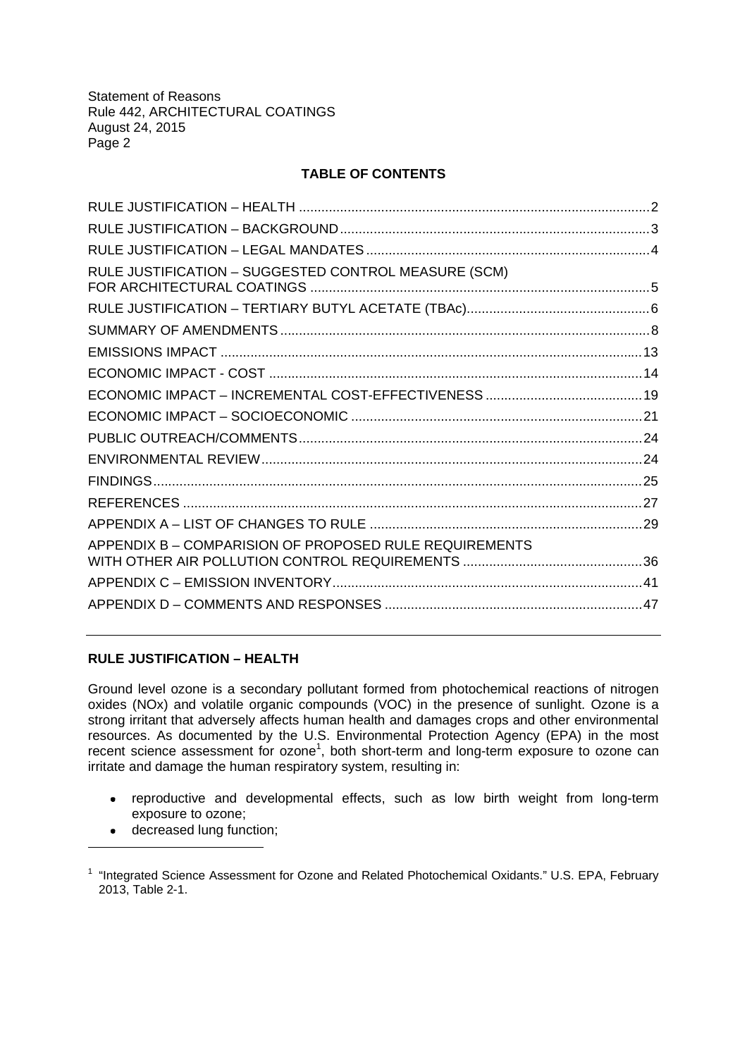**TABLE OF CONTENTS**

| | |
|---|---|
| RULE JUSTIFICATION – HEALTH | 2 |
| RULE JUSTIFICATION – BACKGROUND | 3 |
| RULE JUSTIFICATION – LEGAL MANDATES | 4 |
| RULE JUSTIFICATION – SUGGESTED CONTROL MEASURE (SCM) FOR ARCHITECTURAL COATINGS | 5 |
| RULE JUSTIFICATION – TERTIARY BUTYL ACETATE (TBAc) | 6 |
| SUMMARY OF AMENDMENTS | 8 |
| EMISSIONS IMPACT | 13 |
| ECONOMIC IMPACT - COST | 14 |
| ECONOMIC IMPACT – INCREMENTAL COST-EFFECTIVENESS | 19 |
| ECONOMIC IMPACT – SOCIOECONOMIC | 21 |
| PUBLIC OUTREACH/COMMENTS | 24 |
| ENVIRONMENTAL REVIEW | 24 |
| FINDINGS | 25 |
| REFERENCES | 27 |
| APPENDIX A – LIST OF CHANGES TO RULE | 29 |
| APPENDIX B – COMPARISION OF PROPOSED RULE REQUIREMENTS WITH OTHER AIR POLLUTION CONTROL REQUIREMENTS | 36 |
| APPENDIX C – EMISSION INVENTORY | 41 |
| APPENDIX D – COMMENTS AND RESPONSES | 47 |

## RULE JUSTIFICATION – HEALTH

Ground level ozone is a secondary pollutant formed from photochemical reactions of nitrogen oxides (NOx) and volatile organic compounds (VOC) in the presence of sunlight. Ozone is a strong irritant that adversely affects human health and damages crops and other environmental resources. As documented by the U.S. Environmental Protection Agency (EPA) in the most recent science assessment for ozone[1], both short-term and long-term exposure to ozone can irritate and damage the human respiratory system, resulting in:

- reproductive and developmental effects, such as low birth weight from long-term exposure to ozone;
- decreased lung function;

[1] "Integrated Science Assessment for Ozone and Related Photochemical Oxidants." U.S. EPA, February 2013, Table 2-1.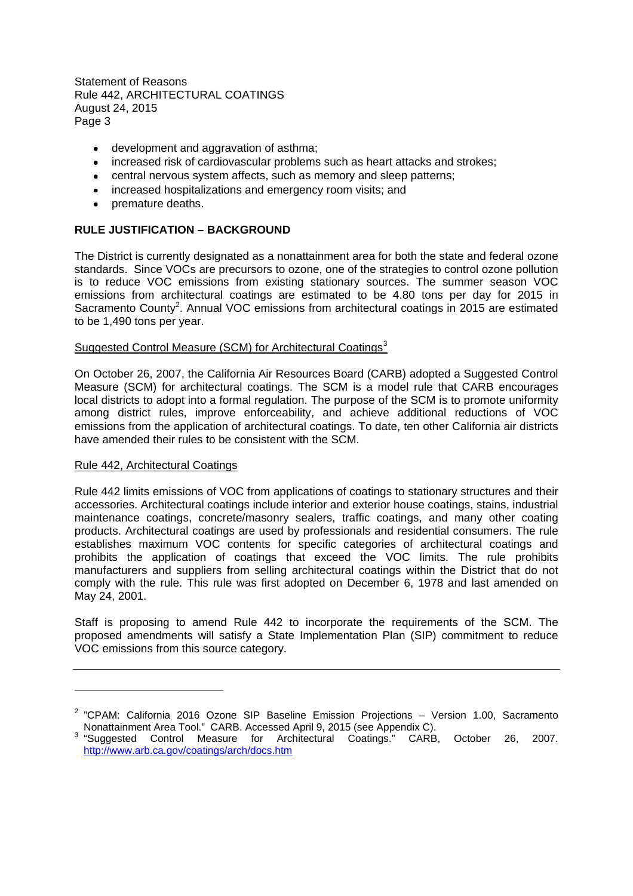- development and aggravation of asthma;
- increased risk of cardiovascular problems such as heart attacks and strokes;
- central nervous system affects, such as memory and sleep patterns;
- increased hospitalizations and emergency room visits; and
- premature deaths.

**RULE JUSTIFICATION – BACKGROUND**

The District is currently designated as a nonattainment area for both the state and federal ozone standards. Since VOCs are precursors to ozone, one of the strategies to control ozone pollution is to reduce VOC emissions from existing stationary sources. The summer season VOC emissions from architectural coatings are estimated to be 4.80 tons per day for 2015 in Sacramento County[2]. Annual VOC emissions from architectural coatings in 2015 are estimated to be 1,490 tons per year.

Suggested Control Measure (SCM) for Architectural Coatings[3]

On October 26, 2007, the California Air Resources Board (CARB) adopted a Suggested Control Measure (SCM) for architectural coatings. The SCM is a model rule that CARB encourages local districts to adopt into a formal regulation. The purpose of the SCM is to promote uniformity among district rules, improve enforceability, and achieve additional reductions of VOC emissions from the application of architectural coatings. To date, ten other California air districts have amended their rules to be consistent with the SCM.

Rule 442, Architectural Coatings

Rule 442 limits emissions of VOC from applications of coatings to stationary structures and their accessories. Architectural coatings include interior and exterior house coatings, stains, industrial maintenance coatings, concrete/masonry sealers, traffic coatings, and many other coating products. Architectural coatings are used by professionals and residential consumers. The rule establishes maximum VOC contents for specific categories of architectural coatings and prohibits the application of coatings that exceed the VOC limits. The rule prohibits manufacturers and suppliers from selling architectural coatings within the District that do not comply with the rule. This rule was first adopted on December 6, 1978 and last amended on May 24, 2001.

Staff is proposing to amend Rule 442 to incorporate the requirements of the SCM. The proposed amendments will satisfy a State Implementation Plan (SIP) commitment to reduce VOC emissions from this source category.

---

[2] "CPAM: California 2016 Ozone SIP Baseline Emission Projections – Version 1.00, Sacramento Nonattainment Area Tool." CARB. Accessed April 9, 2015 (see Appendix C).

[3] "Suggested Control Measure for Architectural Coatings." CARB, October 26, 2007. http://www.arb.ca.gov/coatings/arch/docs.htm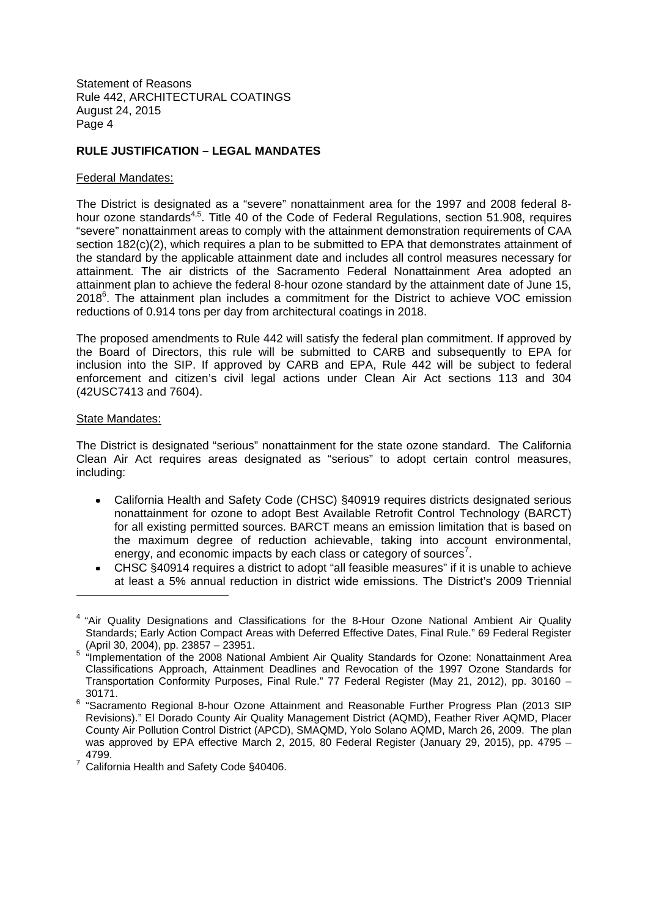**RULE JUSTIFICATION – LEGAL MANDATES**

Federal Mandates:

The District is designated as a "severe" nonattainment area for the 1997 and 2008 federal 8-hour ozone standards[4,5]. Title 40 of the Code of Federal Regulations, section 51.908, requires "severe" nonattainment areas to comply with the attainment demonstration requirements of CAA section 182(c)(2), which requires a plan to be submitted to EPA that demonstrates attainment of the standard by the applicable attainment date and includes all control measures necessary for attainment. The air districts of the Sacramento Federal Nonattainment Area adopted an attainment plan to achieve the federal 8-hour ozone standard by the attainment date of June 15, 2018[6]. The attainment plan includes a commitment for the District to achieve VOC emission reductions of 0.914 tons per day from architectural coatings in 2018.

The proposed amendments to Rule 442 will satisfy the federal plan commitment. If approved by the Board of Directors, this rule will be submitted to CARB and subsequently to EPA for inclusion into the SIP. If approved by CARB and EPA, Rule 442 will be subject to federal enforcement and citizen's civil legal actions under Clean Air Act sections 113 and 304 (42USC7413 and 7604).

State Mandates:

The District is designated "serious" nonattainment for the state ozone standard. The California Clean Air Act requires areas designated as "serious" to adopt certain control measures, including:

- California Health and Safety Code (CHSC) §40919 requires districts designated serious nonattainment for ozone to adopt Best Available Retrofit Control Technology (BARCT) for all existing permitted sources. BARCT means an emission limitation that is based on the maximum degree of reduction achievable, taking into account environmental, energy, and economic impacts by each class or category of sources[7].
- CHSC §40914 requires a district to adopt "all feasible measures" if it is unable to achieve at least a 5% annual reduction in district wide emissions. The District's 2009 Triennial

---

[4] "Air Quality Designations and Classifications for the 8-Hour Ozone National Ambient Air Quality Standards; Early Action Compact Areas with Deferred Effective Dates, Final Rule." 69 Federal Register (April 30, 2004), pp. 23857 – 23951.

[5] "Implementation of the 2008 National Ambient Air Quality Standards for Ozone: Nonattainment Area Classifications Approach, Attainment Deadlines and Revocation of the 1997 Ozone Standards for Transportation Conformity Purposes, Final Rule." 77 Federal Register (May 21, 2012), pp. 30160 – 30171.

[6] "Sacramento Regional 8-hour Ozone Attainment and Reasonable Further Progress Plan (2013 SIP Revisions)." El Dorado County Air Quality Management District (AQMD), Feather River AQMD, Placer County Air Pollution Control District (APCD), SMAQMD, Yolo Solano AQMD, March 26, 2009. The plan was approved by EPA effective March 2, 2015, 80 Federal Register (January 29, 2015), pp. 4795 – 4799.

[7] California Health and Safety Code §40406.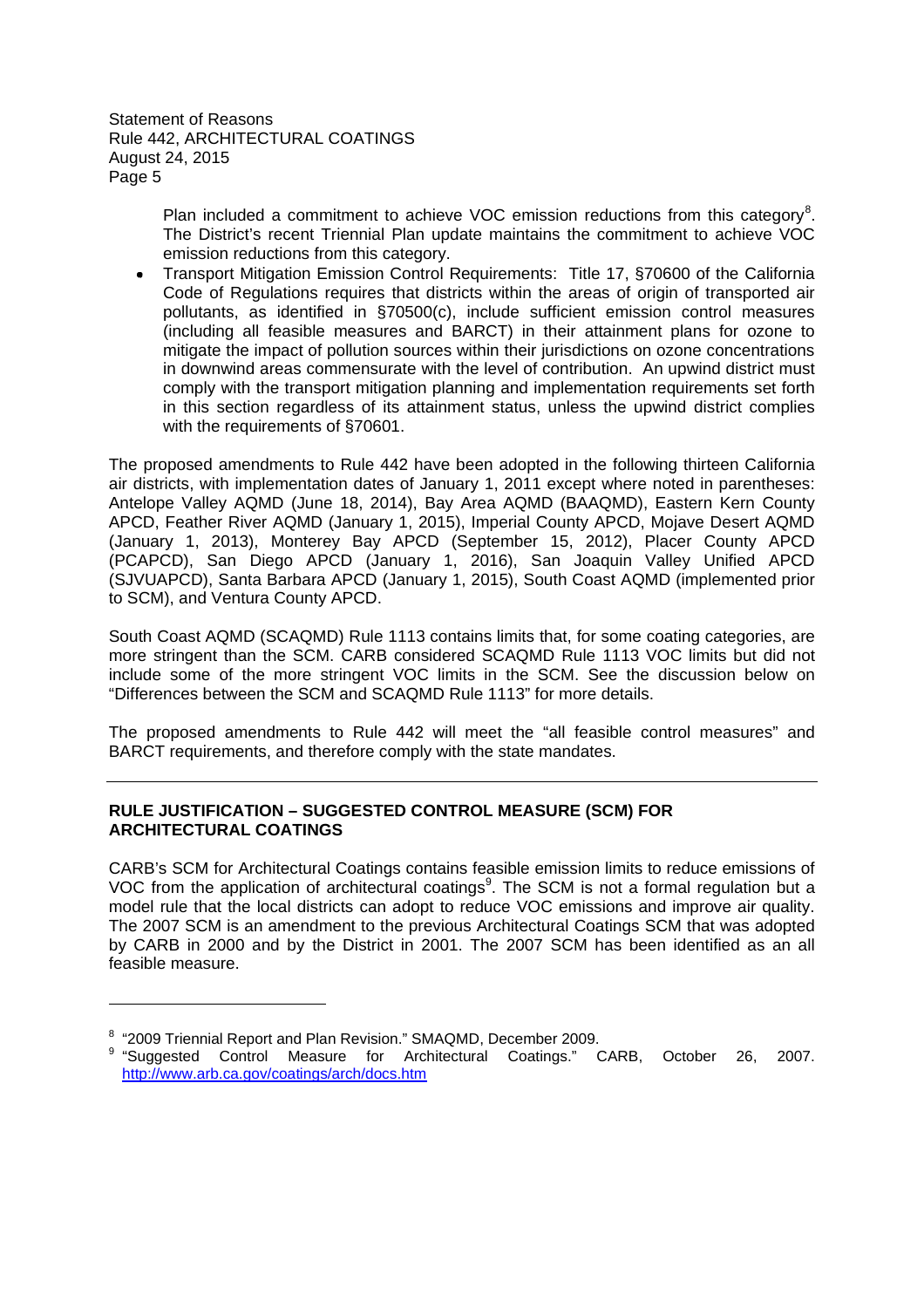Plan included a commitment to achieve VOC emission reductions from this category[8]. The District's recent Triennial Plan update maintains the commitment to achieve VOC emission reductions from this category.

- Transport Mitigation Emission Control Requirements: Title 17, §70600 of the California Code of Regulations requires that districts within the areas of origin of transported air pollutants, as identified in §70500(c), include sufficient emission control measures (including all feasible measures and BARCT) in their attainment plans for ozone to mitigate the impact of pollution sources within their jurisdictions on ozone concentrations in downwind areas commensurate with the level of contribution. An upwind district must comply with the transport mitigation planning and implementation requirements set forth in this section regardless of its attainment status, unless the upwind district complies with the requirements of §70601.

The proposed amendments to Rule 442 have been adopted in the following thirteen California air districts, with implementation dates of January 1, 2011 except where noted in parentheses: Antelope Valley AQMD (June 18, 2014), Bay Area AQMD (BAAQMD), Eastern Kern County APCD, Feather River AQMD (January 1, 2015), Imperial County APCD, Mojave Desert AQMD (January 1, 2013), Monterey Bay APCD (September 15, 2012), Placer County APCD (PCAPCD), San Diego APCD (January 1, 2016), San Joaquin Valley Unified APCD (SJVUAPCD), Santa Barbara APCD (January 1, 2015), South Coast AQMD (implemented prior to SCM), and Ventura County APCD.

South Coast AQMD (SCAQMD) Rule 1113 contains limits that, for some coating categories, are more stringent than the SCM. CARB considered SCAQMD Rule 1113 VOC limits but did not include some of the more stringent VOC limits in the SCM. See the discussion below on "Differences between the SCM and SCAQMD Rule 1113" for more details.

The proposed amendments to Rule 442 will meet the "all feasible control measures" and BARCT requirements, and therefore comply with the state mandates.

---

**RULE JUSTIFICATION – SUGGESTED CONTROL MEASURE (SCM) FOR ARCHITECTURAL COATINGS**

CARB's SCM for Architectural Coatings contains feasible emission limits to reduce emissions of VOC from the application of architectural coatings[9]. The SCM is not a formal regulation but a model rule that the local districts can adopt to reduce VOC emissions and improve air quality. The 2007 SCM is an amendment to the previous Architectural Coatings SCM that was adopted by CARB in 2000 and by the District in 2001. The 2007 SCM has been identified as an all feasible measure.

---

[8] "2009 Triennial Report and Plan Revision." SMAQMD, December 2009.

[9] "Suggested Control Measure for Architectural Coatings." CARB, October 26, 2007. http://www.arb.ca.gov/coatings/arch/docs.htm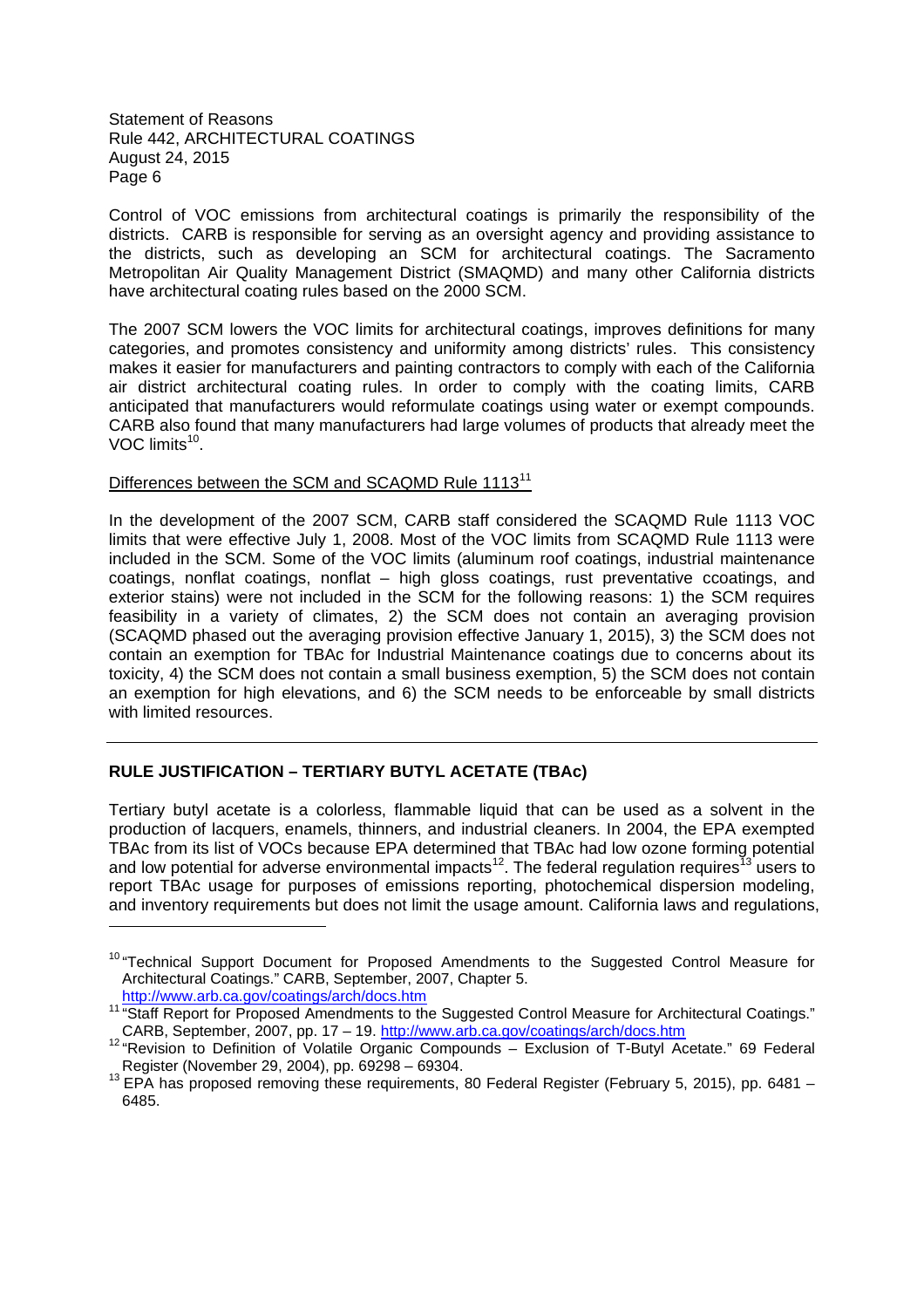Control of VOC emissions from architectural coatings is primarily the responsibility of the districts. CARB is responsible for serving as an oversight agency and providing assistance to the districts, such as developing an SCM for architectural coatings. The Sacramento Metropolitan Air Quality Management District (SMAQMD) and many other California districts have architectural coating rules based on the 2000 SCM.

The 2007 SCM lowers the VOC limits for architectural coatings, improves definitions for many categories, and promotes consistency and uniformity among districts' rules. This consistency makes it easier for manufacturers and painting contractors to comply with each of the California air district architectural coating rules. In order to comply with the coating limits, CARB anticipated that manufacturers would reformulate coatings using water or exempt compounds. CARB also found that many manufacturers had large volumes of products that already meet the VOC limits[10].

Differences between the SCM and SCAQMD Rule 1113[11]

In the development of the 2007 SCM, CARB staff considered the SCAQMD Rule 1113 VOC limits that were effective July 1, 2008. Most of the VOC limits from SCAQMD Rule 1113 were included in the SCM. Some of the VOC limits (aluminum roof coatings, industrial maintenance coatings, nonflat coatings, nonflat – high gloss coatings, rust preventative ccoatings, and exterior stains) were not included in the SCM for the following reasons: 1) the SCM requires feasibility in a variety of climates, 2) the SCM does not contain an averaging provision (SCAQMD phased out the averaging provision effective January 1, 2015), 3) the SCM does not contain an exemption for TBAc for Industrial Maintenance coatings due to concerns about its toxicity, 4) the SCM does not contain a small business exemption, 5) the SCM does not contain an exemption for high elevations, and 6) the SCM needs to be enforceable by small districts with limited resources.

---

## RULE JUSTIFICATION – TERTIARY BUTYL ACETATE (TBAc)

Tertiary butyl acetate is a colorless, flammable liquid that can be used as a solvent in the production of lacquers, enamels, thinners, and industrial cleaners. In 2004, the EPA exempted TBAc from its list of VOCs because EPA determined that TBAc had low ozone forming potential and low potential for adverse environmental impacts[12]. The federal regulation requires[13] users to report TBAc usage for purposes of emissions reporting, photochemical dispersion modeling, and inventory requirements but does not limit the usage amount. California laws and regulations,

---

[10] "Technical Support Document for Proposed Amendments to the Suggested Control Measure for Architectural Coatings." CARB, September, 2007, Chapter 5. http://www.arb.ca.gov/coatings/arch/docs.htm

[11] "Staff Report for Proposed Amendments to the Suggested Control Measure for Architectural Coatings." CARB, September, 2007, pp. 17 – 19. http://www.arb.ca.gov/coatings/arch/docs.htm

[12] "Revision to Definition of Volatile Organic Compounds – Exclusion of T-Butyl Acetate." 69 Federal Register (November 29, 2004), pp. 69298 – 69304.

[13] EPA has proposed removing these requirements, 80 Federal Register (February 5, 2015), pp. 6481 – 6485.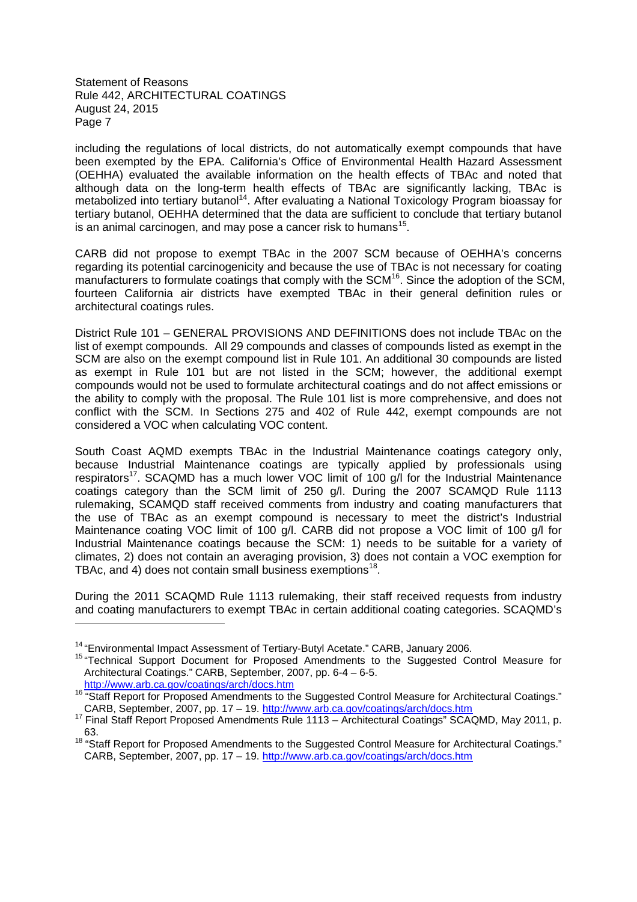including the regulations of local districts, do not automatically exempt compounds that have been exempted by the EPA. California's Office of Environmental Health Hazard Assessment (OEHHA) evaluated the available information on the health effects of TBAc and noted that although data on the long-term health effects of TBAc are significantly lacking, TBAc is metabolized into tertiary butanol[14]. After evaluating a National Toxicology Program bioassay for tertiary butanol, OEHHA determined that the data are sufficient to conclude that tertiary butanol is an animal carcinogen, and may pose a cancer risk to humans[15].

CARB did not propose to exempt TBAc in the 2007 SCM because of OEHHA's concerns regarding its potential carcinogenicity and because the use of TBAc is not necessary for coating manufacturers to formulate coatings that comply with the SCM[16]. Since the adoption of the SCM, fourteen California air districts have exempted TBAc in their general definition rules or architectural coatings rules.

District Rule 101 – GENERAL PROVISIONS AND DEFINITIONS does not include TBAc on the list of exempt compounds. All 29 compounds and classes of compounds listed as exempt in the SCM are also on the exempt compound list in Rule 101. An additional 30 compounds are listed as exempt in Rule 101 but are not listed in the SCM; however, the additional exempt compounds would not be used to formulate architectural coatings and do not affect emissions or the ability to comply with the proposal. The Rule 101 list is more comprehensive, and does not conflict with the SCM. In Sections 275 and 402 of Rule 442, exempt compounds are not considered a VOC when calculating VOC content.

South Coast AQMD exempts TBAc in the Industrial Maintenance coatings category only, because Industrial Maintenance coatings are typically applied by professionals using respirators[17]. SCAQMD has a much lower VOC limit of 100 g/l for the Industrial Maintenance coatings category than the SCM limit of 250 g/l. During the 2007 SCAMQD Rule 1113 rulemaking, SCAMQD staff received comments from industry and coating manufacturers that the use of TBAc as an exempt compound is necessary to meet the district's Industrial Maintenance coating VOC limit of 100 g/l. CARB did not propose a VOC limit of 100 g/l for Industrial Maintenance coatings because the SCM: 1) needs to be suitable for a variety of climates, 2) does not contain an averaging provision, 3) does not contain a VOC exemption for TBAc, and 4) does not contain small business exemptions[18].

During the 2011 SCAQMD Rule 1113 rulemaking, their staff received requests from industry and coating manufacturers to exempt TBAc in certain additional coating categories. SCAQMD's

---

[14] "Environmental Impact Assessment of Tertiary-Butyl Acetate." CARB, January 2006.

[15] "Technical Support Document for Proposed Amendments to the Suggested Control Measure for Architectural Coatings." CARB, September, 2007, pp. 6-4 – 6-5. http://www.arb.ca.gov/coatings/arch/docs.htm

[16] "Staff Report for Proposed Amendments to the Suggested Control Measure for Architectural Coatings." CARB, September, 2007, pp. 17 – 19. http://www.arb.ca.gov/coatings/arch/docs.htm

[17] Final Staff Report Proposed Amendments Rule 1113 – Architectural Coatings" SCAQMD, May 2011, p. 63.

[18] "Staff Report for Proposed Amendments to the Suggested Control Measure for Architectural Coatings." CARB, September, 2007, pp. 17 – 19. http://www.arb.ca.gov/coatings/arch/docs.htm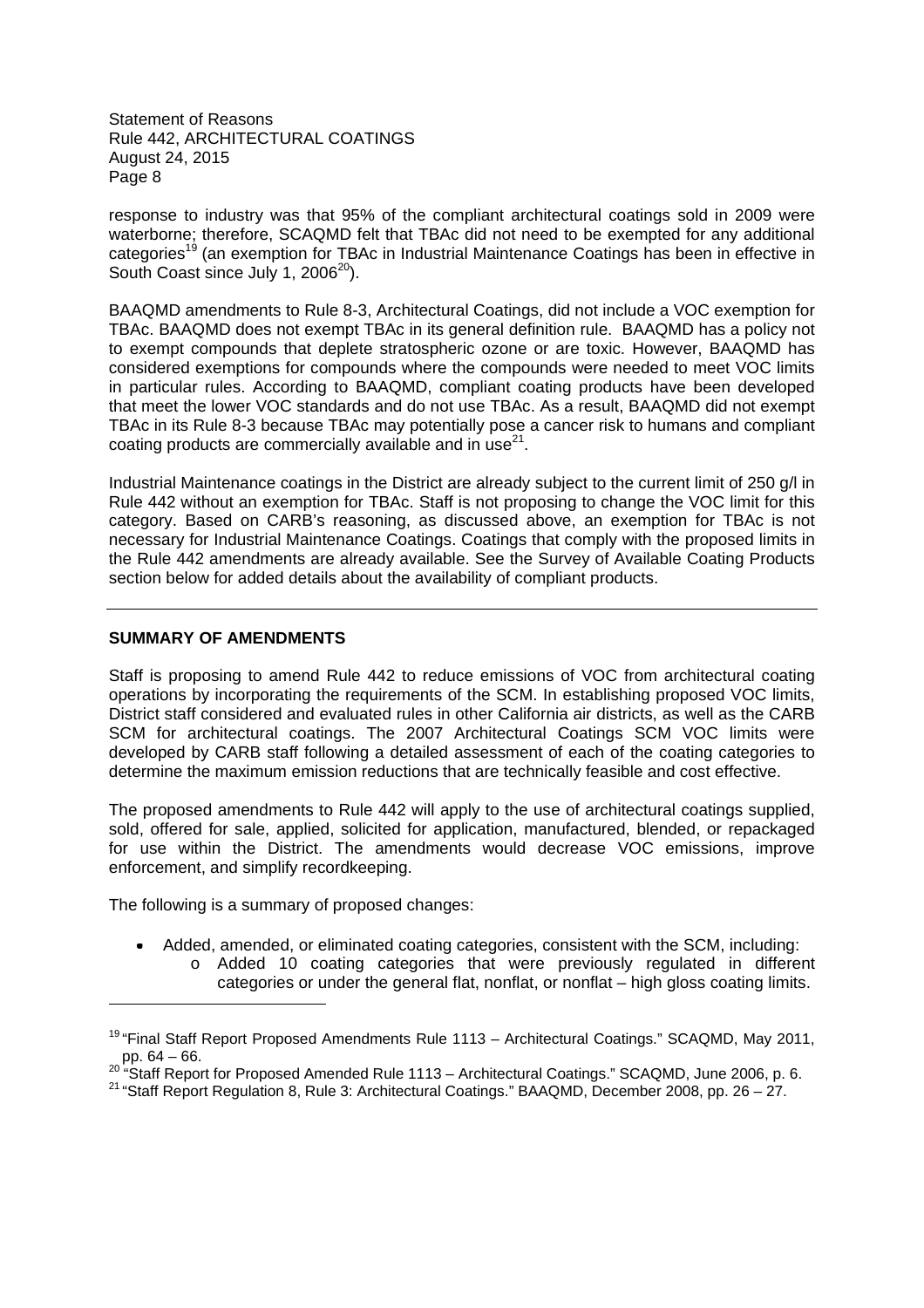response to industry was that 95% of the compliant architectural coatings sold in 2009 were waterborne; therefore, SCAQMD felt that TBAc did not need to be exempted for any additional categories[19] (an exemption for TBAc in Industrial Maintenance Coatings has been in effective in South Coast since July 1, 2006[20]).

BAAQMD amendments to Rule 8-3, Architectural Coatings, did not include a VOC exemption for TBAc. BAAQMD does not exempt TBAc in its general definition rule. BAAQMD has a policy not to exempt compounds that deplete stratospheric ozone or are toxic. However, BAAQMD has considered exemptions for compounds where the compounds were needed to meet VOC limits in particular rules. According to BAAQMD, compliant coating products have been developed that meet the lower VOC standards and do not use TBAc. As a result, BAAQMD did not exempt TBAc in its Rule 8-3 because TBAc may potentially pose a cancer risk to humans and compliant coating products are commercially available and in use[21].

Industrial Maintenance coatings in the District are already subject to the current limit of 250 g/l in Rule 442 without an exemption for TBAc. Staff is not proposing to change the VOC limit for this category. Based on CARB's reasoning, as discussed above, an exemption for TBAc is not necessary for Industrial Maintenance Coatings. Coatings that comply with the proposed limits in the Rule 442 amendments are already available. See the Survey of Available Coating Products section below for added details about the availability of compliant products.

---

## SUMMARY OF AMENDMENTS

Staff is proposing to amend Rule 442 to reduce emissions of VOC from architectural coating operations by incorporating the requirements of the SCM. In establishing proposed VOC limits, District staff considered and evaluated rules in other California air districts, as well as the CARB SCM for architectural coatings. The 2007 Architectural Coatings SCM VOC limits were developed by CARB staff following a detailed assessment of each of the coating categories to determine the maximum emission reductions that are technically feasible and cost effective.

The proposed amendments to Rule 442 will apply to the use of architectural coatings supplied, sold, offered for sale, applied, solicited for application, manufactured, blended, or repackaged for use within the District. The amendments would decrease VOC emissions, improve enforcement, and simplify recordkeeping.

The following is a summary of proposed changes:

- Added, amended, or eliminated coating categories, consistent with the SCM, including:
  - Added 10 coating categories that were previously regulated in different categories or under the general flat, nonflat, or nonflat – high gloss coating limits.

---

[19] "Final Staff Report Proposed Amendments Rule 1113 – Architectural Coatings." SCAQMD, May 2011, pp. 64 – 66.

[20] "Staff Report for Proposed Amended Rule 1113 – Architectural Coatings." SCAQMD, June 2006, p. 6.

[21] "Staff Report Regulation 8, Rule 3: Architectural Coatings." BAAQMD, December 2008, pp. 26 – 27.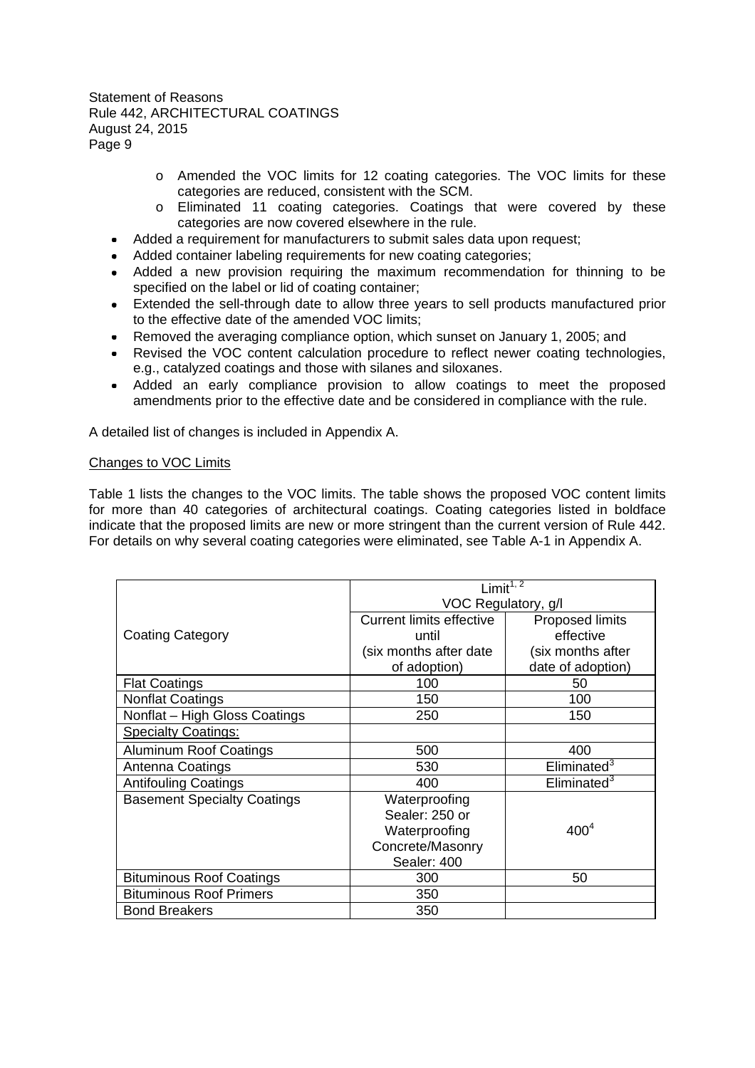- Amended the VOC limits for 12 coating categories. The VOC limits for these categories are reduced, consistent with the SCM.
  - Eliminated 11 coating categories. Coatings that were covered by these categories are now covered elsewhere in the rule.
- Added a requirement for manufacturers to submit sales data upon request;
- Added container labeling requirements for new coating categories;
- Added a new provision requiring the maximum recommendation for thinning to be specified on the label or lid of coating container;
- Extended the sell-through date to allow three years to sell products manufactured prior to the effective date of the amended VOC limits;
- Removed the averaging compliance option, which sunset on January 1, 2005; and
- Revised the VOC content calculation procedure to reflect newer coating technologies, e.g., catalyzed coatings and those with silanes and siloxanes.
- Added an early compliance provision to allow coatings to meet the proposed amendments prior to the effective date and be considered in compliance with the rule.

A detailed list of changes is included in Appendix A.

Changes to VOC Limits

Table 1 lists the changes to the VOC limits. The table shows the proposed VOC content limits for more than 40 categories of architectural coatings. Coating categories listed in boldface indicate that the proposed limits are new or more stringent than the current version of Rule 442. For details on why several coating categories were eliminated, see Table A-1 in Appendix A.

| Coating Category | Limit[1, 2] VOC Regulatory, g/l | |
|---|---|---|
| | Current limits effective until (six months after date of adoption) | Proposed limits effective (six months after date of adoption) |
| Flat Coatings | 100 | 50 |
| Nonflat Coatings | 150 | 100 |
| Nonflat – High Gloss Coatings | 250 | 150 |
| Specialty Coatings: | | |
| Aluminum Roof Coatings | 500 | 400 |
| Antenna Coatings | 530 | Eliminated[3] |
| Antifouling Coatings | 400 | Eliminated[3] |
| Basement Specialty Coatings | Waterproofing Sealer: 250 or Waterproofing Concrete/Masonry Sealer: 400 | 400[4] |
| Bituminous Roof Coatings | 300 | 50 |
| Bituminous Roof Primers | 350 | |
| Bond Breakers | 350 | |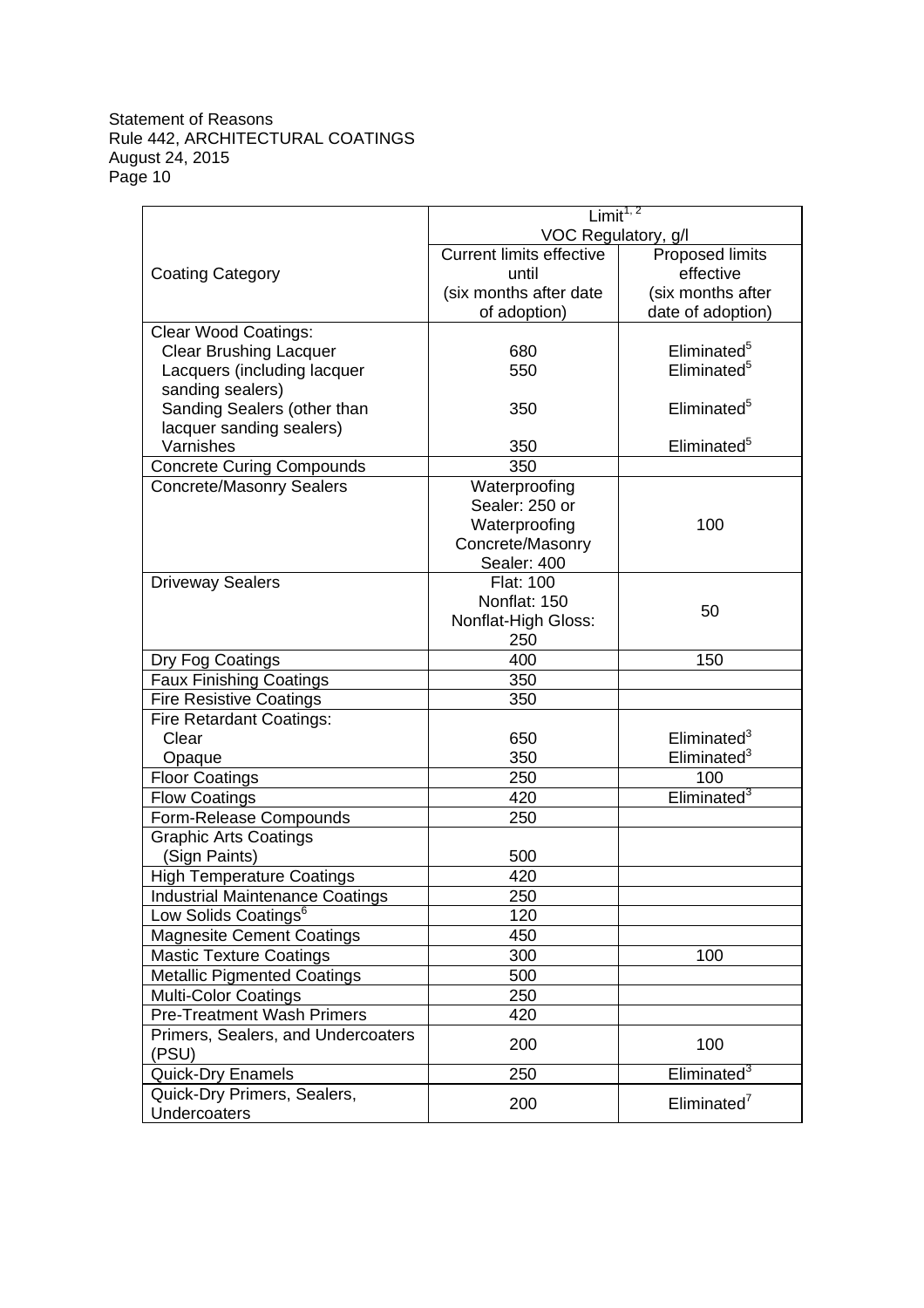| Coating Category | Limit[1, 2] VOC Regulatory, g/l | |
|---|---|---|
| | Current limits effective until (six months after date of adoption) | Proposed limits effective (six months after date of adoption) |
| Clear Wood Coatings: | | |
| Clear Brushing Lacquer | 680 | Eliminated[5] |
| Lacquers (including lacquer sanding sealers) | 550 | Eliminated[5] |
| Sanding Sealers (other than lacquer sanding sealers) | 350 | Eliminated[5] |
| Varnishes | 350 | Eliminated[5] |
| Concrete Curing Compounds | 350 | |
| Concrete/Masonry Sealers | Waterproofing Sealer: 250 or Waterproofing Concrete/Masonry Sealer: 400 | 100 |
| Driveway Sealers | Flat: 100 Nonflat: 150 Nonflat-High Gloss: 250 | 50 |
| Dry Fog Coatings | 400 | 150 |
| Faux Finishing Coatings | 350 | |
| Fire Resistive Coatings | 350 | |
| Fire Retardant Coatings: | | |
| Clear | 650 | Eliminated[3] |
| Opaque | 350 | Eliminated[3] |
| Floor Coatings | 250 | 100 |
| Flow Coatings | 420 | Eliminated[3] |
| Form-Release Compounds | 250 | |
| Graphic Arts Coatings (Sign Paints) | 500 | |
| High Temperature Coatings | 420 | |
| Industrial Maintenance Coatings | 250 | |
| Low Solids Coatings[6] | 120 | |
| Magnesite Cement Coatings | 450 | |
| Mastic Texture Coatings | 300 | 100 |
| Metallic Pigmented Coatings | 500 | |
| Multi-Color Coatings | 250 | |
| Pre-Treatment Wash Primers | 420 | |
| Primers, Sealers, and Undercoaters (PSU) | 200 | 100 |
| Quick-Dry Enamels | 250 | Eliminated[3] |
| Quick-Dry Primers, Sealers, Undercoaters | 200 | Eliminated[7] |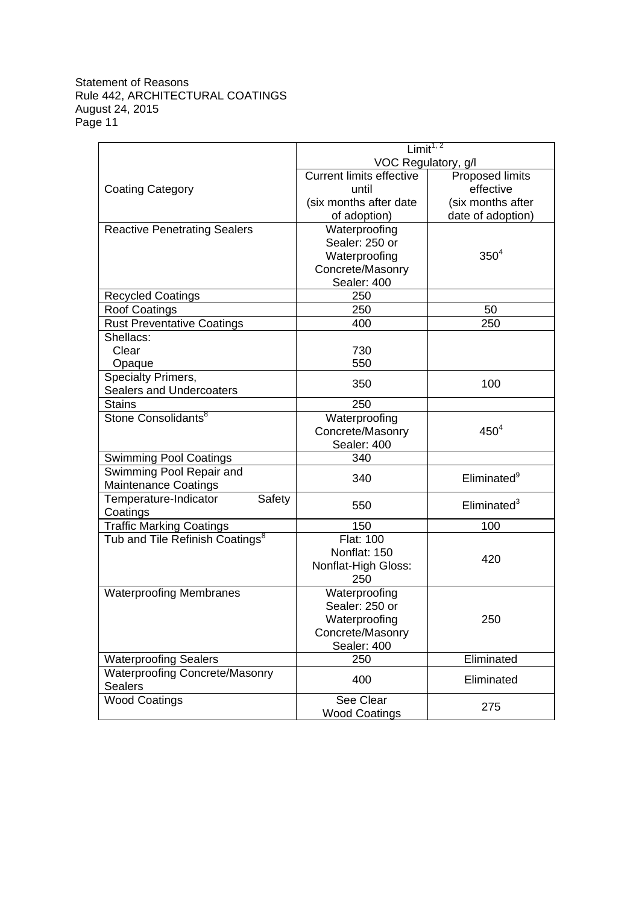| Coating Category | Limit[1, 2] VOC Regulatory, g/l | |
|---|---|---|
| | Current limits effective until (six months after date of adoption) | Proposed limits effective (six months after date of adoption) |
| Reactive Penetrating Sealers | Waterproofing Sealer: 250 or Waterproofing Concrete/Masonry Sealer: 400 | 350[4] |
| Recycled Coatings | 250 | |
| Roof Coatings | 250 | 50 |
| Rust Preventative Coatings | 400 | 250 |
| Shellacs: Clear Opaque | 730 550 | |
| Specialty Primers, Sealers and Undercoaters | 350 | 100 |
| Stains | 250 | |
| Stone Consolidants[8] | Waterproofing Concrete/Masonry Sealer: 400 | 450[4] |
| Swimming Pool Coatings | 340 | |
| Swimming Pool Repair and Maintenance Coatings | 340 | Eliminated[9] |
| Temperature-Indicator Safety Coatings | 550 | Eliminated[3] |
| Traffic Marking Coatings | 150 | 100 |
| Tub and Tile Refinish Coatings[8] | Flat: 100 Nonflat: 150 Nonflat-High Gloss: 250 | 420 |
| Waterproofing Membranes | Waterproofing Sealer: 250 or Waterproofing Concrete/Masonry Sealer: 400 | 250 |
| Waterproofing Sealers | 250 | Eliminated |
| Waterproofing Concrete/Masonry Sealers | 400 | Eliminated |
| Wood Coatings | See Clear Wood Coatings | 275 |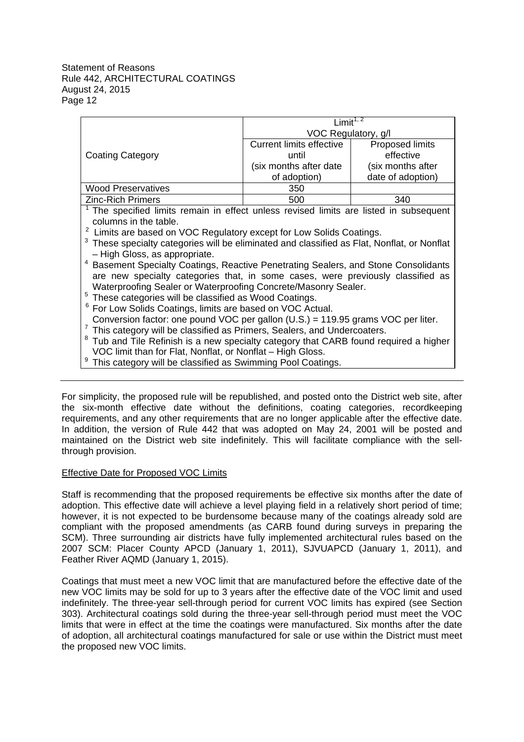| Coating Category | Limit[1, 2] VOC Regulatory, g/l | |
|---|---|---|
| | Current limits effective until (six months after date of adoption) | Proposed limits effective (six months after date of adoption) |
| Wood Preservatives | 350 | |
| Zinc-Rich Primers | 500 | 340 |

[1] The specified limits remain in effect unless revised limits are listed in subsequent columns in the table.
[2] Limits are based on VOC Regulatory except for Low Solids Coatings.
[3] These specialty categories will be eliminated and classified as Flat, Nonflat, or Nonflat – High Gloss, as appropriate.
[4] Basement Specialty Coatings, Reactive Penetrating Sealers, and Stone Consolidants are new specialty categories that, in some cases, were previously classified as Waterproofing Sealer or Waterproofing Concrete/Masonry Sealer.
[5] These categories will be classified as Wood Coatings.
[6] For Low Solids Coatings, limits are based on VOC Actual.
Conversion factor: one pound VOC per gallon (U.S.) = 119.95 grams VOC per liter.
[7] This category will be classified as Primers, Sealers, and Undercoaters.
[8] Tub and Tile Refinish is a new specialty category that CARB found required a higher VOC limit than for Flat, Nonflat, or Nonflat – High Gloss.
[9] This category will be classified as Swimming Pool Coatings.

---

For simplicity, the proposed rule will be republished, and posted onto the District web site, after the six-month effective date without the definitions, coating categories, recordkeeping requirements, and any other requirements that are no longer applicable after the effective date. In addition, the version of Rule 442 that was adopted on May 24, 2001 will be posted and maintained on the District web site indefinitely. This will facilitate compliance with the sell-through provision.

Effective Date for Proposed VOC Limits

Staff is recommending that the proposed requirements be effective six months after the date of adoption. This effective date will achieve a level playing field in a relatively short period of time; however, it is not expected to be burdensome because many of the coatings already sold are compliant with the proposed amendments (as CARB found during surveys in preparing the SCM). Three surrounding air districts have fully implemented architectural rules based on the 2007 SCM: Placer County APCD (January 1, 2011), SJVUAPCD (January 1, 2011), and Feather River AQMD (January 1, 2015).

Coatings that must meet a new VOC limit that are manufactured before the effective date of the new VOC limits may be sold for up to 3 years after the effective date of the VOC limit and used indefinitely. The three-year sell-through period for current VOC limits has expired (see Section 303). Architectural coatings sold during the three-year sell-through period must meet the VOC limits that were in effect at the time the coatings were manufactured. Six months after the date of adoption, all architectural coatings manufactured for sale or use within the District must meet the proposed new VOC limits.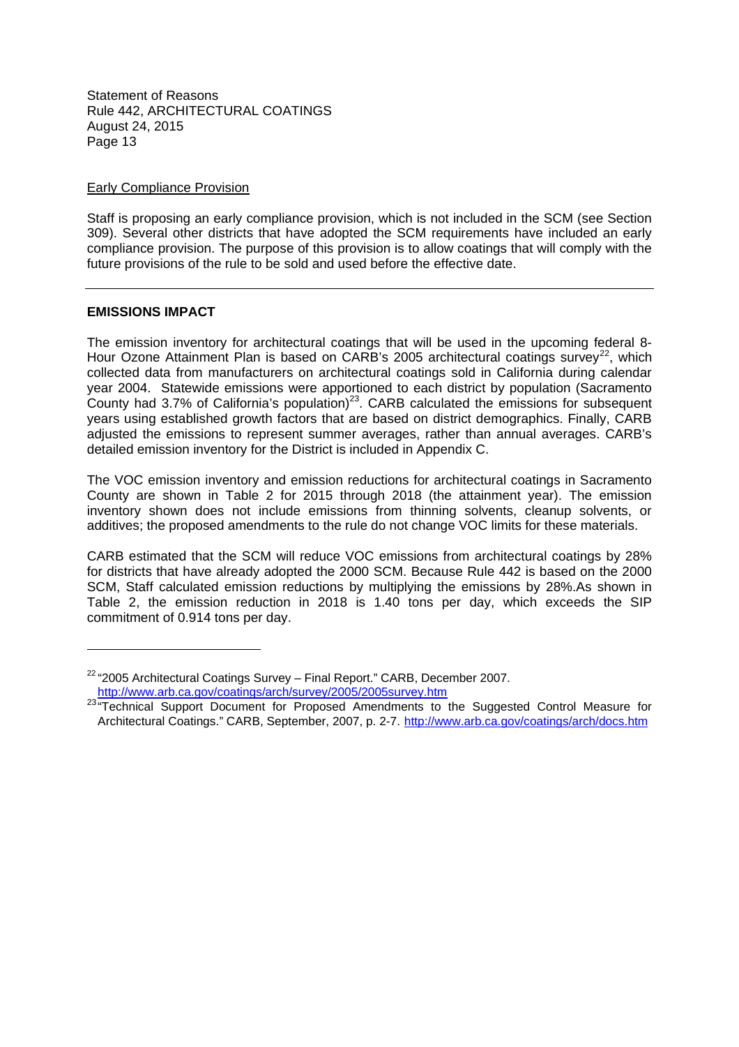<u>Early Compliance Provision</u>

Staff is proposing an early compliance provision, which is not included in the SCM (see Section 309). Several other districts that have adopted the SCM requirements have included an early compliance provision. The purpose of this provision is to allow coatings that will comply with the future provisions of the rule to be sold and used before the effective date.

---

**EMISSIONS IMPACT**

The emission inventory for architectural coatings that will be used in the upcoming federal 8-Hour Ozone Attainment Plan is based on CARB's 2005 architectural coatings survey[22], which collected data from manufacturers on architectural coatings sold in California during calendar year 2004. Statewide emissions were apportioned to each district by population (Sacramento County had 3.7% of California's population)[23]. CARB calculated the emissions for subsequent years using established growth factors that are based on district demographics. Finally, CARB adjusted the emissions to represent summer averages, rather than annual averages. CARB's detailed emission inventory for the District is included in Appendix C.

The VOC emission inventory and emission reductions for architectural coatings in Sacramento County are shown in Table 2 for 2015 through 2018 (the attainment year). The emission inventory shown does not include emissions from thinning solvents, cleanup solvents, or additives; the proposed amendments to the rule do not change VOC limits for these materials.

CARB estimated that the SCM will reduce VOC emissions from architectural coatings by 28% for districts that have already adopted the 2000 SCM. Because Rule 442 is based on the 2000 SCM, Staff calculated emission reductions by multiplying the emissions by 28%.As shown in Table 2, the emission reduction in 2018 is 1.40 tons per day, which exceeds the SIP commitment of 0.914 tons per day.

---

[22] "2005 Architectural Coatings Survey – Final Report." CARB, December 2007. http://www.arb.ca.gov/coatings/arch/survey/2005/2005survey.htm

[23] "Technical Support Document for Proposed Amendments to the Suggested Control Measure for Architectural Coatings." CARB, September, 2007, p. 2-7. http://www.arb.ca.gov/coatings/arch/docs.htm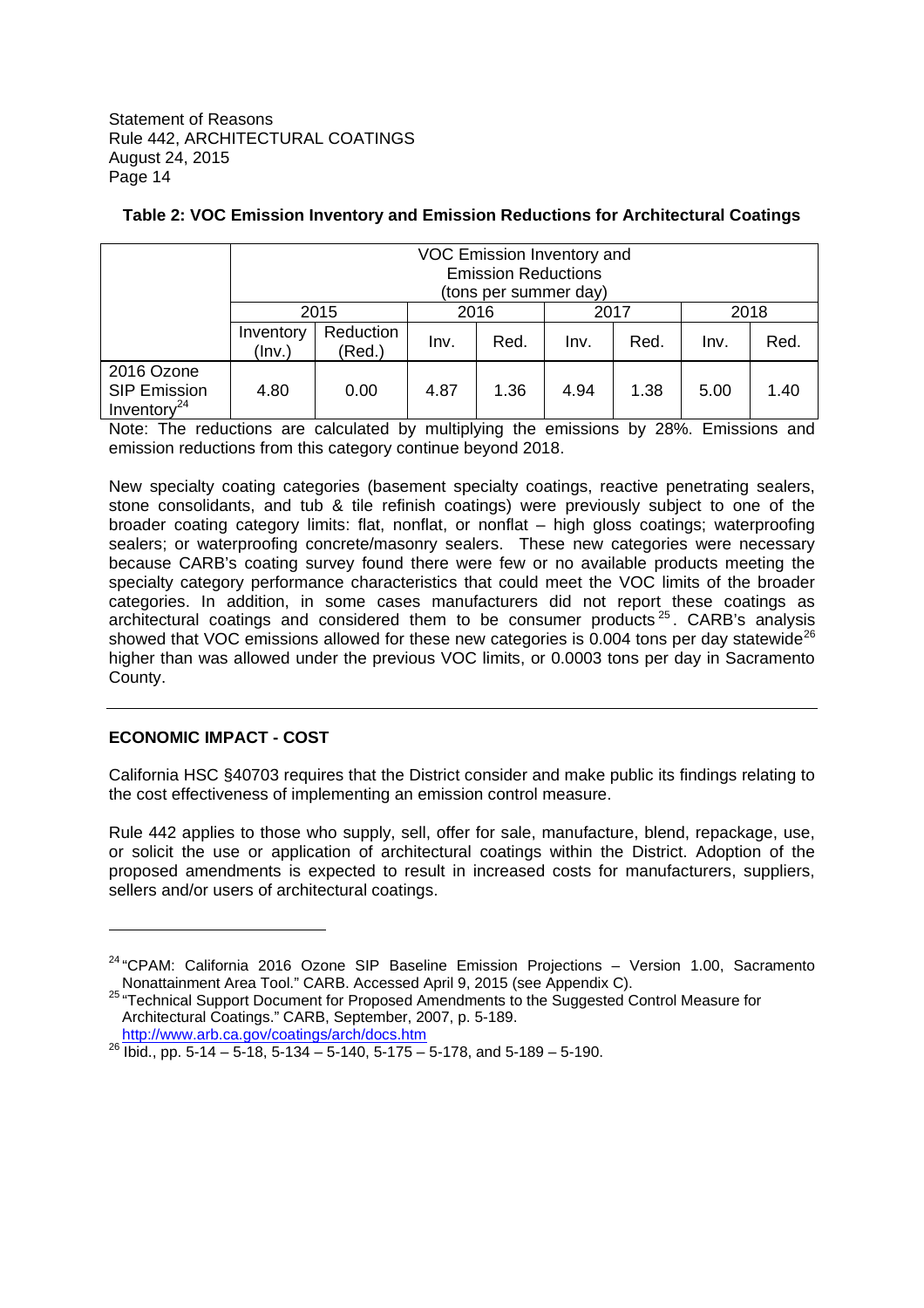**Table 2: VOC Emission Inventory and Emission Reductions for Architectural Coatings**

| | VOC Emission Inventory and Emission Reductions (tons per summer day) | | | | | | | |
|---|---|---|---|---|---|---|---|---|
| | 2015 | | 2016 | | 2017 | | 2018 | |
| | Inventory (Inv.) | Reduction (Red.) | Inv. | Red. | Inv. | Red. | Inv. | Red. |
| 2016 Ozone SIP Emission Inventory[24] | 4.80 | 0.00 | 4.87 | 1.36 | 4.94 | 1.38 | 5.00 | 1.40 |

Note: The reductions are calculated by multiplying the emissions by 28%. Emissions and emission reductions from this category continue beyond 2018.

New specialty coating categories (basement specialty coatings, reactive penetrating sealers, stone consolidants, and tub & tile refinish coatings) were previously subject to one of the broader coating category limits: flat, nonflat, or nonflat – high gloss coatings; waterproofing sealers; or waterproofing concrete/masonry sealers. These new categories were necessary because CARB's coating survey found there were few or no available products meeting the specialty category performance characteristics that could meet the VOC limits of the broader categories. In addition, in some cases manufacturers did not report these coatings as architectural coatings and considered them to be consumer products[25]. CARB's analysis showed that VOC emissions allowed for these new categories is 0.004 tons per day statewide[26] higher than was allowed under the previous VOC limits, or 0.0003 tons per day in Sacramento County.

---

## ECONOMIC IMPACT - COST

California HSC §40703 requires that the District consider and make public its findings relating to the cost effectiveness of implementing an emission control measure.

Rule 442 applies to those who supply, sell, offer for sale, manufacture, blend, repackage, use, or solicit the use or application of architectural coatings within the District. Adoption of the proposed amendments is expected to result in increased costs for manufacturers, suppliers, sellers and/or users of architectural coatings.

---

[24] "CPAM: California 2016 Ozone SIP Baseline Emission Projections – Version 1.00, Sacramento Nonattainment Area Tool." CARB. Accessed April 9, 2015 (see Appendix C).

[25] "Technical Support Document for Proposed Amendments to the Suggested Control Measure for Architectural Coatings." CARB, September, 2007, p. 5-189. http://www.arb.ca.gov/coatings/arch/docs.htm

[26] Ibid., pp. 5-14 – 5-18, 5-134 – 5-140, 5-175 – 5-178, and 5-189 – 5-190.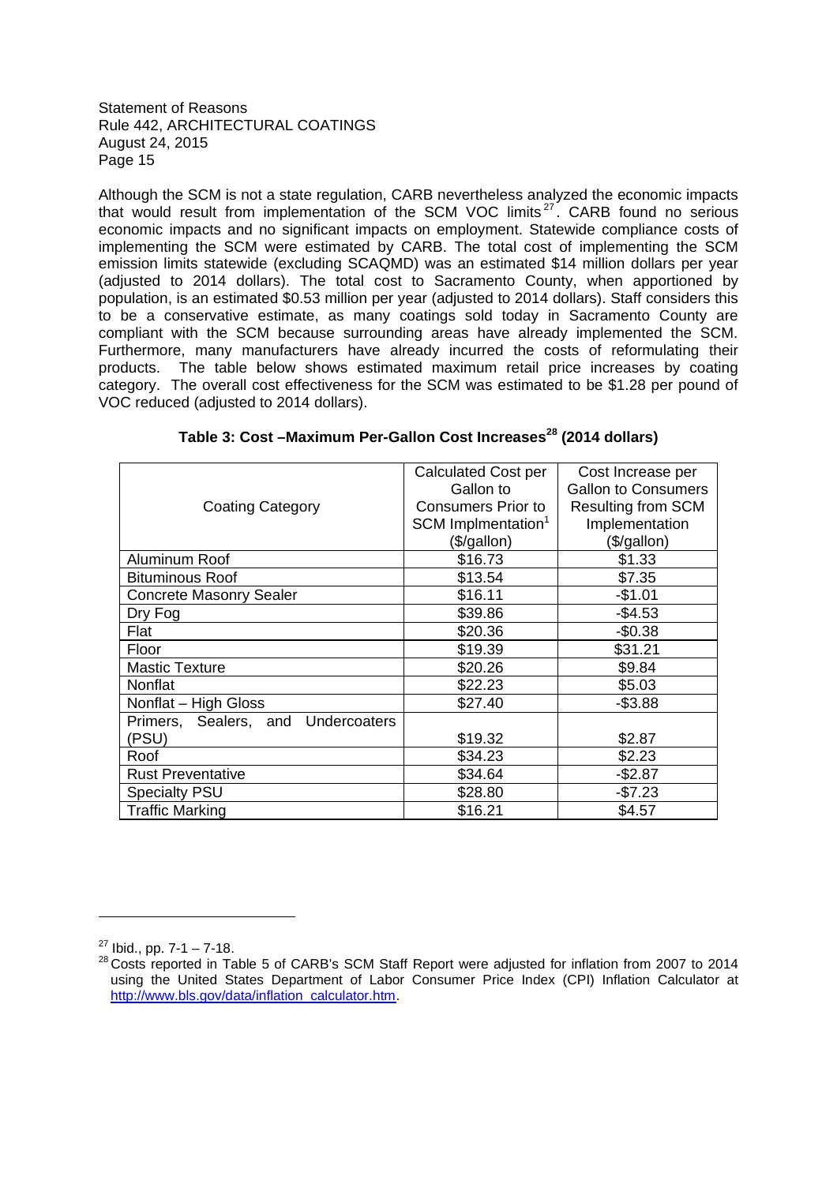Although the SCM is not a state regulation, CARB nevertheless analyzed the economic impacts that would result from implementation of the SCM VOC limits[27]. CARB found no serious economic impacts and no significant impacts on employment. Statewide compliance costs of implementing the SCM were estimated by CARB. The total cost of implementing the SCM emission limits statewide (excluding SCAQMD) was an estimated $14 million dollars per year (adjusted to 2014 dollars). The total cost to Sacramento County, when apportioned by population, is an estimated $0.53 million per year (adjusted to 2014 dollars). Staff considers this to be a conservative estimate, as many coatings sold today in Sacramento County are compliant with the SCM because surrounding areas have already implemented the SCM. Furthermore, many manufacturers have already incurred the costs of reformulating their products. The table below shows estimated maximum retail price increases by coating category. The overall cost effectiveness for the SCM was estimated to be $1.28 per pound of VOC reduced (adjusted to 2014 dollars).

**Table 3: Cost –Maximum Per-Gallon Cost Increases[28] (2014 dollars)**

| Coating Category | Calculated Cost per Gallon to Consumers Prior to SCM Implmentation[1] ($/gallon) | Cost Increase per Gallon to Consumers Resulting from SCM Implementation ($/gallon) |
|---|---|---|
| Aluminum Roof | $16.73 | $1.33 |
| Bituminous Roof | $13.54 | $7.35 |
| Concrete Masonry Sealer | $16.11 | -$1.01 |
| Dry Fog | $39.86 | -$4.53 |
| Flat | $20.36 | -$0.38 |
| Floor | $19.39 | $31.21 |
| Mastic Texture | $20.26 | $9.84 |
| Nonflat | $22.23 | $5.03 |
| Nonflat – High Gloss | $27.40 | -$3.88 |
| Primers, Sealers, and Undercoaters (PSU) | $19.32 | $2.87 |
| Roof | $34.23 | $2.23 |
| Rust Preventative | $34.64 | -$2.87 |
| Specialty PSU | $28.80 | -$7.23 |
| Traffic Marking | $16.21 | $4.57 |

[27] Ibid., pp. 7-1 – 7-18.

[28] Costs reported in Table 5 of CARB's SCM Staff Report were adjusted for inflation from 2007 to 2014 using the United States Department of Labor Consumer Price Index (CPI) Inflation Calculator at http://www.bls.gov/data/inflation_calculator.htm.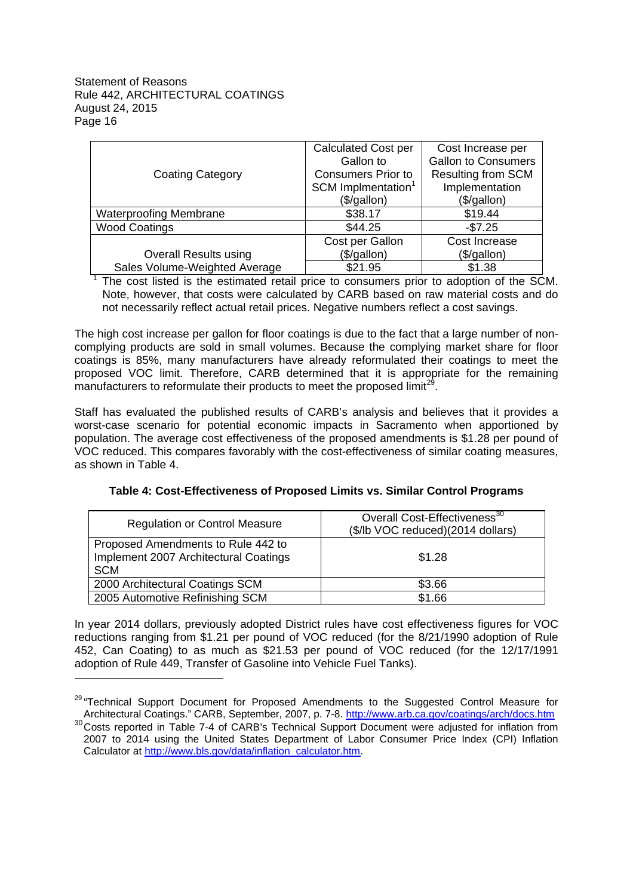| Coating Category | Calculated Cost per Gallon to Consumers Prior to SCM Implmentation[1] ($/gallon) | Cost Increase per Gallon to Consumers Resulting from SCM Implementation ($/gallon) |
|---|---|---|
| Waterproofing Membrane | $38.17 | $19.44 |
| Wood Coatings | $44.25 | -$7.25 |
| Overall Results using Sales Volume-Weighted Average | Cost per Gallon ($/gallon) | Cost Increase ($/gallon) |
| | $21.95 | $1.38 |

[1] The cost listed is the estimated retail price to consumers prior to adoption of the SCM. Note, however, that costs were calculated by CARB based on raw material costs and do not necessarily reflect actual retail prices. Negative numbers reflect a cost savings.

The high cost increase per gallon for floor coatings is due to the fact that a large number of non-complying products are sold in small volumes. Because the complying market share for floor coatings is 85%, many manufacturers have already reformulated their coatings to meet the proposed VOC limit. Therefore, CARB determined that it is appropriate for the remaining manufacturers to reformulate their products to meet the proposed limit[29].

Staff has evaluated the published results of CARB's analysis and believes that it provides a worst-case scenario for potential economic impacts in Sacramento when apportioned by population. The average cost effectiveness of the proposed amendments is $1.28 per pound of VOC reduced. This compares favorably with the cost-effectiveness of similar coating measures, as shown in Table 4.

**Table 4: Cost-Effectiveness of Proposed Limits vs. Similar Control Programs**

| Regulation or Control Measure | Overall Cost-Effectiveness[30] ($/lb VOC reduced)(2014 dollars) |
|---|---|
| Proposed Amendments to Rule 442 to Implement 2007 Architectural Coatings SCM | $1.28 |
| 2000 Architectural Coatings SCM | $3.66 |
| 2005 Automotive Refinishing SCM | $1.66 |

In year 2014 dollars, previously adopted District rules have cost effectiveness figures for VOC reductions ranging from $1.21 per pound of VOC reduced (for the 8/21/1990 adoption of Rule 452, Can Coating) to as much as $21.53 per pound of VOC reduced (for the 12/17/1991 adoption of Rule 449, Transfer of Gasoline into Vehicle Fuel Tanks).

---

[29] "Technical Support Document for Proposed Amendments to the Suggested Control Measure for Architectural Coatings." CARB, September, 2007, p. 7-8. http://www.arb.ca.gov/coatings/arch/docs.htm

[30] Costs reported in Table 7-4 of CARB's Technical Support Document were adjusted for inflation from 2007 to 2014 using the United States Department of Labor Consumer Price Index (CPI) Inflation Calculator at http://www.bls.gov/data/inflation_calculator.htm.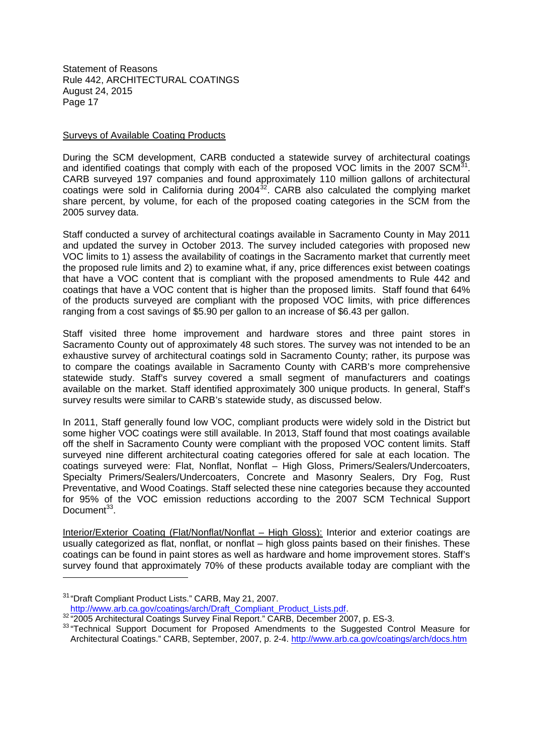Surveys of Available Coating Products

During the SCM development, CARB conducted a statewide survey of architectural coatings and identified coatings that comply with each of the proposed VOC limits in the 2007 SCM[31]. CARB surveyed 197 companies and found approximately 110 million gallons of architectural coatings were sold in California during 2004[32]. CARB also calculated the complying market share percent, by volume, for each of the proposed coating categories in the SCM from the 2005 survey data.

Staff conducted a survey of architectural coatings available in Sacramento County in May 2011 and updated the survey in October 2013. The survey included categories with proposed new VOC limits to 1) assess the availability of coatings in the Sacramento market that currently meet the proposed rule limits and 2) to examine what, if any, price differences exist between coatings that have a VOC content that is compliant with the proposed amendments to Rule 442 and coatings that have a VOC content that is higher than the proposed limits. Staff found that 64% of the products surveyed are compliant with the proposed VOC limits, with price differences ranging from a cost savings of $5.90 per gallon to an increase of $6.43 per gallon.

Staff visited three home improvement and hardware stores and three paint stores in Sacramento County out of approximately 48 such stores. The survey was not intended to be an exhaustive survey of architectural coatings sold in Sacramento County; rather, its purpose was to compare the coatings available in Sacramento County with CARB's more comprehensive statewide study. Staff's survey covered a small segment of manufacturers and coatings available on the market. Staff identified approximately 300 unique products. In general, Staff's survey results were similar to CARB's statewide study, as discussed below.

In 2011, Staff generally found low VOC, compliant products were widely sold in the District but some higher VOC coatings were still available. In 2013, Staff found that most coatings available off the shelf in Sacramento County were compliant with the proposed VOC content limits. Staff surveyed nine different architectural coating categories offered for sale at each location. The coatings surveyed were: Flat, Nonflat, Nonflat – High Gloss, Primers/Sealers/Undercoaters, Specialty Primers/Sealers/Undercoaters, Concrete and Masonry Sealers, Dry Fog, Rust Preventative, and Wood Coatings. Staff selected these nine categories because they accounted for 95% of the VOC emission reductions according to the 2007 SCM Technical Support Document[33].

Interior/Exterior Coating (Flat/Nonflat/Nonflat – High Gloss): Interior and exterior coatings are usually categorized as flat, nonflat, or nonflat – high gloss paints based on their finishes. These coatings can be found in paint stores as well as hardware and home improvement stores. Staff's survey found that approximately 70% of these products available today are compliant with the

---

[31] "Draft Compliant Product Lists." CARB, May 21, 2007. http://www.arb.ca.gov/coatings/arch/Draft_Compliant_Product_Lists.pdf.

[32] "2005 Architectural Coatings Survey Final Report." CARB, December 2007, p. ES-3.

[33] "Technical Support Document for Proposed Amendments to the Suggested Control Measure for Architectural Coatings." CARB, September, 2007, p. 2-4. http://www.arb.ca.gov/coatings/arch/docs.htm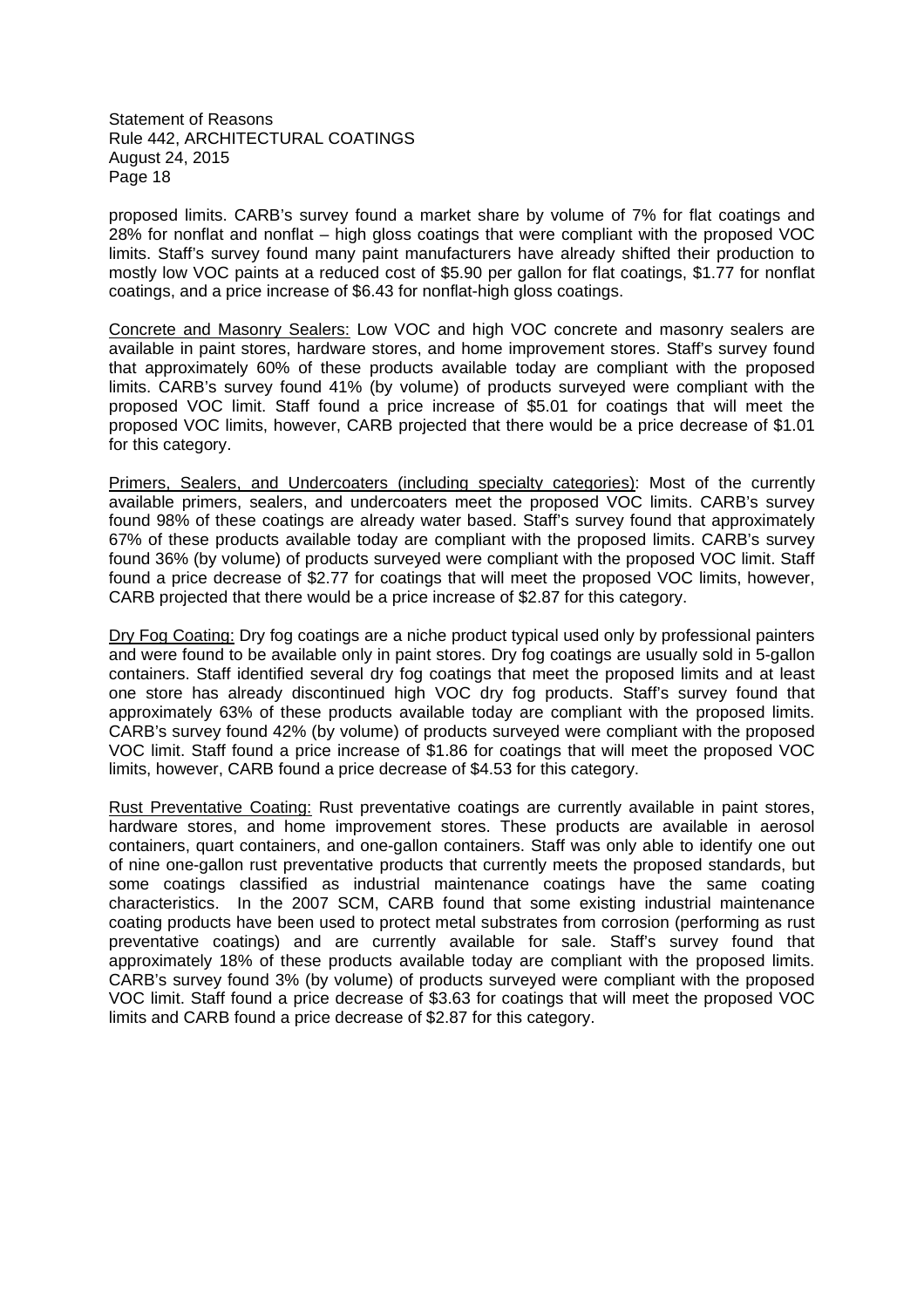proposed limits. CARB's survey found a market share by volume of 7% for flat coatings and 28% for nonflat and nonflat – high gloss coatings that were compliant with the proposed VOC limits. Staff's survey found many paint manufacturers have already shifted their production to mostly low VOC paints at a reduced cost of $5.90 per gallon for flat coatings, $1.77 for nonflat coatings, and a price increase of $6.43 for nonflat-high gloss coatings.

Concrete and Masonry Sealers: Low VOC and high VOC concrete and masonry sealers are available in paint stores, hardware stores, and home improvement stores. Staff's survey found that approximately 60% of these products available today are compliant with the proposed limits. CARB's survey found 41% (by volume) of products surveyed were compliant with the proposed VOC limit. Staff found a price increase of $5.01 for coatings that will meet the proposed VOC limits, however, CARB projected that there would be a price decrease of $1.01 for this category.

Primers, Sealers, and Undercoaters (including specialty categories): Most of the currently available primers, sealers, and undercoaters meet the proposed VOC limits. CARB's survey found 98% of these coatings are already water based. Staff's survey found that approximately 67% of these products available today are compliant with the proposed limits. CARB's survey found 36% (by volume) of products surveyed were compliant with the proposed VOC limit. Staff found a price decrease of $2.77 for coatings that will meet the proposed VOC limits, however, CARB projected that there would be a price increase of $2.87 for this category.

Dry Fog Coating: Dry fog coatings are a niche product typical used only by professional painters and were found to be available only in paint stores. Dry fog coatings are usually sold in 5-gallon containers. Staff identified several dry fog coatings that meet the proposed limits and at least one store has already discontinued high VOC dry fog products. Staff's survey found that approximately 63% of these products available today are compliant with the proposed limits. CARB's survey found 42% (by volume) of products surveyed were compliant with the proposed VOC limit. Staff found a price increase of $1.86 for coatings that will meet the proposed VOC limits, however, CARB found a price decrease of $4.53 for this category.

Rust Preventative Coating: Rust preventative coatings are currently available in paint stores, hardware stores, and home improvement stores. These products are available in aerosol containers, quart containers, and one-gallon containers. Staff was only able to identify one out of nine one-gallon rust preventative products that currently meets the proposed standards, but some coatings classified as industrial maintenance coatings have the same coating characteristics. In the 2007 SCM, CARB found that some existing industrial maintenance coating products have been used to protect metal substrates from corrosion (performing as rust preventative coatings) and are currently available for sale. Staff's survey found that approximately 18% of these products available today are compliant with the proposed limits. CARB's survey found 3% (by volume) of products surveyed were compliant with the proposed VOC limit. Staff found a price decrease of $3.63 for coatings that will meet the proposed VOC limits and CARB found a price decrease of $2.87 for this category.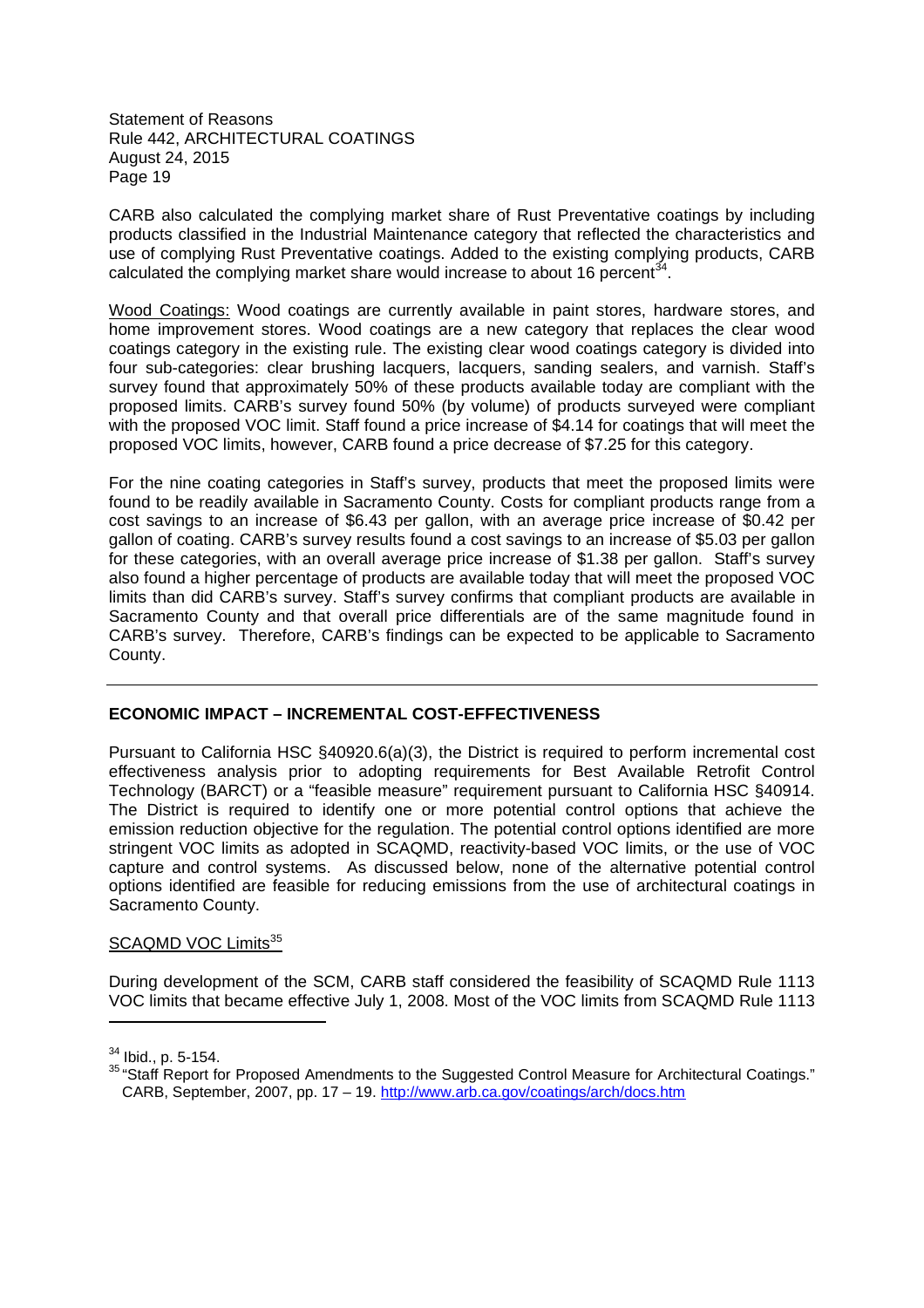CARB also calculated the complying market share of Rust Preventative coatings by including products classified in the Industrial Maintenance category that reflected the characteristics and use of complying Rust Preventative coatings. Added to the existing complying products, CARB calculated the complying market share would increase to about 16 percent[34].

Wood Coatings: Wood coatings are currently available in paint stores, hardware stores, and home improvement stores. Wood coatings are a new category that replaces the clear wood coatings category in the existing rule. The existing clear wood coatings category is divided into four sub-categories: clear brushing lacquers, lacquers, sanding sealers, and varnish. Staff's survey found that approximately 50% of these products available today are compliant with the proposed limits. CARB's survey found 50% (by volume) of products surveyed were compliant with the proposed VOC limit. Staff found a price increase of $4.14 for coatings that will meet the proposed VOC limits, however, CARB found a price decrease of $7.25 for this category.

For the nine coating categories in Staff's survey, products that meet the proposed limits were found to be readily available in Sacramento County. Costs for compliant products range from a cost savings to an increase of $6.43 per gallon, with an average price increase of $0.42 per gallon of coating. CARB's survey results found a cost savings to an increase of $5.03 per gallon for these categories, with an overall average price increase of $1.38 per gallon. Staff's survey also found a higher percentage of products are available today that will meet the proposed VOC limits than did CARB's survey. Staff's survey confirms that compliant products are available in Sacramento County and that overall price differentials are of the same magnitude found in CARB's survey. Therefore, CARB's findings can be expected to be applicable to Sacramento County.

---

## ECONOMIC IMPACT – INCREMENTAL COST-EFFECTIVENESS

Pursuant to California HSC §40920.6(a)(3), the District is required to perform incremental cost effectiveness analysis prior to adopting requirements for Best Available Retrofit Control Technology (BARCT) or a "feasible measure" requirement pursuant to California HSC §40914. The District is required to identify one or more potential control options that achieve the emission reduction objective for the regulation. The potential control options identified are more stringent VOC limits as adopted in SCAQMD, reactivity-based VOC limits, or the use of VOC capture and control systems. As discussed below, none of the alternative potential control options identified are feasible for reducing emissions from the use of architectural coatings in Sacramento County.

SCAQMD VOC Limits[35]

During development of the SCM, CARB staff considered the feasibility of SCAQMD Rule 1113 VOC limits that became effective July 1, 2008. Most of the VOC limits from SCAQMD Rule 1113

[34] Ibid., p. 5-154.

[35] "Staff Report for Proposed Amendments to the Suggested Control Measure for Architectural Coatings." CARB, September, 2007, pp. 17 – 19. http://www.arb.ca.gov/coatings/arch/docs.htm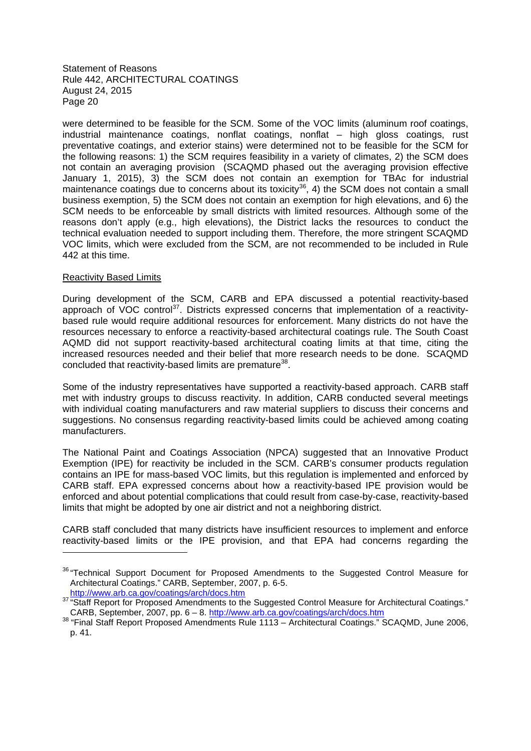were determined to be feasible for the SCM. Some of the VOC limits (aluminum roof coatings, industrial maintenance coatings, nonflat coatings, nonflat – high gloss coatings, rust preventative coatings, and exterior stains) were determined not to be feasible for the SCM for the following reasons: 1) the SCM requires feasibility in a variety of climates, 2) the SCM does not contain an averaging provision (SCAQMD phased out the averaging provision effective January 1, 2015), 3) the SCM does not contain an exemption for TBAc for industrial maintenance coatings due to concerns about its toxicity[36], 4) the SCM does not contain a small business exemption, 5) the SCM does not contain an exemption for high elevations, and 6) the SCM needs to be enforceable by small districts with limited resources. Although some of the reasons don't apply (e.g., high elevations), the District lacks the resources to conduct the technical evaluation needed to support including them. Therefore, the more stringent SCAQMD VOC limits, which were excluded from the SCM, are not recommended to be included in Rule 442 at this time.

Reactivity Based Limits

During development of the SCM, CARB and EPA discussed a potential reactivity-based approach of VOC control[37]. Districts expressed concerns that implementation of a reactivity-based rule would require additional resources for enforcement. Many districts do not have the resources necessary to enforce a reactivity-based architectural coatings rule. The South Coast AQMD did not support reactivity-based architectural coating limits at that time, citing the increased resources needed and their belief that more research needs to be done. SCAQMD concluded that reactivity-based limits are premature[38].

Some of the industry representatives have supported a reactivity-based approach. CARB staff met with industry groups to discuss reactivity. In addition, CARB conducted several meetings with individual coating manufacturers and raw material suppliers to discuss their concerns and suggestions. No consensus regarding reactivity-based limits could be achieved among coating manufacturers.

The National Paint and Coatings Association (NPCA) suggested that an Innovative Product Exemption (IPE) for reactivity be included in the SCM. CARB's consumer products regulation contains an IPE for mass-based VOC limits, but this regulation is implemented and enforced by CARB staff. EPA expressed concerns about how a reactivity-based IPE provision would be enforced and about potential complications that could result from case-by-case, reactivity-based limits that might be adopted by one air district and not a neighboring district.

CARB staff concluded that many districts have insufficient resources to implement and enforce reactivity-based limits or the IPE provision, and that EPA had concerns regarding the

---

[36] "Technical Support Document for Proposed Amendments to the Suggested Control Measure for Architectural Coatings." CARB, September, 2007, p. 6-5. http://www.arb.ca.gov/coatings/arch/docs.htm

[37] "Staff Report for Proposed Amendments to the Suggested Control Measure for Architectural Coatings." CARB, September, 2007, pp. 6 – 8. http://www.arb.ca.gov/coatings/arch/docs.htm

[38] "Final Staff Report Proposed Amendments Rule 1113 – Architectural Coatings." SCAQMD, June 2006, p. 41.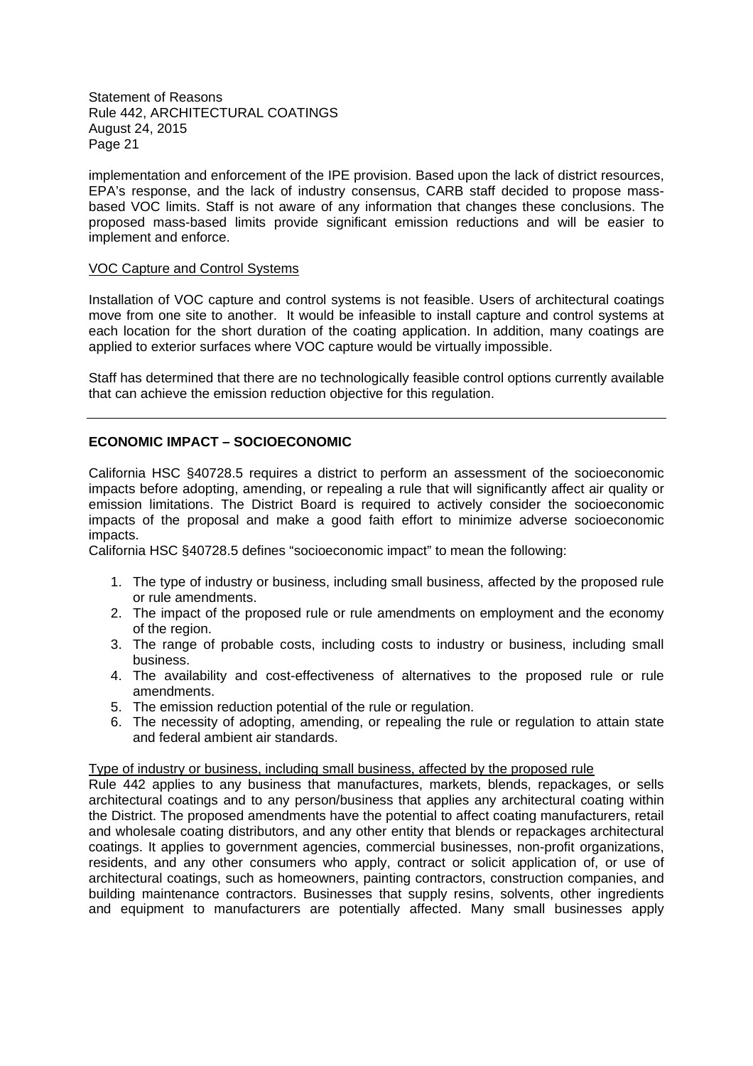implementation and enforcement of the IPE provision. Based upon the lack of district resources, EPA's response, and the lack of industry consensus, CARB staff decided to propose mass-based VOC limits. Staff is not aware of any information that changes these conclusions. The proposed mass-based limits provide significant emission reductions and will be easier to implement and enforce.

VOC Capture and Control Systems

Installation of VOC capture and control systems is not feasible. Users of architectural coatings move from one site to another. It would be infeasible to install capture and control systems at each location for the short duration of the coating application. In addition, many coatings are applied to exterior surfaces where VOC capture would be virtually impossible.

Staff has determined that there are no technologically feasible control options currently available that can achieve the emission reduction objective for this regulation.

---

## ECONOMIC IMPACT – SOCIOECONOMIC

California HSC §40728.5 requires a district to perform an assessment of the socioeconomic impacts before adopting, amending, or repealing a rule that will significantly affect air quality or emission limitations. The District Board is required to actively consider the socioeconomic impacts of the proposal and make a good faith effort to minimize adverse socioeconomic impacts.

California HSC §40728.5 defines "socioeconomic impact" to mean the following:

1. The type of industry or business, including small business, affected by the proposed rule or rule amendments.
2. The impact of the proposed rule or rule amendments on employment and the economy of the region.
3. The range of probable costs, including costs to industry or business, including small business.
4. The availability and cost-effectiveness of alternatives to the proposed rule or rule amendments.
5. The emission reduction potential of the rule or regulation.
6. The necessity of adopting, amending, or repealing the rule or regulation to attain state and federal ambient air standards.

Type of industry or business, including small business, affected by the proposed rule

Rule 442 applies to any business that manufactures, markets, blends, repackages, or sells architectural coatings and to any person/business that applies any architectural coating within the District. The proposed amendments have the potential to affect coating manufacturers, retail and wholesale coating distributors, and any other entity that blends or repackages architectural coatings. It applies to government agencies, commercial businesses, non-profit organizations, residents, and any other consumers who apply, contract or solicit application of, or use of architectural coatings, such as homeowners, painting contractors, construction companies, and building maintenance contractors. Businesses that supply resins, solvents, other ingredients and equipment to manufacturers are potentially affected. Many small businesses apply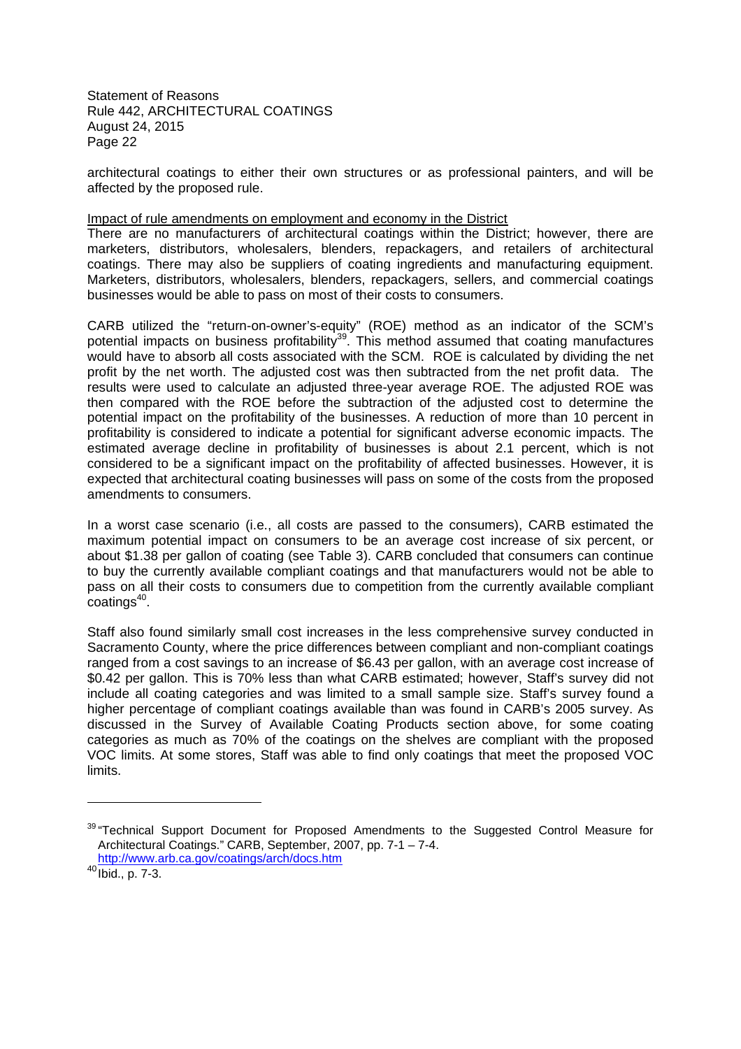architectural coatings to either their own structures or as professional painters, and will be affected by the proposed rule.

Impact of rule amendments on employment and economy in the District

There are no manufacturers of architectural coatings within the District; however, there are marketers, distributors, wholesalers, blenders, repackagers, and retailers of architectural coatings. There may also be suppliers of coating ingredients and manufacturing equipment. Marketers, distributors, wholesalers, blenders, repackagers, sellers, and commercial coatings businesses would be able to pass on most of their costs to consumers.

CARB utilized the "return-on-owner's-equity" (ROE) method as an indicator of the SCM's potential impacts on business profitability[39]. This method assumed that coating manufactures would have to absorb all costs associated with the SCM. ROE is calculated by dividing the net profit by the net worth. The adjusted cost was then subtracted from the net profit data. The results were used to calculate an adjusted three-year average ROE. The adjusted ROE was then compared with the ROE before the subtraction of the adjusted cost to determine the potential impact on the profitability of the businesses. A reduction of more than 10 percent in profitability is considered to indicate a potential for significant adverse economic impacts. The estimated average decline in profitability of businesses is about 2.1 percent, which is not considered to be a significant impact on the profitability of affected businesses. However, it is expected that architectural coating businesses will pass on some of the costs from the proposed amendments to consumers.

In a worst case scenario (i.e., all costs are passed to the consumers), CARB estimated the maximum potential impact on consumers to be an average cost increase of six percent, or about $1.38 per gallon of coating (see Table 3). CARB concluded that consumers can continue to buy the currently available compliant coatings and that manufacturers would not be able to pass on all their costs to consumers due to competition from the currently available compliant coatings[40].

Staff also found similarly small cost increases in the less comprehensive survey conducted in Sacramento County, where the price differences between compliant and non-compliant coatings ranged from a cost savings to an increase of $6.43 per gallon, with an average cost increase of $0.42 per gallon. This is 70% less than what CARB estimated; however, Staff's survey did not include all coating categories and was limited to a small sample size. Staff's survey found a higher percentage of compliant coatings available than was found in CARB's 2005 survey. As discussed in the Survey of Available Coating Products section above, for some coating categories as much as 70% of the coatings on the shelves are compliant with the proposed VOC limits. At some stores, Staff was able to find only coatings that meet the proposed VOC limits.

---

[39] "Technical Support Document for Proposed Amendments to the Suggested Control Measure for Architectural Coatings." CARB, September, 2007, pp. 7-1 – 7-4. http://www.arb.ca.gov/coatings/arch/docs.htm

[40] Ibid., p. 7-3.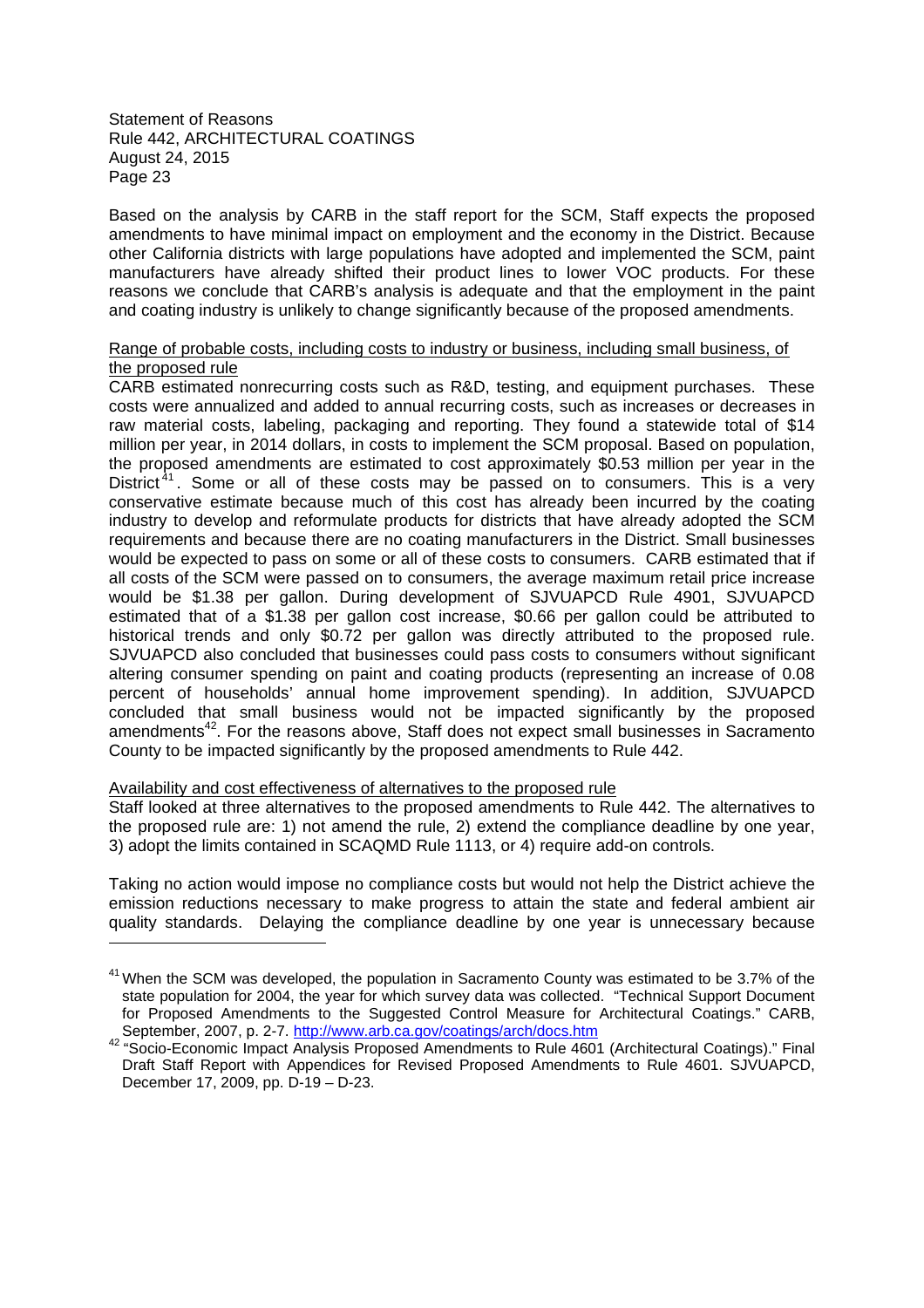Based on the analysis by CARB in the staff report for the SCM, Staff expects the proposed amendments to have minimal impact on employment and the economy in the District. Because other California districts with large populations have adopted and implemented the SCM, paint manufacturers have already shifted their product lines to lower VOC products. For these reasons we conclude that CARB's analysis is adequate and that the employment in the paint and coating industry is unlikely to change significantly because of the proposed amendments.

Range of probable costs, including costs to industry or business, including small business, of the proposed rule

CARB estimated nonrecurring costs such as R&D, testing, and equipment purchases. These costs were annualized and added to annual recurring costs, such as increases or decreases in raw material costs, labeling, packaging and reporting. They found a statewide total of $14 million per year, in 2014 dollars, in costs to implement the SCM proposal. Based on population, the proposed amendments are estimated to cost approximately $0.53 million per year in the District[41]. Some or all of these costs may be passed on to consumers. This is a very conservative estimate because much of this cost has already been incurred by the coating industry to develop and reformulate products for districts that have already adopted the SCM requirements and because there are no coating manufacturers in the District. Small businesses would be expected to pass on some or all of these costs to consumers. CARB estimated that if all costs of the SCM were passed on to consumers, the average maximum retail price increase would be $1.38 per gallon. During development of SJVUAPCD Rule 4901, SJVUAPCD estimated that of a $1.38 per gallon cost increase, $0.66 per gallon could be attributed to historical trends and only $0.72 per gallon was directly attributed to the proposed rule. SJVUAPCD also concluded that businesses could pass costs to consumers without significant altering consumer spending on paint and coating products (representing an increase of 0.08 percent of households' annual home improvement spending). In addition, SJVUAPCD concluded that small business would not be impacted significantly by the proposed amendments[42]. For the reasons above, Staff does not expect small businesses in Sacramento County to be impacted significantly by the proposed amendments to Rule 442.

Availability and cost effectiveness of alternatives to the proposed rule

Staff looked at three alternatives to the proposed amendments to Rule 442. The alternatives to the proposed rule are: 1) not amend the rule, 2) extend the compliance deadline by one year, 3) adopt the limits contained in SCAQMD Rule 1113, or 4) require add-on controls.

Taking no action would impose no compliance costs but would not help the District achieve the emission reductions necessary to make progress to attain the state and federal ambient air quality standards. Delaying the compliance deadline by one year is unnecessary because

---

[41] When the SCM was developed, the population in Sacramento County was estimated to be 3.7% of the state population for 2004, the year for which survey data was collected. "Technical Support Document for Proposed Amendments to the Suggested Control Measure for Architectural Coatings." CARB, September, 2007, p. 2-7. http://www.arb.ca.gov/coatings/arch/docs.htm

[42] "Socio-Economic Impact Analysis Proposed Amendments to Rule 4601 (Architectural Coatings)." Final Draft Staff Report with Appendices for Revised Proposed Amendments to Rule 4601. SJVUAPCD, December 17, 2009, pp. D-19 – D-23.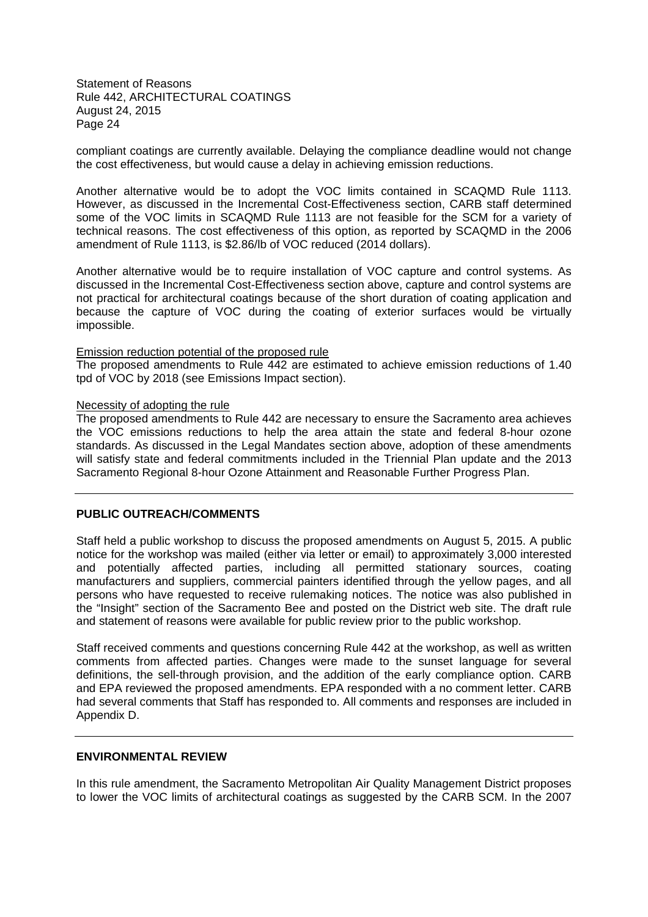compliant coatings are currently available. Delaying the compliance deadline would not change the cost effectiveness, but would cause a delay in achieving emission reductions.

Another alternative would be to adopt the VOC limits contained in SCAQMD Rule 1113. However, as discussed in the Incremental Cost-Effectiveness section, CARB staff determined some of the VOC limits in SCAQMD Rule 1113 are not feasible for the SCM for a variety of technical reasons. The cost effectiveness of this option, as reported by SCAQMD in the 2006 amendment of Rule 1113, is $2.86/lb of VOC reduced (2014 dollars).

Another alternative would be to require installation of VOC capture and control systems. As discussed in the Incremental Cost-Effectiveness section above, capture and control systems are not practical for architectural coatings because of the short duration of coating application and because the capture of VOC during the coating of exterior surfaces would be virtually impossible.

Emission reduction potential of the proposed rule

The proposed amendments to Rule 442 are estimated to achieve emission reductions of 1.40 tpd of VOC by 2018 (see Emissions Impact section).

Necessity of adopting the rule

The proposed amendments to Rule 442 are necessary to ensure the Sacramento area achieves the VOC emissions reductions to help the area attain the state and federal 8-hour ozone standards. As discussed in the Legal Mandates section above, adoption of these amendments will satisfy state and federal commitments included in the Triennial Plan update and the 2013 Sacramento Regional 8-hour Ozone Attainment and Reasonable Further Progress Plan.

---

**PUBLIC OUTREACH/COMMENTS**

Staff held a public workshop to discuss the proposed amendments on August 5, 2015. A public notice for the workshop was mailed (either via letter or email) to approximately 3,000 interested and potentially affected parties, including all permitted stationary sources, coating manufacturers and suppliers, commercial painters identified through the yellow pages, and all persons who have requested to receive rulemaking notices. The notice was also published in the "Insight" section of the Sacramento Bee and posted on the District web site. The draft rule and statement of reasons were available for public review prior to the public workshop.

Staff received comments and questions concerning Rule 442 at the workshop, as well as written comments from affected parties. Changes were made to the sunset language for several definitions, the sell-through provision, and the addition of the early compliance option. CARB and EPA reviewed the proposed amendments. EPA responded with a no comment letter. CARB had several comments that Staff has responded to. All comments and responses are included in Appendix D.

---

**ENVIRONMENTAL REVIEW**

In this rule amendment, the Sacramento Metropolitan Air Quality Management District proposes to lower the VOC limits of architectural coatings as suggested by the CARB SCM. In the 2007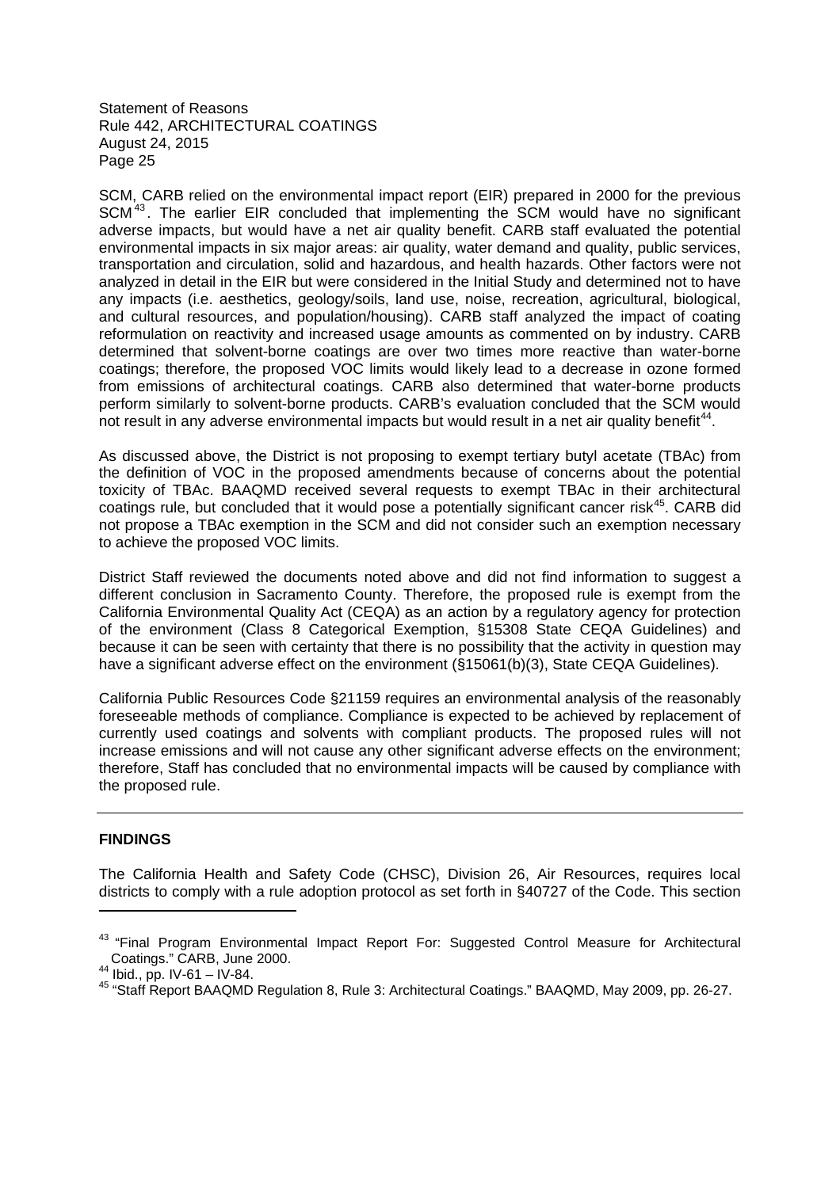SCM, CARB relied on the environmental impact report (EIR) prepared in 2000 for the previous SCM[43]. The earlier EIR concluded that implementing the SCM would have no significant adverse impacts, but would have a net air quality benefit. CARB staff evaluated the potential environmental impacts in six major areas: air quality, water demand and quality, public services, transportation and circulation, solid and hazardous, and health hazards. Other factors were not analyzed in detail in the EIR but were considered in the Initial Study and determined not to have any impacts (i.e. aesthetics, geology/soils, land use, noise, recreation, agricultural, biological, and cultural resources, and population/housing). CARB staff analyzed the impact of coating reformulation on reactivity and increased usage amounts as commented on by industry. CARB determined that solvent-borne coatings are over two times more reactive than water-borne coatings; therefore, the proposed VOC limits would likely lead to a decrease in ozone formed from emissions of architectural coatings. CARB also determined that water-borne products perform similarly to solvent-borne products. CARB's evaluation concluded that the SCM would not result in any adverse environmental impacts but would result in a net air quality benefit[44].

As discussed above, the District is not proposing to exempt tertiary butyl acetate (TBAc) from the definition of VOC in the proposed amendments because of concerns about the potential toxicity of TBAc. BAAQMD received several requests to exempt TBAc in their architectural coatings rule, but concluded that it would pose a potentially significant cancer risk[45]. CARB did not propose a TBAc exemption in the SCM and did not consider such an exemption necessary to achieve the proposed VOC limits.

District Staff reviewed the documents noted above and did not find information to suggest a different conclusion in Sacramento County. Therefore, the proposed rule is exempt from the California Environmental Quality Act (CEQA) as an action by a regulatory agency for protection of the environment (Class 8 Categorical Exemption, §15308 State CEQA Guidelines) and because it can be seen with certainty that there is no possibility that the activity in question may have a significant adverse effect on the environment (§15061(b)(3), State CEQA Guidelines).

California Public Resources Code §21159 requires an environmental analysis of the reasonably foreseeable methods of compliance. Compliance is expected to be achieved by replacement of currently used coatings and solvents with compliant products. The proposed rules will not increase emissions and will not cause any other significant adverse effects on the environment; therefore, Staff has concluded that no environmental impacts will be caused by compliance with the proposed rule.

---

**FINDINGS**

The California Health and Safety Code (CHSC), Division 26, Air Resources, requires local districts to comply with a rule adoption protocol as set forth in §40727 of the Code. This section

---

[43] "Final Program Environmental Impact Report For: Suggested Control Measure for Architectural Coatings." CARB, June 2000.

[44] Ibid., pp. IV-61 – IV-84.

[45] "Staff Report BAAQMD Regulation 8, Rule 3: Architectural Coatings." BAAQMD, May 2009, pp. 26-27.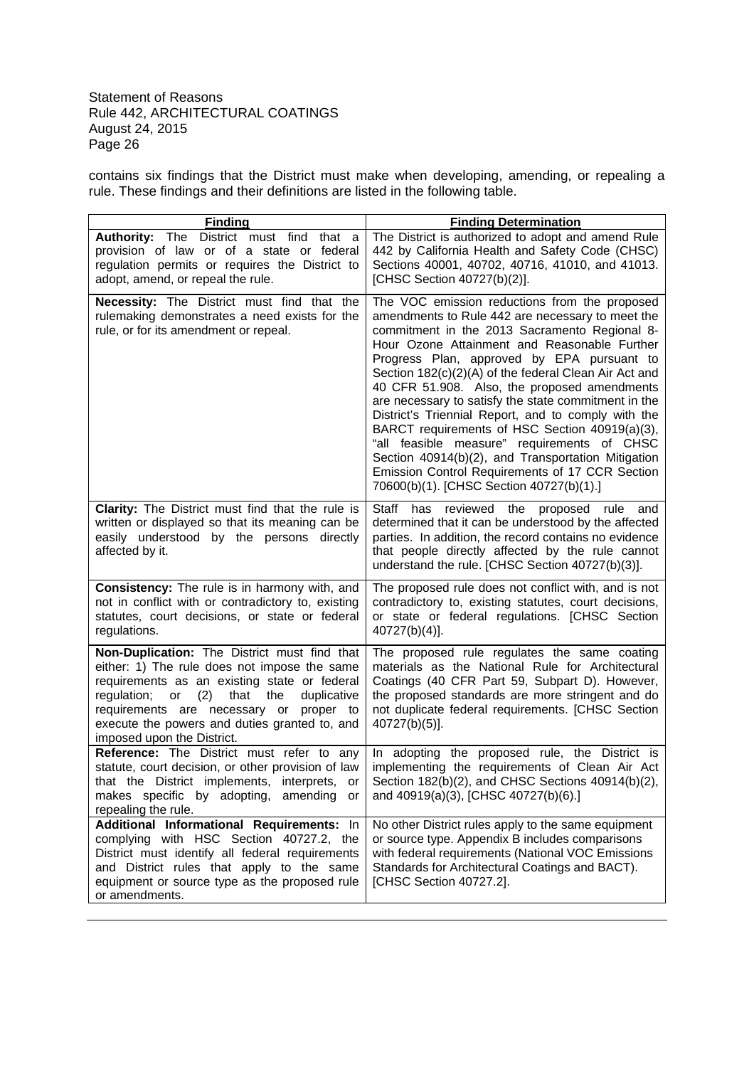contains six findings that the District must make when developing, amending, or repealing a rule. These findings and their definitions are listed in the following table.

| Finding | Finding Determination |
|---|---|
| **Authority:** The District must find that a provision of law or of a state or federal regulation permits or requires the District to adopt, amend, or repeal the rule. | The District is authorized to adopt and amend Rule 442 by California Health and Safety Code (CHSC) Sections 40001, 40702, 40716, 41010, and 41013. [CHSC Section 40727(b)(2)]. |
| **Necessity:** The District must find that the rulemaking demonstrates a need exists for the rule, or for its amendment or repeal. | The VOC emission reductions from the proposed amendments to Rule 442 are necessary to meet the commitment in the 2013 Sacramento Regional 8-Hour Ozone Attainment and Reasonable Further Progress Plan, approved by EPA pursuant to Section 182(c)(2)(A) of the federal Clean Air Act and 40 CFR 51.908. Also, the proposed amendments are necessary to satisfy the state commitment in the District's Triennial Report, and to comply with the BARCT requirements of HSC Section 40919(a)(3), "all feasible measure" requirements of CHSC Section 40914(b)(2), and Transportation Mitigation Emission Control Requirements of 17 CCR Section 70600(b)(1). [CHSC Section 40727(b)(1).] |
| **Clarity:** The District must find that the rule is written or displayed so that its meaning can be easily understood by the persons directly affected by it. | Staff has reviewed the proposed rule and determined that it can be understood by the affected parties. In addition, the record contains no evidence that people directly affected by the rule cannot understand the rule. [CHSC Section 40727(b)(3)]. |
| **Consistency:** The rule is in harmony with, and not in conflict with or contradictory to, existing statutes, court decisions, or state or federal regulations. | The proposed rule does not conflict with, and is not contradictory to, existing statutes, court decisions, or state or federal regulations. [CHSC Section 40727(b)(4)]. |
| **Non-Duplication:** The District must find that either: 1) The rule does not impose the same requirements as an existing state or federal regulation; or (2) that the duplicative requirements are necessary or proper to execute the powers and duties granted to, and imposed upon the District. | The proposed rule regulates the same coating materials as the National Rule for Architectural Coatings (40 CFR Part 59, Subpart D). However, the proposed standards are more stringent and do not duplicate federal requirements. [CHSC Section 40727(b)(5)]. |
| **Reference:** The District must refer to any statute, court decision, or other provision of law that the District implements, interprets, or makes specific by adopting, amending or repealing the rule. | In adopting the proposed rule, the District is implementing the requirements of Clean Air Act Section 182(b)(2), and CHSC Sections 40914(b)(2), and 40919(a)(3), [CHSC 40727(b)(6).] |
| **Additional Informational Requirements:** In complying with HSC Section 40727.2, the District must identify all federal requirements and District rules that apply to the same equipment or source type as the proposed rule or amendments. | No other District rules apply to the same equipment or source type. Appendix B includes comparisons with federal requirements (National VOC Emissions Standards for Architectural Coatings and BACT). [CHSC Section 40727.2]. |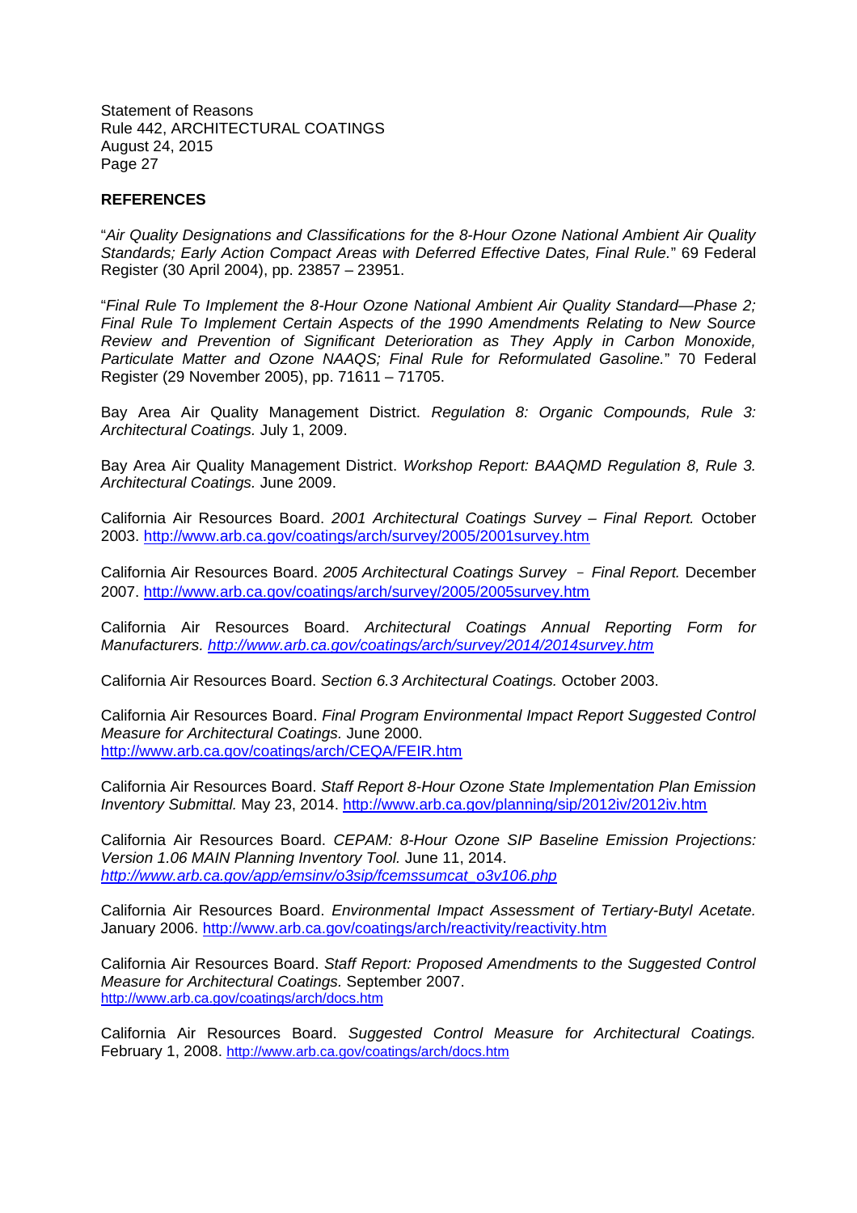## REFERENCES

"*Air Quality Designations and Classifications for the 8-Hour Ozone National Ambient Air Quality Standards; Early Action Compact Areas with Deferred Effective Dates, Final Rule.*" 69 Federal Register (30 April 2004), pp. 23857 – 23951.

"*Final Rule To Implement the 8-Hour Ozone National Ambient Air Quality Standard—Phase 2; Final Rule To Implement Certain Aspects of the 1990 Amendments Relating to New Source Review and Prevention of Significant Deterioration as They Apply in Carbon Monoxide, Particulate Matter and Ozone NAAQS; Final Rule for Reformulated Gasoline.*" 70 Federal Register (29 November 2005), pp. 71611 – 71705.

Bay Area Air Quality Management District. *Regulation 8: Organic Compounds, Rule 3: Architectural Coatings.* July 1, 2009.

Bay Area Air Quality Management District. *Workshop Report: BAAQMD Regulation 8, Rule 3. Architectural Coatings.* June 2009.

California Air Resources Board. *2001 Architectural Coatings Survey – Final Report.* October 2003. http://www.arb.ca.gov/coatings/arch/survey/2005/2001survey.htm

California Air Resources Board. *2005 Architectural Coatings Survey – Final Report.* December 2007. http://www.arb.ca.gov/coatings/arch/survey/2005/2005survey.htm

California Air Resources Board. *Architectural Coatings Annual Reporting Form for Manufacturers. http://www.arb.ca.gov/coatings/arch/survey/2014/2014survey.htm*

California Air Resources Board. *Section 6.3 Architectural Coatings.* October 2003.

California Air Resources Board. *Final Program Environmental Impact Report Suggested Control Measure for Architectural Coatings.* June 2000. http://www.arb.ca.gov/coatings/arch/CEQA/FEIR.htm

California Air Resources Board. *Staff Report 8-Hour Ozone State Implementation Plan Emission Inventory Submittal.* May 23, 2014. http://www.arb.ca.gov/planning/sip/2012iv/2012iv.htm

California Air Resources Board. *CEPAM: 8-Hour Ozone SIP Baseline Emission Projections: Version 1.06 MAIN Planning Inventory Tool.* June 11, 2014. *http://www.arb.ca.gov/app/emsinv/o3sip/fcemssumcat_o3v106.php*

California Air Resources Board. *Environmental Impact Assessment of Tertiary-Butyl Acetate.* January 2006. http://www.arb.ca.gov/coatings/arch/reactivity/reactivity.htm

California Air Resources Board. *Staff Report: Proposed Amendments to the Suggested Control Measure for Architectural Coatings.* September 2007. http://www.arb.ca.gov/coatings/arch/docs.htm

California Air Resources Board. *Suggested Control Measure for Architectural Coatings.* February 1, 2008. http://www.arb.ca.gov/coatings/arch/docs.htm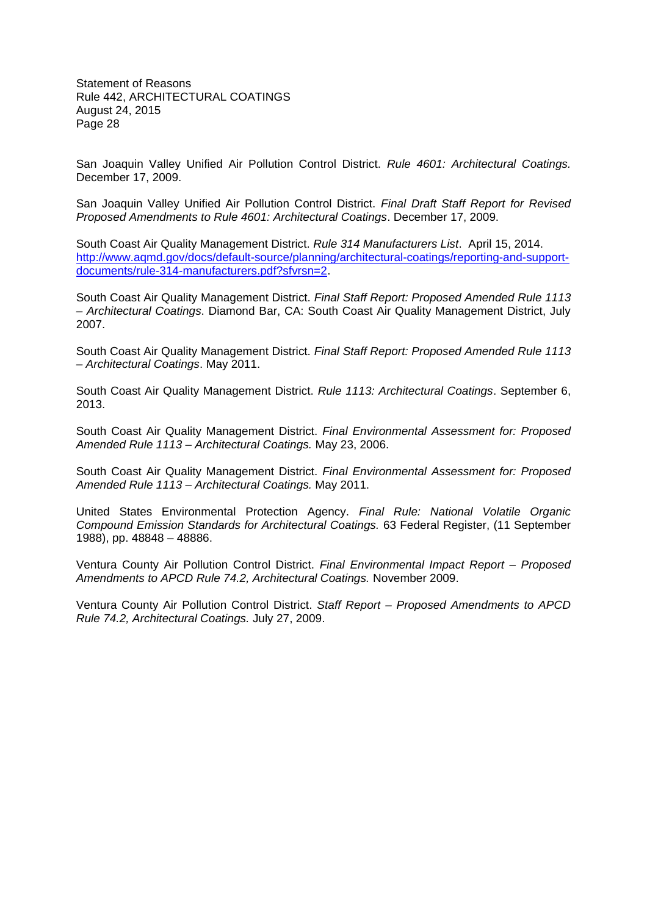San Joaquin Valley Unified Air Pollution Control District. *Rule 4601: Architectural Coatings.* December 17, 2009.

San Joaquin Valley Unified Air Pollution Control District. *Final Draft Staff Report for Revised Proposed Amendments to Rule 4601: Architectural Coatings*. December 17, 2009.

South Coast Air Quality Management District. *Rule 314 Manufacturers List*. April 15, 2014. [http://www.aqmd.gov/docs/default-source/planning/architectural-coatings/reporting-and-support-documents/rule-314-manufacturers.pdf?sfvrsn=2](http://www.aqmd.gov/docs/default-source/planning/architectural-coatings/reporting-and-support-documents/rule-314-manufacturers.pdf?sfvrsn=2).

South Coast Air Quality Management District. *Final Staff Report: Proposed Amended Rule 1113 – Architectural Coatings*. Diamond Bar, CA: South Coast Air Quality Management District, July 2007.

South Coast Air Quality Management District. *Final Staff Report: Proposed Amended Rule 1113 – Architectural Coatings*. May 2011.

South Coast Air Quality Management District. *Rule 1113: Architectural Coatings*. September 6, 2013.

South Coast Air Quality Management District. *Final Environmental Assessment for: Proposed Amended Rule 1113 – Architectural Coatings.* May 23, 2006.

South Coast Air Quality Management District. *Final Environmental Assessment for: Proposed Amended Rule 1113 – Architectural Coatings.* May 2011.

United States Environmental Protection Agency. *Final Rule: National Volatile Organic Compound Emission Standards for Architectural Coatings.* 63 Federal Register, (11 September 1988), pp. 48848 – 48886.

Ventura County Air Pollution Control District. *Final Environmental Impact Report – Proposed Amendments to APCD Rule 74.2, Architectural Coatings.* November 2009.

Ventura County Air Pollution Control District. *Staff Report – Proposed Amendments to APCD Rule 74.2, Architectural Coatings.* July 27, 2009.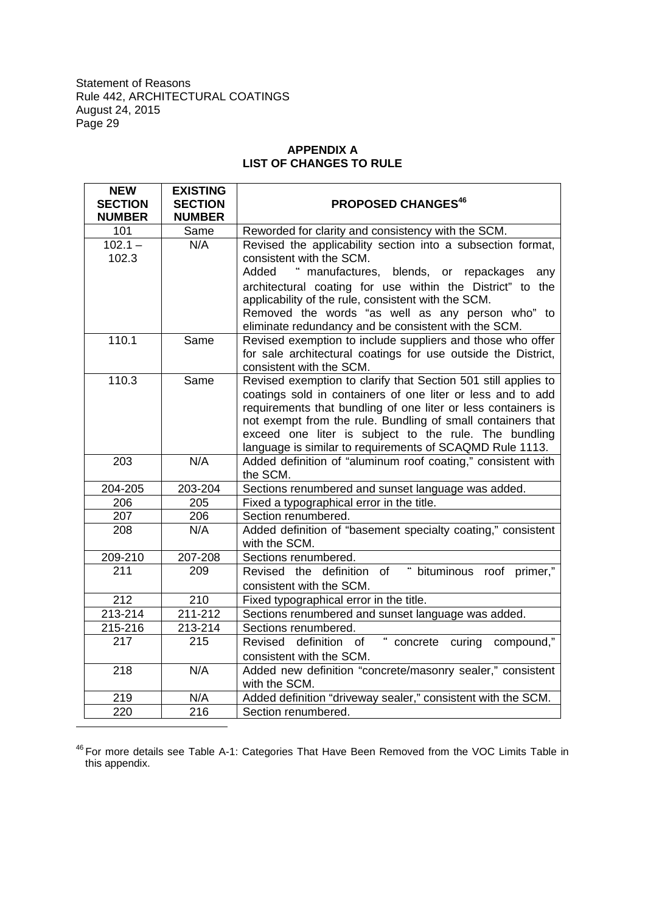## APPENDIX A
## LIST OF CHANGES TO RULE

| NEW SECTION NUMBER | EXISTING SECTION NUMBER | PROPOSED CHANGES[46] |
|---|---|---|
| 101 | Same | Reworded for clarity and consistency with the SCM. |
| 102.1 – 102.3 | N/A | Revised the applicability section into a subsection format, consistent with the SCM. Added "manufactures, blends, or repackages any architectural coating for use within the District" to the applicability of the rule, consistent with the SCM. Removed the words "as well as any person who" to eliminate redundancy and be consistent with the SCM. |
| 110.1 | Same | Revised exemption to include suppliers and those who offer for sale architectural coatings for use outside the District, consistent with the SCM. |
| 110.3 | Same | Revised exemption to clarify that Section 501 still applies to coatings sold in containers of one liter or less and to add requirements that bundling of one liter or less containers is not exempt from the rule. Bundling of small containers that exceed one liter is subject to the rule. The bundling language is similar to requirements of SCAQMD Rule 1113. |
| 203 | N/A | Added definition of "aluminum roof coating," consistent with the SCM. |
| 204-205 | 203-204 | Sections renumbered and sunset language was added. |
| 206 | 205 | Fixed a typographical error in the title. |
| 207 | 206 | Section renumbered. |
| 208 | N/A | Added definition of "basement specialty coating," consistent with the SCM. |
| 209-210 | 207-208 | Sections renumbered. |
| 211 | 209 | Revised the definition of "bituminous roof primer," consistent with the SCM. |
| 212 | 210 | Fixed typographical error in the title. |
| 213-214 | 211-212 | Sections renumbered and sunset language was added. |
| 215-216 | 213-214 | Sections renumbered. |
| 217 | 215 | Revised definition of "concrete curing compound," consistent with the SCM. |
| 218 | N/A | Added new definition "concrete/masonry sealer," consistent with the SCM. |
| 219 | N/A | Added definition "driveway sealer," consistent with the SCM. |
| 220 | 216 | Section renumbered. |

[46] For more details see Table A-1: Categories That Have Been Removed from the VOC Limits Table in this appendix.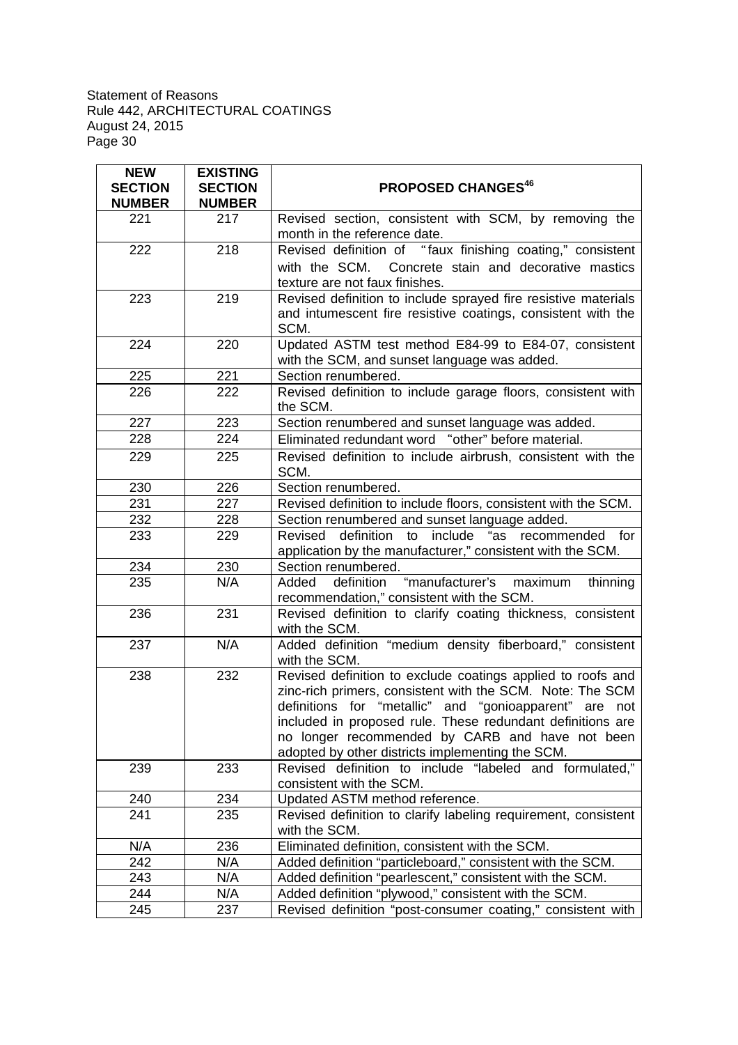| NEW SECTION NUMBER | EXISTING SECTION NUMBER | PROPOSED CHANGES[46] |
|---|---|---|
| 221 | 217 | Revised section, consistent with SCM, by removing the month in the reference date. |
| 222 | 218 | Revised definition of "faux finishing coating," consistent with the SCM. Concrete stain and decorative mastics texture are not faux finishes. |
| 223 | 219 | Revised definition to include sprayed fire resistive materials and intumescent fire resistive coatings, consistent with the SCM. |
| 224 | 220 | Updated ASTM test method E84-99 to E84-07, consistent with the SCM, and sunset language was added. |
| 225 | 221 | Section renumbered. |
| 226 | 222 | Revised definition to include garage floors, consistent with the SCM. |
| 227 | 223 | Section renumbered and sunset language was added. |
| 228 | 224 | Eliminated redundant word "other" before material. |
| 229 | 225 | Revised definition to include airbrush, consistent with the SCM. |
| 230 | 226 | Section renumbered. |
| 231 | 227 | Revised definition to include floors, consistent with the SCM. |
| 232 | 228 | Section renumbered and sunset language added. |
| 233 | 229 | Revised definition to include "as recommended for application by the manufacturer," consistent with the SCM. |
| 234 | 230 | Section renumbered. |
| 235 | N/A | Added definition "manufacturer's maximum thinning recommendation," consistent with the SCM. |
| 236 | 231 | Revised definition to clarify coating thickness, consistent with the SCM. |
| 237 | N/A | Added definition "medium density fiberboard," consistent with the SCM. |
| 238 | 232 | Revised definition to exclude coatings applied to roofs and zinc-rich primers, consistent with the SCM. Note: The SCM definitions for "metallic" and "gonioapparent" are not included in proposed rule. These redundant definitions are no longer recommended by CARB and have not been adopted by other districts implementing the SCM. |
| 239 | 233 | Revised definition to include "labeled and formulated," consistent with the SCM. |
| 240 | 234 | Updated ASTM method reference. |
| 241 | 235 | Revised definition to clarify labeling requirement, consistent with the SCM. |
| N/A | 236 | Eliminated definition, consistent with the SCM. |
| 242 | N/A | Added definition "particleboard," consistent with the SCM. |
| 243 | N/A | Added definition "pearlescent," consistent with the SCM. |
| 244 | N/A | Added definition "plywood," consistent with the SCM. |
| 245 | 237 | Revised definition "post-consumer coating," consistent with |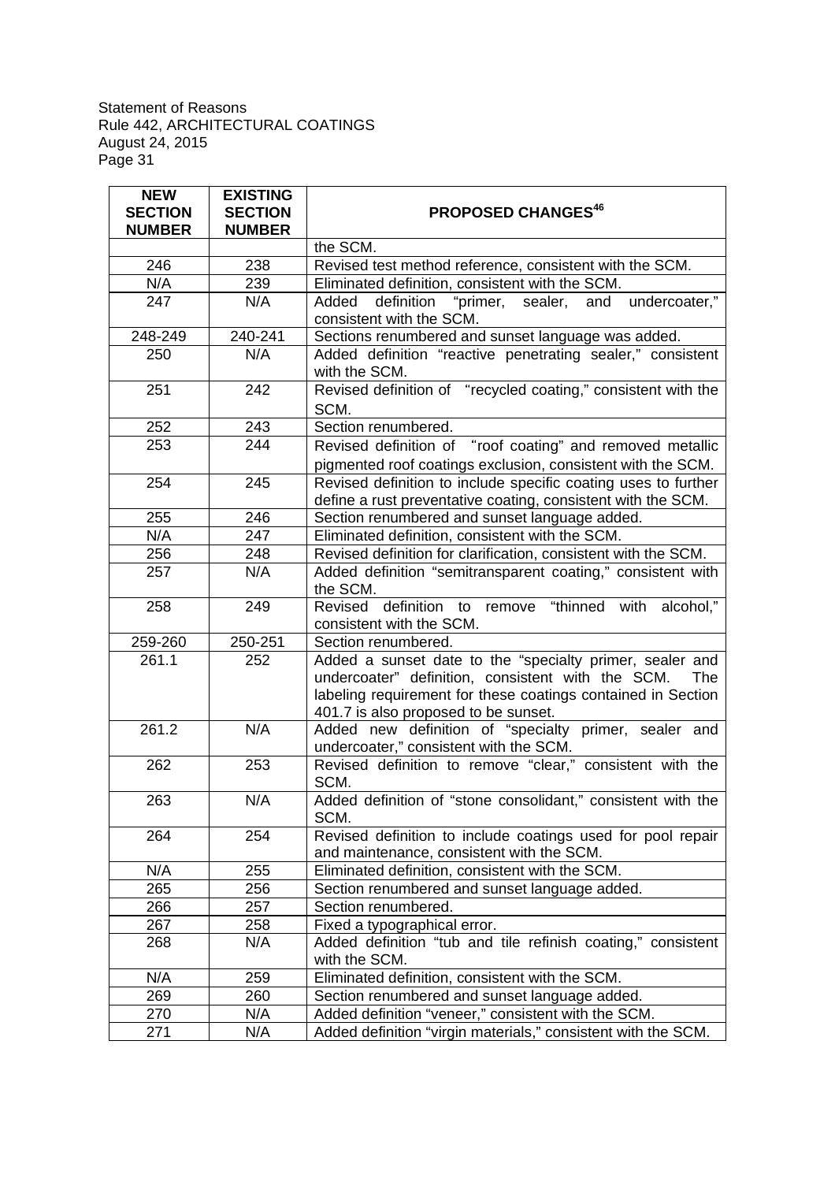| NEW SECTION NUMBER | EXISTING SECTION NUMBER | PROPOSED CHANGES[46] |
|---|---|---|
| | | the SCM. |
| 246 | 238 | Revised test method reference, consistent with the SCM. |
| N/A | 239 | Eliminated definition, consistent with the SCM. |
| 247 | N/A | Added definition "primer, sealer, and undercoater," consistent with the SCM. |
| 248-249 | 240-241 | Sections renumbered and sunset language was added. |
| 250 | N/A | Added definition "reactive penetrating sealer," consistent with the SCM. |
| 251 | 242 | Revised definition of "recycled coating," consistent with the SCM. |
| 252 | 243 | Section renumbered. |
| 253 | 244 | Revised definition of "roof coating" and removed metallic pigmented roof coatings exclusion, consistent with the SCM. |
| 254 | 245 | Revised definition to include specific coating uses to further define a rust preventative coating, consistent with the SCM. |
| 255 | 246 | Section renumbered and sunset language added. |
| N/A | 247 | Eliminated definition, consistent with the SCM. |
| 256 | 248 | Revised definition for clarification, consistent with the SCM. |
| 257 | N/A | Added definition "semitransparent coating," consistent with the SCM. |
| 258 | 249 | Revised definition to remove "thinned with alcohol," consistent with the SCM. |
| 259-260 | 250-251 | Section renumbered. |
| 261.1 | 252 | Added a sunset date to the "specialty primer, sealer and undercoater" definition, consistent with the SCM. The labeling requirement for these coatings contained in Section 401.7 is also proposed to be sunset. |
| 261.2 | N/A | Added new definition of "specialty primer, sealer and undercoater," consistent with the SCM. |
| 262 | 253 | Revised definition to remove "clear," consistent with the SCM. |
| 263 | N/A | Added definition of "stone consolidant," consistent with the SCM. |
| 264 | 254 | Revised definition to include coatings used for pool repair and maintenance, consistent with the SCM. |
| N/A | 255 | Eliminated definition, consistent with the SCM. |
| 265 | 256 | Section renumbered and sunset language added. |
| 266 | 257 | Section renumbered. |
| 267 | 258 | Fixed a typographical error. |
| 268 | N/A | Added definition "tub and tile refinish coating," consistent with the SCM. |
| N/A | 259 | Eliminated definition, consistent with the SCM. |
| 269 | 260 | Section renumbered and sunset language added. |
| 270 | N/A | Added definition "veneer," consistent with the SCM. |
| 271 | N/A | Added definition "virgin materials," consistent with the SCM. |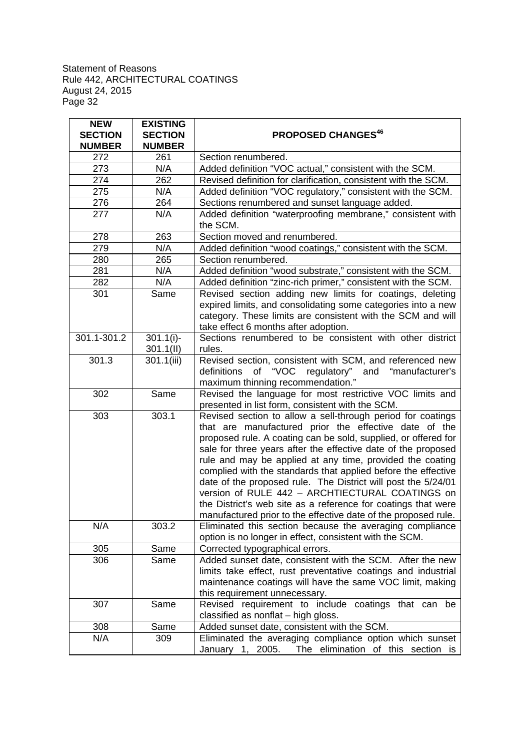| NEW SECTION NUMBER | EXISTING SECTION NUMBER | PROPOSED CHANGES[46] |
|---|---|---|
| 272 | 261 | Section renumbered. |
| 273 | N/A | Added definition "VOC actual," consistent with the SCM. |
| 274 | 262 | Revised definition for clarification, consistent with the SCM. |
| 275 | N/A | Added definition "VOC regulatory," consistent with the SCM. |
| 276 | 264 | Sections renumbered and sunset language added. |
| 277 | N/A | Added definition "waterproofing membrane," consistent with the SCM. |
| 278 | 263 | Section moved and renumbered. |
| 279 | N/A | Added definition "wood coatings," consistent with the SCM. |
| 280 | 265 | Section renumbered. |
| 281 | N/A | Added definition "wood substrate," consistent with the SCM. |
| 282 | N/A | Added definition "zinc-rich primer," consistent with the SCM. |
| 301 | Same | Revised section adding new limits for coatings, deleting expired limits, and consolidating some categories into a new category. These limits are consistent with the SCM and will take effect 6 months after adoption. |
| 301.1-301.2 | 301.1(i)-301.1(II) | Sections renumbered to be consistent with other district rules. |
| 301.3 | 301.1(iii) | Revised section, consistent with SCM, and referenced new definitions of "VOC regulatory" and "manufacturer's maximum thinning recommendation." |
| 302 | Same | Revised the language for most restrictive VOC limits and presented in list form, consistent with the SCM. |
| 303 | 303.1 | Revised section to allow a sell-through period for coatings that are manufactured prior the effective date of the proposed rule. A coating can be sold, supplied, or offered for sale for three years after the effective date of the proposed rule and may be applied at any time, provided the coating complied with the standards that applied before the effective date of the proposed rule. The District will post the 5/24/01 version of RULE 442 – ARCHTIECTURAL COATINGS on the District's web site as a reference for coatings that were manufactured prior to the effective date of the proposed rule. |
| N/A | 303.2 | Eliminated this section because the averaging compliance option is no longer in effect, consistent with the SCM. |
| 305 | Same | Corrected typographical errors. |
| 306 | Same | Added sunset date, consistent with the SCM. After the new limits take effect, rust preventative coatings and industrial maintenance coatings will have the same VOC limit, making this requirement unnecessary. |
| 307 | Same | Revised requirement to include coatings that can be classified as nonflat – high gloss. |
| 308 | Same | Added sunset date, consistent with the SCM. |
| N/A | 309 | Eliminated the averaging compliance option which sunset January 1, 2005. The elimination of this section is |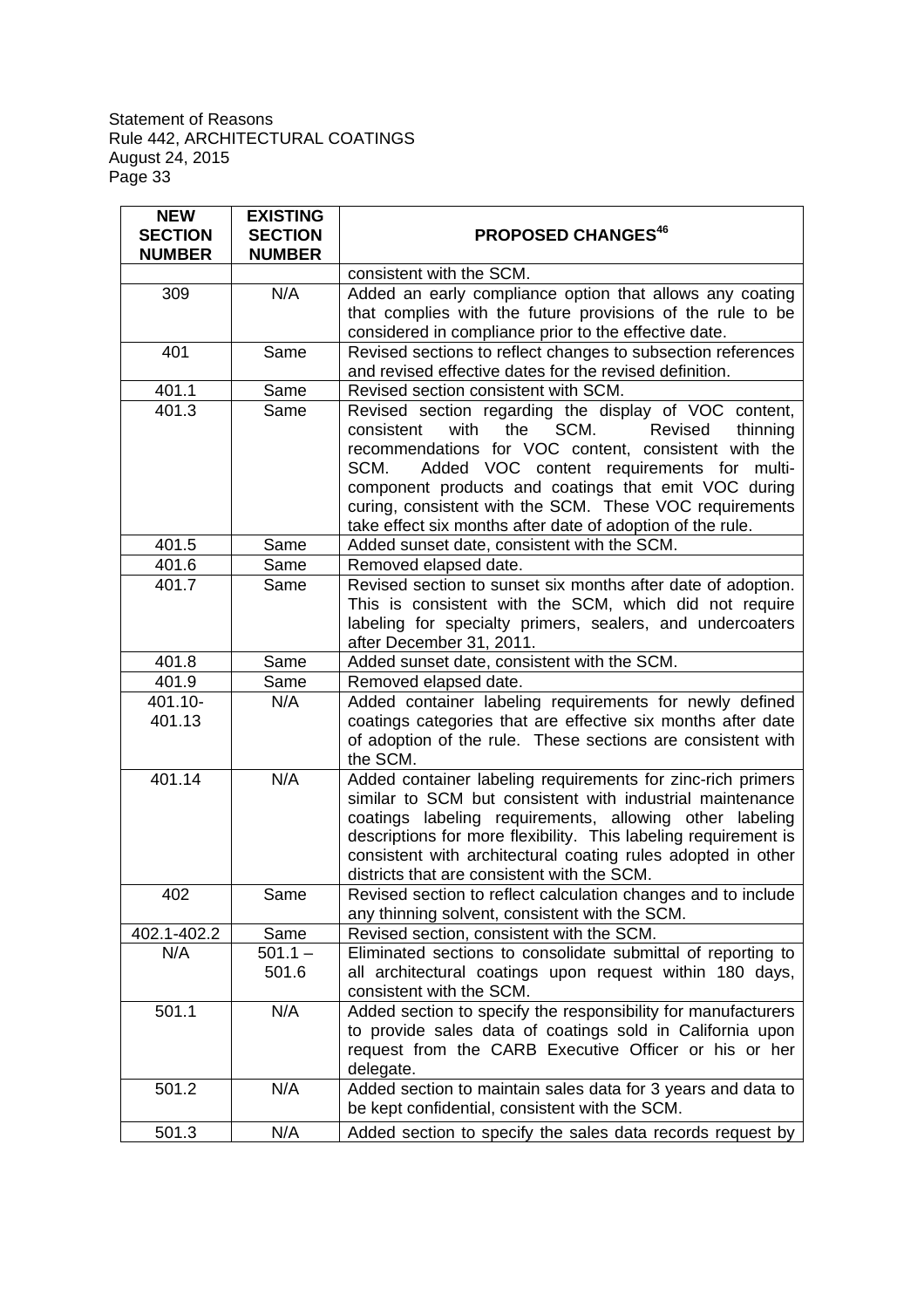| NEW SECTION NUMBER | EXISTING SECTION NUMBER | PROPOSED CHANGES[46] |
|---|---|---|
| | | consistent with the SCM. |
| 309 | N/A | Added an early compliance option that allows any coating that complies with the future provisions of the rule to be considered in compliance prior to the effective date. |
| 401 | Same | Revised sections to reflect changes to subsection references and revised effective dates for the revised definition. |
| 401.1 | Same | Revised section consistent with SCM. |
| 401.3 | Same | Revised section regarding the display of VOC content, consistent with the SCM. Revised thinning recommendations for VOC content, consistent with the SCM. Added VOC content requirements for multi-component products and coatings that emit VOC during curing, consistent with the SCM. These VOC requirements take effect six months after date of adoption of the rule. |
| 401.5 | Same | Added sunset date, consistent with the SCM. |
| 401.6 | Same | Removed elapsed date. |
| 401.7 | Same | Revised section to sunset six months after date of adoption. This is consistent with the SCM, which did not require labeling for specialty primers, sealers, and undercoaters after December 31, 2011. |
| 401.8 | Same | Added sunset date, consistent with the SCM. |
| 401.9 | Same | Removed elapsed date. |
| 401.10-401.13 | N/A | Added container labeling requirements for newly defined coatings categories that are effective six months after date of adoption of the rule. These sections are consistent with the SCM. |
| 401.14 | N/A | Added container labeling requirements for zinc-rich primers similar to SCM but consistent with industrial maintenance coatings labeling requirements, allowing other labeling descriptions for more flexibility. This labeling requirement is consistent with architectural coating rules adopted in other districts that are consistent with the SCM. |
| 402 | Same | Revised section to reflect calculation changes and to include any thinning solvent, consistent with the SCM. |
| 402.1-402.2 | Same | Revised section, consistent with the SCM. |
| N/A | 501.1 – 501.6 | Eliminated sections to consolidate submittal of reporting to all architectural coatings upon request within 180 days, consistent with the SCM. |
| 501.1 | N/A | Added section to specify the responsibility for manufacturers to provide sales data of coatings sold in California upon request from the CARB Executive Officer or his or her delegate. |
| 501.2 | N/A | Added section to maintain sales data for 3 years and data to be kept confidential, consistent with the SCM. |
| 501.3 | N/A | Added section to specify the sales data records request by |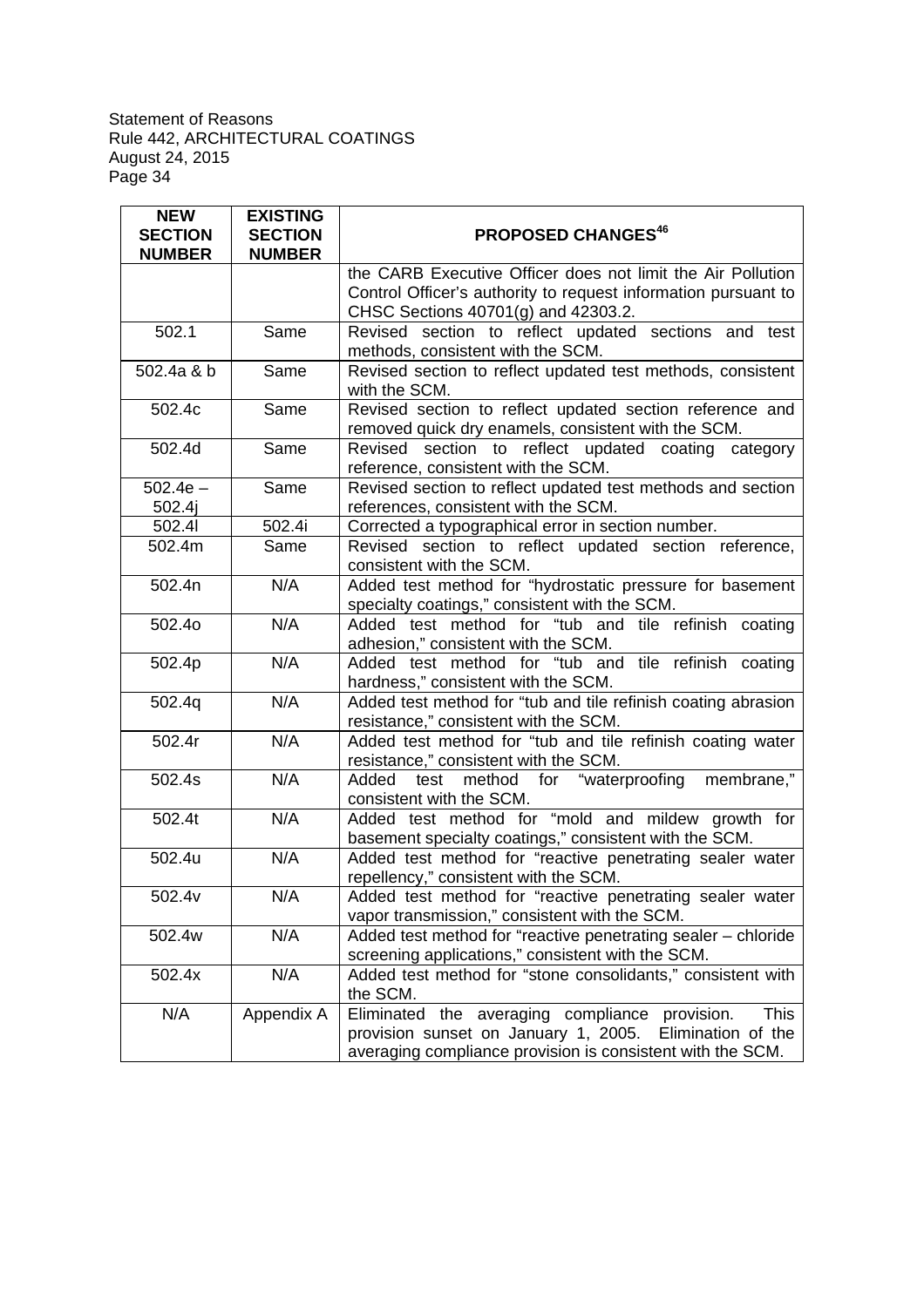| NEW SECTION NUMBER | EXISTING SECTION NUMBER | PROPOSED CHANGES[46] |
|---|---|---|
| | | the CARB Executive Officer does not limit the Air Pollution Control Officer's authority to request information pursuant to CHSC Sections 40701(g) and 42303.2. |
| 502.1 | Same | Revised section to reflect updated sections and test methods, consistent with the SCM. |
| 502.4a & b | Same | Revised section to reflect updated test methods, consistent with the SCM. |
| 502.4c | Same | Revised section to reflect updated section reference and removed quick dry enamels, consistent with the SCM. |
| 502.4d | Same | Revised section to reflect updated coating category reference, consistent with the SCM. |
| 502.4e – 502.4j | Same | Revised section to reflect updated test methods and section references, consistent with the SCM. |
| 502.4l | 502.4i | Corrected a typographical error in section number. |
| 502.4m | Same | Revised section to reflect updated section reference, consistent with the SCM. |
| 502.4n | N/A | Added test method for "hydrostatic pressure for basement specialty coatings," consistent with the SCM. |
| 502.4o | N/A | Added test method for "tub and tile refinish coating adhesion," consistent with the SCM. |
| 502.4p | N/A | Added test method for "tub and tile refinish coating hardness," consistent with the SCM. |
| 502.4q | N/A | Added test method for "tub and tile refinish coating abrasion resistance," consistent with the SCM. |
| 502.4r | N/A | Added test method for "tub and tile refinish coating water resistance," consistent with the SCM. |
| 502.4s | N/A | Added test method for "waterproofing membrane," consistent with the SCM. |
| 502.4t | N/A | Added test method for "mold and mildew growth for basement specialty coatings," consistent with the SCM. |
| 502.4u | N/A | Added test method for "reactive penetrating sealer water repellency," consistent with the SCM. |
| 502.4v | N/A | Added test method for "reactive penetrating sealer water vapor transmission," consistent with the SCM. |
| 502.4w | N/A | Added test method for "reactive penetrating sealer – chloride screening applications," consistent with the SCM. |
| 502.4x | N/A | Added test method for "stone consolidants," consistent with the SCM. |
| N/A | Appendix A | Eliminated the averaging compliance provision. This provision sunset on January 1, 2005. Elimination of the averaging compliance provision is consistent with the SCM. |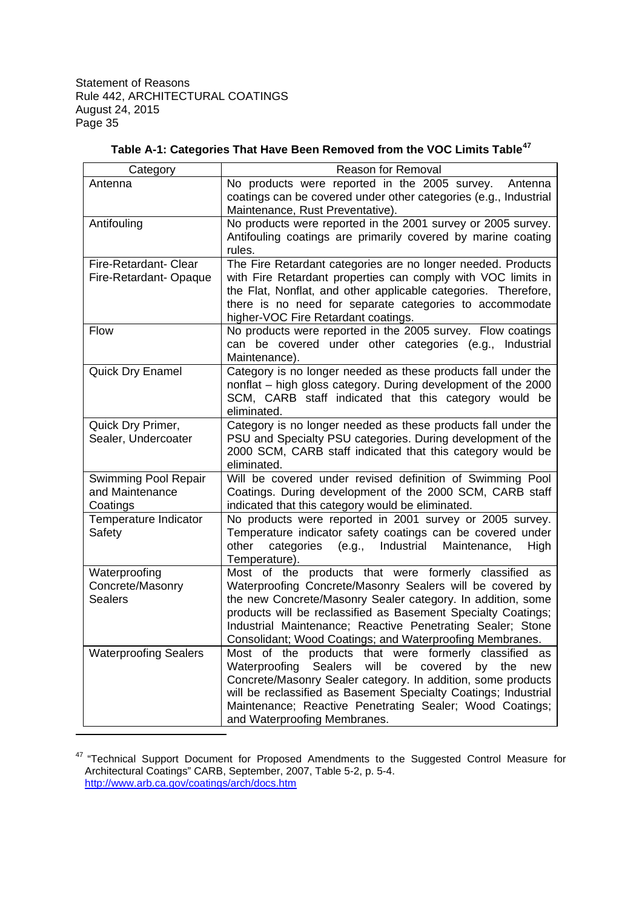**Table A-1: Categories That Have Been Removed from the VOC Limits Table**[47]

| Category | Reason for Removal |
|---|---|
| Antenna | No products were reported in the 2005 survey. Antenna coatings can be covered under other categories (e.g., Industrial Maintenance, Rust Preventative). |
| Antifouling | No products were reported in the 2001 survey or 2005 survey. Antifouling coatings are primarily covered by marine coating rules. |
| Fire-Retardant- Clear<br>Fire-Retardant- Opaque | The Fire Retardant categories are no longer needed. Products with Fire Retardant properties can comply with VOC limits in the Flat, Nonflat, and other applicable categories. Therefore, there is no need for separate categories to accommodate higher-VOC Fire Retardant coatings. |
| Flow | No products were reported in the 2005 survey. Flow coatings can be covered under other categories (e.g., Industrial Maintenance). |
| Quick Dry Enamel | Category is no longer needed as these products fall under the nonflat – high gloss category. During development of the 2000 SCM, CARB staff indicated that this category would be eliminated. |
| Quick Dry Primer, Sealer, Undercoater | Category is no longer needed as these products fall under the PSU and Specialty PSU categories. During development of the 2000 SCM, CARB staff indicated that this category would be eliminated. |
| Swimming Pool Repair and Maintenance Coatings | Will be covered under revised definition of Swimming Pool Coatings. During development of the 2000 SCM, CARB staff indicated that this category would be eliminated. |
| Temperature Indicator Safety | No products were reported in 2001 survey or 2005 survey. Temperature indicator safety coatings can be covered under other categories (e.g., Industrial Maintenance, High Temperature). |
| Waterproofing Concrete/Masonry Sealers | Most of the products that were formerly classified as Waterproofing Concrete/Masonry Sealers will be covered by the new Concrete/Masonry Sealer category. In addition, some products will be reclassified as Basement Specialty Coatings; Industrial Maintenance; Reactive Penetrating Sealer; Stone Consolidant; Wood Coatings; and Waterproofing Membranes. |
| Waterproofing Sealers | Most of the products that were formerly classified as Waterproofing Sealers will be covered by the new Concrete/Masonry Sealer category. In addition, some products will be reclassified as Basement Specialty Coatings; Industrial Maintenance; Reactive Penetrating Sealer; Wood Coatings; and Waterproofing Membranes. |

[47] "Technical Support Document for Proposed Amendments to the Suggested Control Measure for Architectural Coatings" CARB, September, 2007, Table 5-2, p. 5-4. http://www.arb.ca.gov/coatings/arch/docs.htm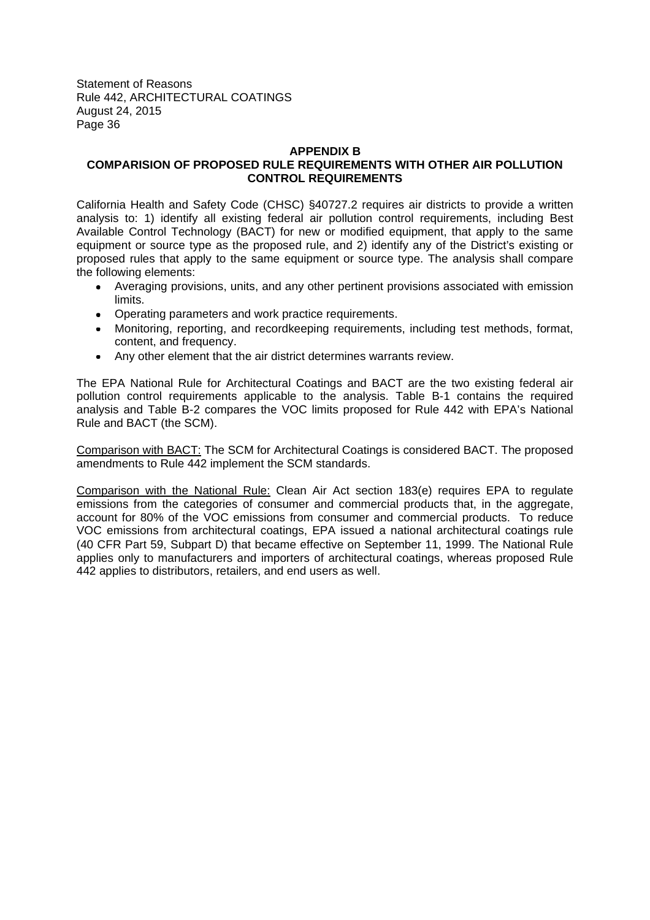## APPENDIX B
## COMPARISION OF PROPOSED RULE REQUIREMENTS WITH OTHER AIR POLLUTION CONTROL REQUIREMENTS

California Health and Safety Code (CHSC) §40727.2 requires air districts to provide a written analysis to: 1) identify all existing federal air pollution control requirements, including Best Available Control Technology (BACT) for new or modified equipment, that apply to the same equipment or source type as the proposed rule, and 2) identify any of the District's existing or proposed rules that apply to the same equipment or source type. The analysis shall compare the following elements:

- Averaging provisions, units, and any other pertinent provisions associated with emission limits.
- Operating parameters and work practice requirements.
- Monitoring, reporting, and recordkeeping requirements, including test methods, format, content, and frequency.
- Any other element that the air district determines warrants review.

The EPA National Rule for Architectural Coatings and BACT are the two existing federal air pollution control requirements applicable to the analysis. Table B-1 contains the required analysis and Table B-2 compares the VOC limits proposed for Rule 442 with EPA's National Rule and BACT (the SCM).

<u>Comparison with BACT:</u> The SCM for Architectural Coatings is considered BACT. The proposed amendments to Rule 442 implement the SCM standards.

<u>Comparison with the National Rule:</u> Clean Air Act section 183(e) requires EPA to regulate emissions from the categories of consumer and commercial products that, in the aggregate, account for 80% of the VOC emissions from consumer and commercial products. To reduce VOC emissions from architectural coatings, EPA issued a national architectural coatings rule (40 CFR Part 59, Subpart D) that became effective on September 11, 1999. The National Rule applies only to manufacturers and importers of architectural coatings, whereas proposed Rule 442 applies to distributors, retailers, and end users as well.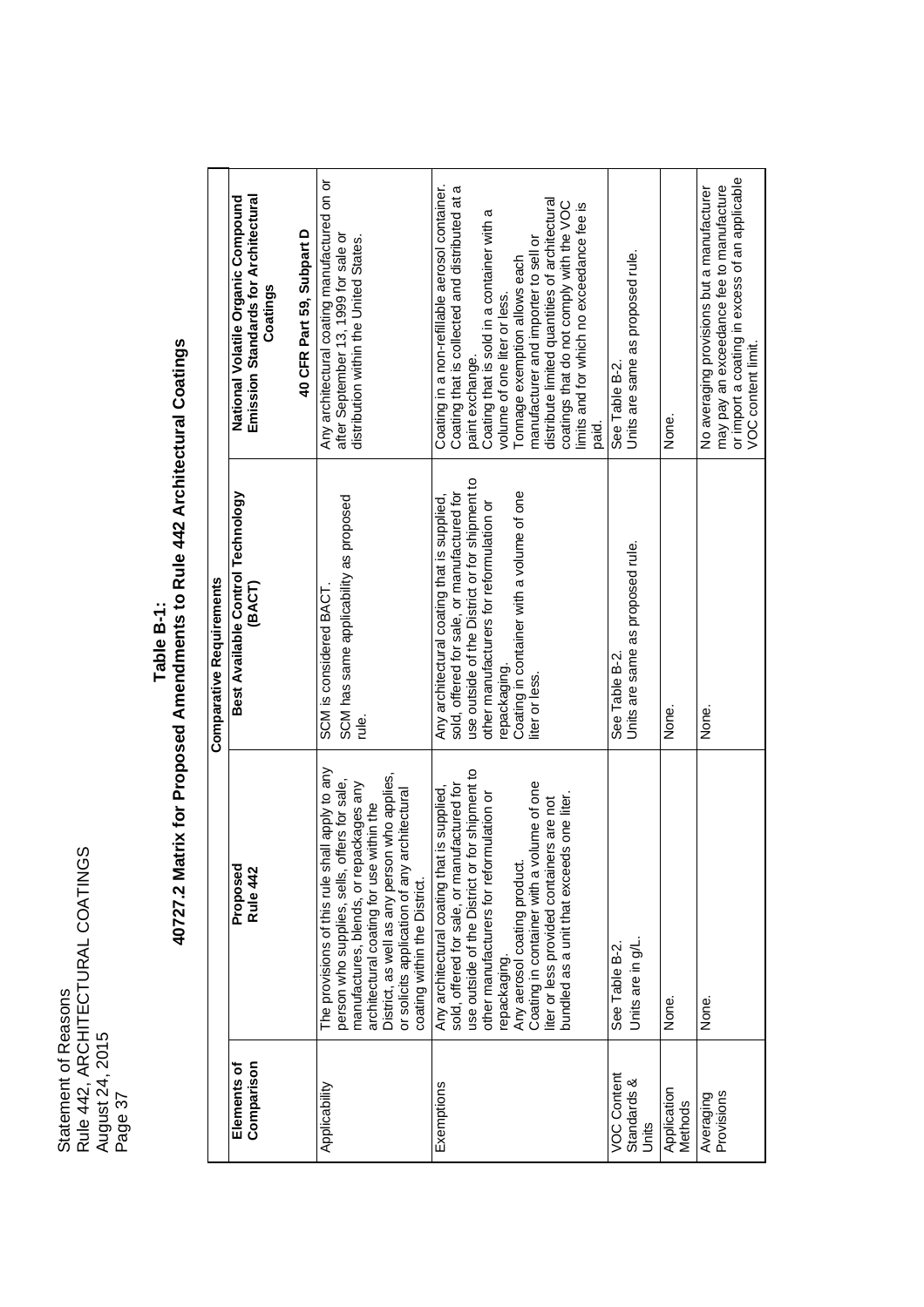## Table B-1:
## 40727.2 Matrix for Proposed Amendments to Rule 442 Architectural Coatings

| Elements of Comparison | Comparative Requirements | | |
|---|---|---|---|
| | **Proposed Rule 442** | **Best Available Control Technology (BACT)** | **National Volatile Organic Compound Emission Standards for Architectural Coatings**<br><br>**40 CFR Part 59, Subpart D** |
| Applicability | The provisions of this rule shall apply to any person who supplies, sells, offers for sale, manufactures, blends, or repackages any architectural coating for use within the District, as well as any person who applies, or solicits application of any architectural coating within the District. | SCM is considered BACT.<br>SCM has same applicability as proposed rule. | Any architectural coating manufactured on or after September 13, 1999 for sale or distribution within the United States. |
| Exemptions | Any architectural coating that is supplied, sold, offered for sale, or manufactured for use outside of the District or for shipment to other manufacturers for reformulation or repackaging.<br>Any aerosol coating product.<br>Coating in container with a volume of one liter or less provided containers are not bundled as a unit that exceeds one liter. | Any architectural coating that is supplied, sold, offered for sale, or manufactured for use outside of the District or for shipment to other manufacturers for reformulation or repackaging.<br>Coating in container with a volume of one liter or less. | Coating in a non-refillable aerosol container.<br>Coating that is collected and distributed at a paint exchange.<br>Coating that is sold in a container with a volume of one liter or less.<br>Tonnage exemption allows each manufacturer and importer to sell or distribute limited quantities of architectural coatings that do not comply with the VOC limits and for which no exceedance fee is paid. |
| VOC Content Standards & Units | See Table B-2.<br>Units are in g/L. | See Table B-2.<br>Units are same as proposed rule. | See Table B-2.<br>Units are same as proposed rule. |
| Application Methods | None. | None. | None. |
| Averaging Provisions | None. | None. | No averaging provisions but a manufacturer may pay an exceedance fee to manufacture or import a coating in excess of an applicable VOC content limit. |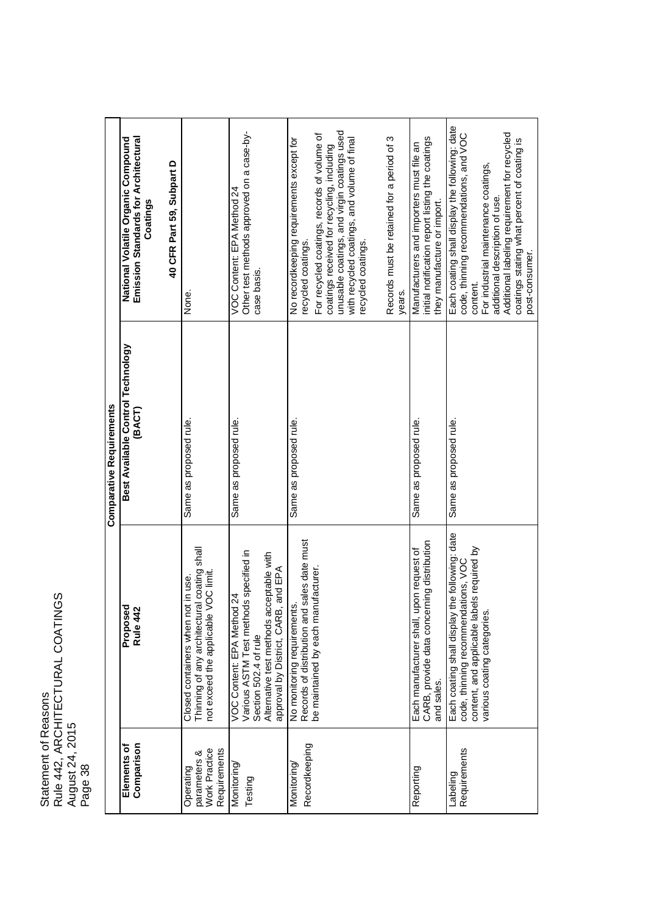| Elements of Comparison | Comparative Requirements | | |
|---|---|---|---|
| | **Proposed Rule 442** | **Best Available Control Technology (BACT)** | **National Volatile Organic Compound Emission Standards for Architectural Coatings**<br><br>**40 CFR Part 59, Subpart D** |
| Operating parameters & Work Practice Requirements | Closed containers when not in use.<br>Thinning of any architectural coating shall not exceed the applicable VOC limit. | Same as proposed rule. | None. |
| Monitoring/ Testing | VOC Content: EPA Method 24<br>Various ASTM Test methods specified in Section 502.4 of rule<br>Alternative test methods acceptable with approval by District, CARB, and EPA | Same as proposed rule. | VOC Content: EPA Method 24<br>Other test methods approved on a case-by-case basis. |
| Monitoring/ Recordkeeping | No monitoring requirements.<br>Records of distribution and sales date must be maintained by each manufacturer. | Same as proposed rule. | No recordkeeping requirements except for recycled coatings.<br>For recycled coatings, records of volume of coatings received for recycling, including unusable coatings, and virgin coatings used with recycled coatings, and volume of final recycled coatings.<br><br>Records must be retained for a period of 3 years. |
| Reporting | Each manufacturer shall, upon request of CARB, provide data concerning distribution and sales. | Same as proposed rule. | Manufacturers and importers must file an initial notification report listing the coatings they manufacture or import. |
| Labeling Requirements | Each coating shall display the following: date code, thinning recommendations, VOC content, and applicable labels required by various coating categories. | Same as proposed rule. | Each coating shall display the following: date code, thinning recommendations, and VOC content.<br>For industrial maintenance coatings, additional description of use.<br>Additional labeling requirement for recycled coatings stating what percent of coating is post-consumer. |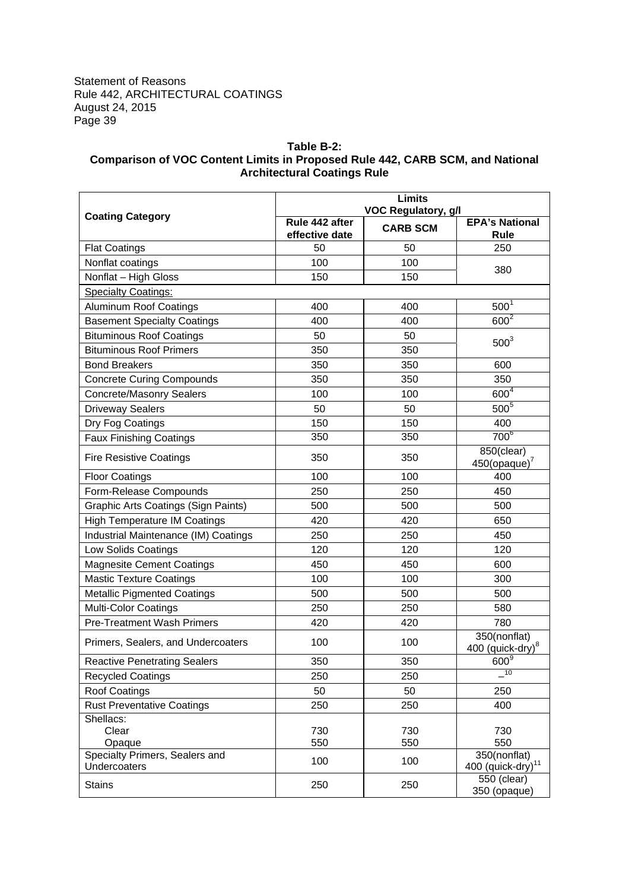**Table B-2:**
**Comparison of VOC Content Limits in Proposed Rule 442, CARB SCM, and National Architectural Coatings Rule**

| Coating Category | Limits VOC Regulatory, g/l | | |
|---|---|---|---|
| | Rule 442 after effective date | CARB SCM | EPA's National Rule |
| Flat Coatings | 50 | 50 | 250 |
| Nonflat coatings | 100 | 100 | 380 |
| Nonflat – High Gloss | 150 | 150 | |
| Specialty Coatings: | | | |
| Aluminum Roof Coatings | 400 | 400 | 500[1] |
| Basement Specialty Coatings | 400 | 400 | 600[2] |
| Bituminous Roof Coatings | 50 | 50 | 500[3] |
| Bituminous Roof Primers | 350 | 350 | |
| Bond Breakers | 350 | 350 | 600 |
| Concrete Curing Compounds | 350 | 350 | 350 |
| Concrete/Masonry Sealers | 100 | 100 | 600[4] |
| Driveway Sealers | 50 | 50 | 500[5] |
| Dry Fog Coatings | 150 | 150 | 400 |
| Faux Finishing Coatings | 350 | 350 | 700[6] |
| Fire Resistive Coatings | 350 | 350 | 850(clear) 450(opaque)[7] |
| Floor Coatings | 100 | 100 | 400 |
| Form-Release Compounds | 250 | 250 | 450 |
| Graphic Arts Coatings (Sign Paints) | 500 | 500 | 500 |
| High Temperature IM Coatings | 420 | 420 | 650 |
| Industrial Maintenance (IM) Coatings | 250 | 250 | 450 |
| Low Solids Coatings | 120 | 120 | 120 |
| Magnesite Cement Coatings | 450 | 450 | 600 |
| Mastic Texture Coatings | 100 | 100 | 300 |
| Metallic Pigmented Coatings | 500 | 500 | 500 |
| Multi-Color Coatings | 250 | 250 | 580 |
| Pre-Treatment Wash Primers | 420 | 420 | 780 |
| Primers, Sealers, and Undercoaters | 100 | 100 | 350(nonflat) 400 (quick-dry)[8] |
| Reactive Penetrating Sealers | 350 | 350 | 600[9] |
| Recycled Coatings | 250 | 250 | –[10] |
| Roof Coatings | 50 | 50 | 250 |
| Rust Preventative Coatings | 250 | 250 | 400 |
| Shellacs: Clear | 730 | 730 | 730 |
| Shellacs: Opaque | 550 | 550 | 550 |
| Specialty Primers, Sealers and Undercoaters | 100 | 100 | 350(nonflat) 400 (quick-dry)[11] |
| Stains | 250 | 250 | 550 (clear) 350 (opaque) |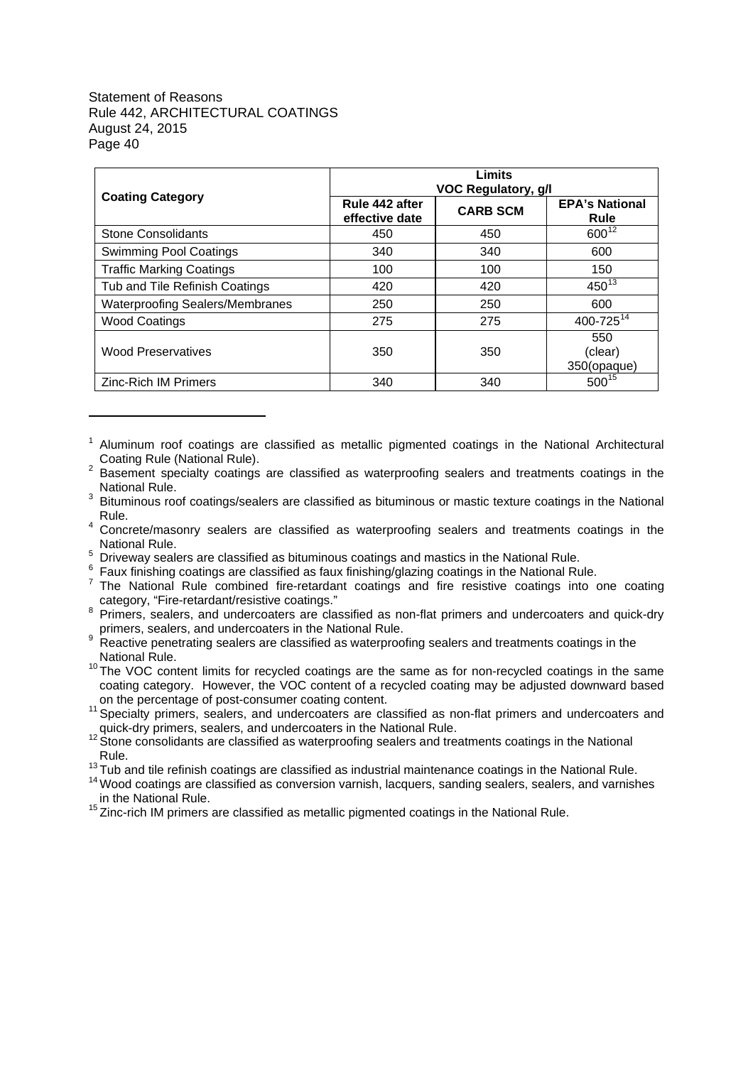| Coating Category | Limits VOC Regulatory, g/l | | |
|---|---|---|---|
| | Rule 442 after effective date | CARB SCM | EPA's National Rule |
| Stone Consolidants | 450 | 450 | 600[12] |
| Swimming Pool Coatings | 340 | 340 | 600 |
| Traffic Marking Coatings | 100 | 100 | 150 |
| Tub and Tile Refinish Coatings | 420 | 420 | 450[13] |
| Waterproofing Sealers/Membranes | 250 | 250 | 600 |
| Wood Coatings | 275 | 275 | 400-725[14] |
| Wood Preservatives | 350 | 350 | 550 (clear) 350(opaque) |
| Zinc-Rich IM Primers | 340 | 340 | 500[15] |

---

[1] Aluminum roof coatings are classified as metallic pigmented coatings in the National Architectural Coating Rule (National Rule).

[2] Basement specialty coatings are classified as waterproofing sealers and treatments coatings in the National Rule.

[3] Bituminous roof coatings/sealers are classified as bituminous or mastic texture coatings in the National Rule.

[4] Concrete/masonry sealers are classified as waterproofing sealers and treatments coatings in the National Rule.

[5] Driveway sealers are classified as bituminous coatings and mastics in the National Rule.

[6] Faux finishing coatings are classified as faux finishing/glazing coatings in the National Rule.

[7] The National Rule combined fire-retardant coatings and fire resistive coatings into one coating category, "Fire-retardant/resistive coatings."

[8] Primers, sealers, and undercoaters are classified as non-flat primers and undercoaters and quick-dry primers, sealers, and undercoaters in the National Rule.

[9] Reactive penetrating sealers are classified as waterproofing sealers and treatments coatings in the National Rule.

[10] The VOC content limits for recycled coatings are the same as for non-recycled coatings in the same coating category. However, the VOC content of a recycled coating may be adjusted downward based on the percentage of post-consumer coating content.

[11] Specialty primers, sealers, and undercoaters are classified as non-flat primers and undercoaters and quick-dry primers, sealers, and undercoaters in the National Rule.

[12] Stone consolidants are classified as waterproofing sealers and treatments coatings in the National Rule.

[13] Tub and tile refinish coatings are classified as industrial maintenance coatings in the National Rule.

[14] Wood coatings are classified as conversion varnish, lacquers, sanding sealers, sealers, and varnishes in the National Rule.

[15] Zinc-rich IM primers are classified as metallic pigmented coatings in the National Rule.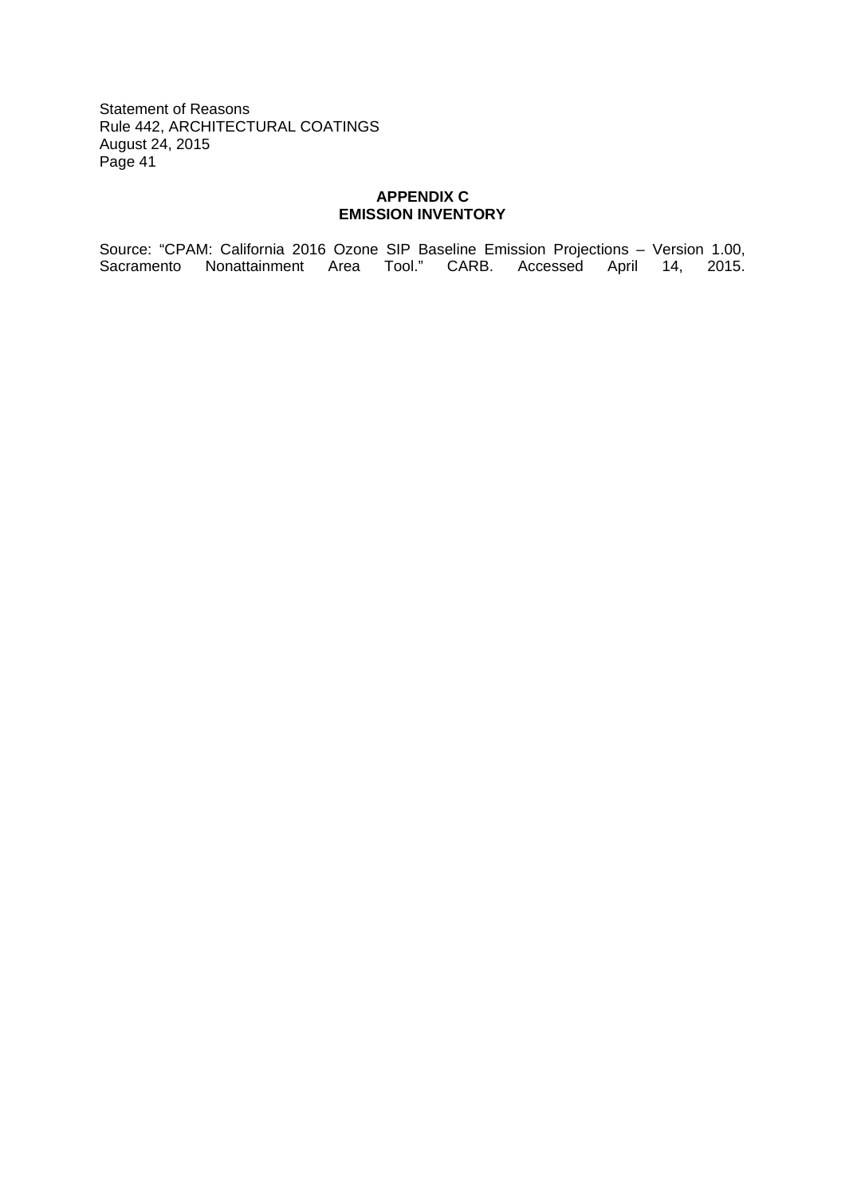## APPENDIX C
## EMISSION INVENTORY

Source: "CPAM: California 2016 Ozone SIP Baseline Emission Projections – Version 1.00, Sacramento Nonattainment Area Tool." CARB. Accessed April 14, 2015.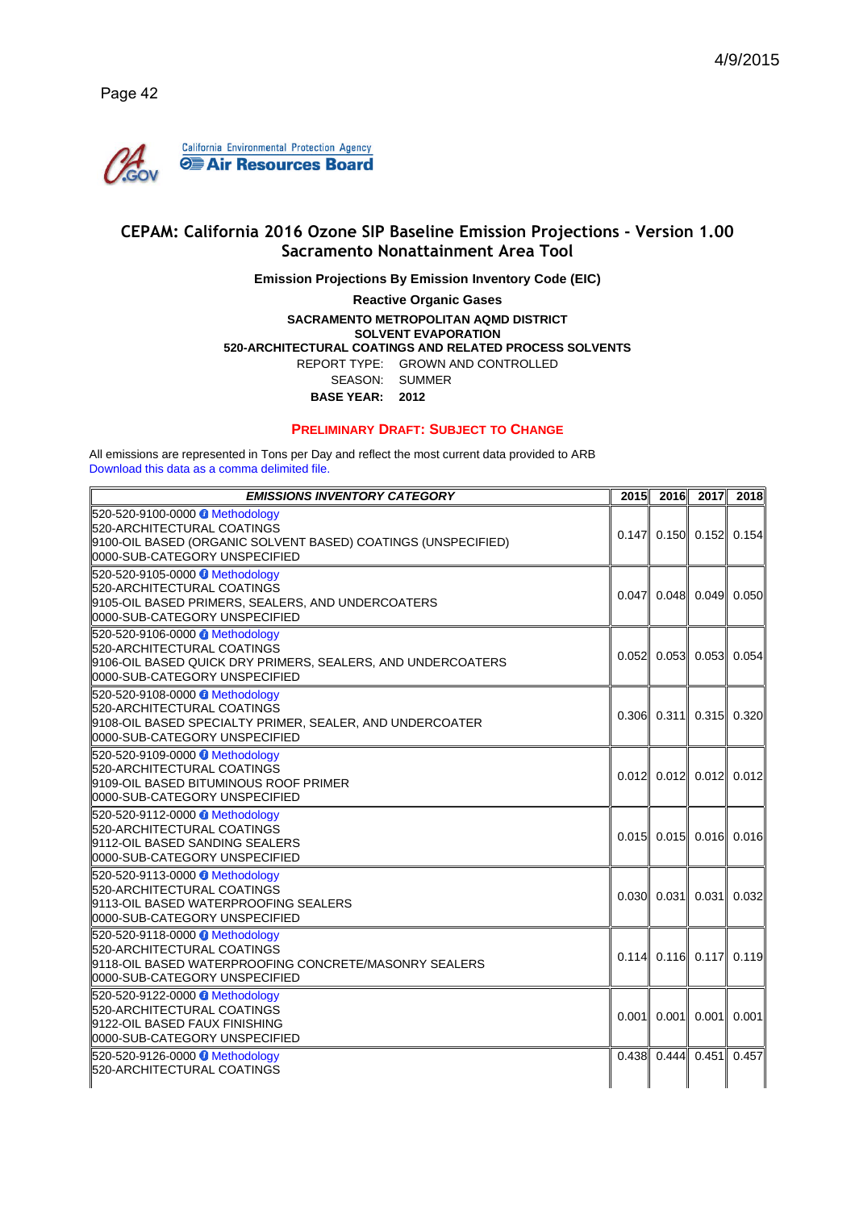California Environmental Protection Agency
Air Resources Board

# CEPAM: California 2016 Ozone SIP Baseline Emission Projections - Version 1.00
## Sacramento Nonattainment Area Tool

**Emission Projections By Emission Inventory Code (EIC)**

**Reactive Organic Gases**

**SACRAMENTO METROPOLITAN AQMD DISTRICT**
**SOLVENT EVAPORATION**
**520-ARCHITECTURAL COATINGS AND RELATED PROCESS SOLVENTS**

REPORT TYPE: GROWN AND CONTROLLED
SEASON: SUMMER
**BASE YEAR: 2012**

**PRELIMINARY DRAFT: SUBJECT TO CHANGE**

All emissions are represented in Tons per Day and reflect the most current data provided to ARB
Download this data as a comma delimited file.

| *EMISSIONS INVENTORY CATEGORY* | 2015 | 2016 | 2017 | 2018 |
|---|---|---|---|---|
| 520-520-9100-0000 Methodology<br>520-ARCHITECTURAL COATINGS<br>9100-OIL BASED (ORGANIC SOLVENT BASED) COATINGS (UNSPECIFIED)<br>0000-SUB-CATEGORY UNSPECIFIED | 0.147 | 0.150 | 0.152 | 0.154 |
| 520-520-9105-0000 Methodology<br>520-ARCHITECTURAL COATINGS<br>9105-OIL BASED PRIMERS, SEALERS, AND UNDERCOATERS<br>0000-SUB-CATEGORY UNSPECIFIED | 0.047 | 0.048 | 0.049 | 0.050 |
| 520-520-9106-0000 Methodology<br>520-ARCHITECTURAL COATINGS<br>9106-OIL BASED QUICK DRY PRIMERS, SEALERS, AND UNDERCOATERS<br>0000-SUB-CATEGORY UNSPECIFIED | 0.052 | 0.053 | 0.053 | 0.054 |
| 520-520-9108-0000 Methodology<br>520-ARCHITECTURAL COATINGS<br>9108-OIL BASED SPECIALTY PRIMER, SEALER, AND UNDERCOATER<br>0000-SUB-CATEGORY UNSPECIFIED | 0.306 | 0.311 | 0.315 | 0.320 |
| 520-520-9109-0000 Methodology<br>520-ARCHITECTURAL COATINGS<br>9109-OIL BASED BITUMINOUS ROOF PRIMER<br>0000-SUB-CATEGORY UNSPECIFIED | 0.012 | 0.012 | 0.012 | 0.012 |
| 520-520-9112-0000 Methodology<br>520-ARCHITECTURAL COATINGS<br>9112-OIL BASED SANDING SEALERS<br>0000-SUB-CATEGORY UNSPECIFIED | 0.015 | 0.015 | 0.016 | 0.016 |
| 520-520-9113-0000 Methodology<br>520-ARCHITECTURAL COATINGS<br>9113-OIL BASED WATERPROOFING SEALERS<br>0000-SUB-CATEGORY UNSPECIFIED | 0.030 | 0.031 | 0.031 | 0.032 |
| 520-520-9118-0000 Methodology<br>520-ARCHITECTURAL COATINGS<br>9118-OIL BASED WATERPROOFING CONCRETE/MASONRY SEALERS<br>0000-SUB-CATEGORY UNSPECIFIED | 0.114 | 0.116 | 0.117 | 0.119 |
| 520-520-9122-0000 Methodology<br>520-ARCHITECTURAL COATINGS<br>9122-OIL BASED FAUX FINISHING<br>0000-SUB-CATEGORY UNSPECIFIED | 0.001 | 0.001 | 0.001 | 0.001 |
| 520-520-9126-0000 Methodology<br>520-ARCHITECTURAL COATINGS | 0.438 | 0.444 | 0.451 | 0.457 |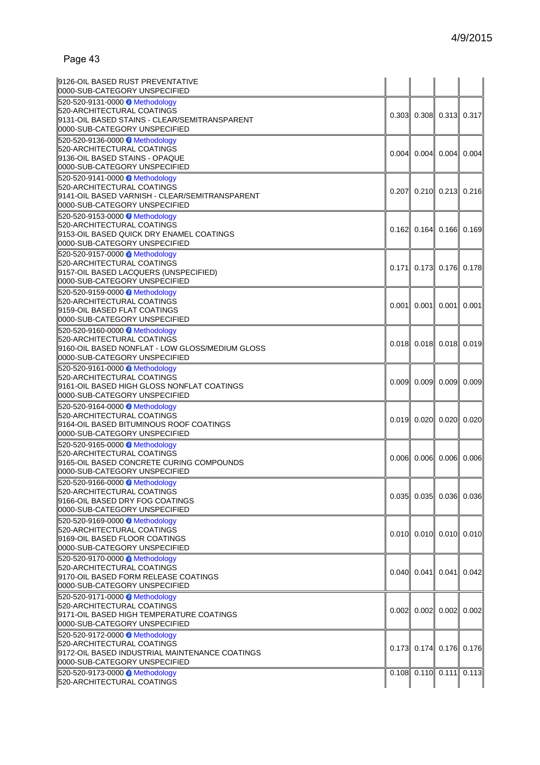| | | | | |
|---|---|---|---|---|
| 9126-OIL BASED RUST PREVENTATIVE<br>0000-SUB-CATEGORY UNSPECIFIED | | | | |
| 520-520-9131-0000 Methodology<br>520-ARCHITECTURAL COATINGS<br>9131-OIL BASED STAINS - CLEAR/SEMITRANSPARENT<br>0000-SUB-CATEGORY UNSPECIFIED | 0.303 | 0.308 | 0.313 | 0.317 |
| 520-520-9136-0000 Methodology<br>520-ARCHITECTURAL COATINGS<br>9136-OIL BASED STAINS - OPAQUE<br>0000-SUB-CATEGORY UNSPECIFIED | 0.004 | 0.004 | 0.004 | 0.004 |
| 520-520-9141-0000 Methodology<br>520-ARCHITECTURAL COATINGS<br>9141-OIL BASED VARNISH - CLEAR/SEMITRANSPARENT<br>0000-SUB-CATEGORY UNSPECIFIED | 0.207 | 0.210 | 0.213 | 0.216 |
| 520-520-9153-0000 Methodology<br>520-ARCHITECTURAL COATINGS<br>9153-OIL BASED QUICK DRY ENAMEL COATINGS<br>0000-SUB-CATEGORY UNSPECIFIED | 0.162 | 0.164 | 0.166 | 0.169 |
| 520-520-9157-0000 Methodology<br>520-ARCHITECTURAL COATINGS<br>9157-OIL BASED LACQUERS (UNSPECIFIED)<br>0000-SUB-CATEGORY UNSPECIFIED | 0.171 | 0.173 | 0.176 | 0.178 |
| 520-520-9159-0000 Methodology<br>520-ARCHITECTURAL COATINGS<br>9159-OIL BASED FLAT COATINGS<br>0000-SUB-CATEGORY UNSPECIFIED | 0.001 | 0.001 | 0.001 | 0.001 |
| 520-520-9160-0000 Methodology<br>520-ARCHITECTURAL COATINGS<br>9160-OIL BASED NONFLAT - LOW GLOSS/MEDIUM GLOSS<br>0000-SUB-CATEGORY UNSPECIFIED | 0.018 | 0.018 | 0.018 | 0.019 |
| 520-520-9161-0000 Methodology<br>520-ARCHITECTURAL COATINGS<br>9161-OIL BASED HIGH GLOSS NONFLAT COATINGS<br>0000-SUB-CATEGORY UNSPECIFIED | 0.009 | 0.009 | 0.009 | 0.009 |
| 520-520-9164-0000 Methodology<br>520-ARCHITECTURAL COATINGS<br>9164-OIL BASED BITUMINOUS ROOF COATINGS<br>0000-SUB-CATEGORY UNSPECIFIED | 0.019 | 0.020 | 0.020 | 0.020 |
| 520-520-9165-0000 Methodology<br>520-ARCHITECTURAL COATINGS<br>9165-OIL BASED CONCRETE CURING COMPOUNDS<br>0000-SUB-CATEGORY UNSPECIFIED | 0.006 | 0.006 | 0.006 | 0.006 |
| 520-520-9166-0000 Methodology<br>520-ARCHITECTURAL COATINGS<br>9166-OIL BASED DRY FOG COATINGS<br>0000-SUB-CATEGORY UNSPECIFIED | 0.035 | 0.035 | 0.036 | 0.036 |
| 520-520-9169-0000 Methodology<br>520-ARCHITECTURAL COATINGS<br>9169-OIL BASED FLOOR COATINGS<br>0000-SUB-CATEGORY UNSPECIFIED | 0.010 | 0.010 | 0.010 | 0.010 |
| 520-520-9170-0000 Methodology<br>520-ARCHITECTURAL COATINGS<br>9170-OIL BASED FORM RELEASE COATINGS<br>0000-SUB-CATEGORY UNSPECIFIED | 0.040 | 0.041 | 0.041 | 0.042 |
| 520-520-9171-0000 Methodology<br>520-ARCHITECTURAL COATINGS<br>9171-OIL BASED HIGH TEMPERATURE COATINGS<br>0000-SUB-CATEGORY UNSPECIFIED | 0.002 | 0.002 | 0.002 | 0.002 |
| 520-520-9172-0000 Methodology<br>520-ARCHITECTURAL COATINGS<br>9172-OIL BASED INDUSTRIAL MAINTENANCE COATINGS<br>0000-SUB-CATEGORY UNSPECIFIED | 0.173 | 0.174 | 0.176 | 0.176 |
| 520-520-9173-0000 Methodology<br>520-ARCHITECTURAL COATINGS | 0.108 | 0.110 | 0.111 | 0.113 |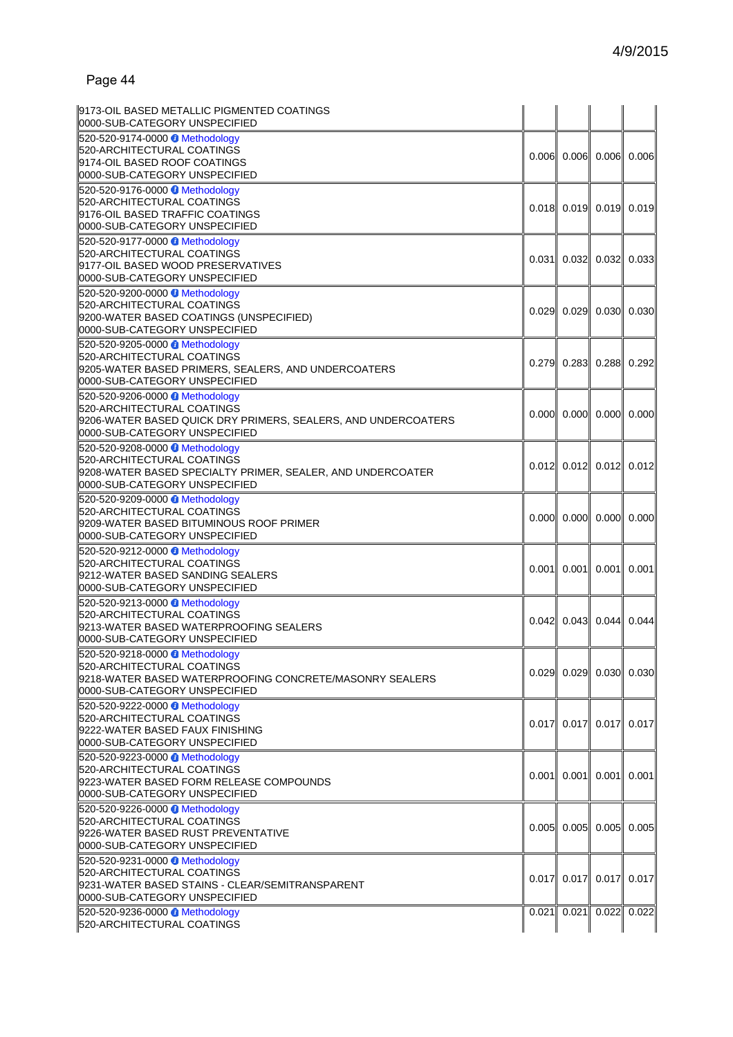| | | | | |
|---|---|---|---|---|
| 9173-OIL BASED METALLIC PIGMENTED COATINGS<br>0000-SUB-CATEGORY UNSPECIFIED | | | | |
| 520-520-9174-0000 Methodology<br>520-ARCHITECTURAL COATINGS<br>9174-OIL BASED ROOF COATINGS<br>0000-SUB-CATEGORY UNSPECIFIED | 0.006 | 0.006 | 0.006 | 0.006 |
| 520-520-9176-0000 Methodology<br>520-ARCHITECTURAL COATINGS<br>9176-OIL BASED TRAFFIC COATINGS<br>0000-SUB-CATEGORY UNSPECIFIED | 0.018 | 0.019 | 0.019 | 0.019 |
| 520-520-9177-0000 Methodology<br>520-ARCHITECTURAL COATINGS<br>9177-OIL BASED WOOD PRESERVATIVES<br>0000-SUB-CATEGORY UNSPECIFIED | 0.031 | 0.032 | 0.032 | 0.033 |
| 520-520-9200-0000 Methodology<br>520-ARCHITECTURAL COATINGS<br>9200-WATER BASED COATINGS (UNSPECIFIED)<br>0000-SUB-CATEGORY UNSPECIFIED | 0.029 | 0.029 | 0.030 | 0.030 |
| 520-520-9205-0000 Methodology<br>520-ARCHITECTURAL COATINGS<br>9205-WATER BASED PRIMERS, SEALERS, AND UNDERCOATERS<br>0000-SUB-CATEGORY UNSPECIFIED | 0.279 | 0.283 | 0.288 | 0.292 |
| 520-520-9206-0000 Methodology<br>520-ARCHITECTURAL COATINGS<br>9206-WATER BASED QUICK DRY PRIMERS, SEALERS, AND UNDERCOATERS<br>0000-SUB-CATEGORY UNSPECIFIED | 0.000 | 0.000 | 0.000 | 0.000 |
| 520-520-9208-0000 Methodology<br>520-ARCHITECTURAL COATINGS<br>9208-WATER BASED SPECIALTY PRIMER, SEALER, AND UNDERCOATER<br>0000-SUB-CATEGORY UNSPECIFIED | 0.012 | 0.012 | 0.012 | 0.012 |
| 520-520-9209-0000 Methodology<br>520-ARCHITECTURAL COATINGS<br>9209-WATER BASED BITUMINOUS ROOF PRIMER<br>0000-SUB-CATEGORY UNSPECIFIED | 0.000 | 0.000 | 0.000 | 0.000 |
| 520-520-9212-0000 Methodology<br>520-ARCHITECTURAL COATINGS<br>9212-WATER BASED SANDING SEALERS<br>0000-SUB-CATEGORY UNSPECIFIED | 0.001 | 0.001 | 0.001 | 0.001 |
| 520-520-9213-0000 Methodology<br>520-ARCHITECTURAL COATINGS<br>9213-WATER BASED WATERPROOFING SEALERS<br>0000-SUB-CATEGORY UNSPECIFIED | 0.042 | 0.043 | 0.044 | 0.044 |
| 520-520-9218-0000 Methodology<br>520-ARCHITECTURAL COATINGS<br>9218-WATER BASED WATERPROOFING CONCRETE/MASONRY SEALERS<br>0000-SUB-CATEGORY UNSPECIFIED | 0.029 | 0.029 | 0.030 | 0.030 |
| 520-520-9222-0000 Methodology<br>520-ARCHITECTURAL COATINGS<br>9222-WATER BASED FAUX FINISHING<br>0000-SUB-CATEGORY UNSPECIFIED | 0.017 | 0.017 | 0.017 | 0.017 |
| 520-520-9223-0000 Methodology<br>520-ARCHITECTURAL COATINGS<br>9223-WATER BASED FORM RELEASE COMPOUNDS<br>0000-SUB-CATEGORY UNSPECIFIED | 0.001 | 0.001 | 0.001 | 0.001 |
| 520-520-9226-0000 Methodology<br>520-ARCHITECTURAL COATINGS<br>9226-WATER BASED RUST PREVENTATIVE<br>0000-SUB-CATEGORY UNSPECIFIED | 0.005 | 0.005 | 0.005 | 0.005 |
| 520-520-9231-0000 Methodology<br>520-ARCHITECTURAL COATINGS<br>9231-WATER BASED STAINS - CLEAR/SEMITRANSPARENT<br>0000-SUB-CATEGORY UNSPECIFIED | 0.017 | 0.017 | 0.017 | 0.017 |
| 520-520-9236-0000 Methodology<br>520-ARCHITECTURAL COATINGS | 0.021 | 0.021 | 0.022 | 0.022 |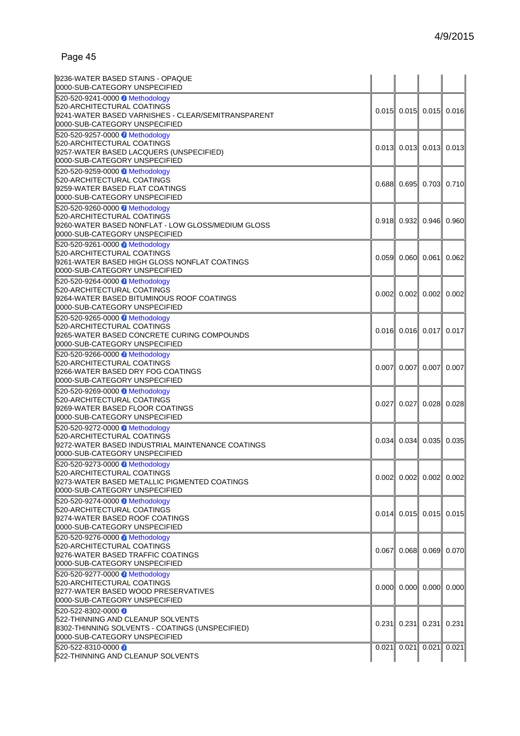| | | | | |
|---|---|---|---|---|
| 9236-WATER BASED STAINS - OPAQUE<br>0000-SUB-CATEGORY UNSPECIFIED | | | | |
| 520-520-9241-0000 Methodology<br>520-ARCHITECTURAL COATINGS<br>9241-WATER BASED VARNISHES - CLEAR/SEMITRANSPARENT<br>0000-SUB-CATEGORY UNSPECIFIED | 0.015 | 0.015 | 0.015 | 0.016 |
| 520-520-9257-0000 Methodology<br>520-ARCHITECTURAL COATINGS<br>9257-WATER BASED LACQUERS (UNSPECIFIED)<br>0000-SUB-CATEGORY UNSPECIFIED | 0.013 | 0.013 | 0.013 | 0.013 |
| 520-520-9259-0000 Methodology<br>520-ARCHITECTURAL COATINGS<br>9259-WATER BASED FLAT COATINGS<br>0000-SUB-CATEGORY UNSPECIFIED | 0.688 | 0.695 | 0.703 | 0.710 |
| 520-520-9260-0000 Methodology<br>520-ARCHITECTURAL COATINGS<br>9260-WATER BASED NONFLAT - LOW GLOSS/MEDIUM GLOSS<br>0000-SUB-CATEGORY UNSPECIFIED | 0.918 | 0.932 | 0.946 | 0.960 |
| 520-520-9261-0000 Methodology<br>520-ARCHITECTURAL COATINGS<br>9261-WATER BASED HIGH GLOSS NONFLAT COATINGS<br>0000-SUB-CATEGORY UNSPECIFIED | 0.059 | 0.060 | 0.061 | 0.062 |
| 520-520-9264-0000 Methodology<br>520-ARCHITECTURAL COATINGS<br>9264-WATER BASED BITUMINOUS ROOF COATINGS<br>0000-SUB-CATEGORY UNSPECIFIED | 0.002 | 0.002 | 0.002 | 0.002 |
| 520-520-9265-0000 Methodology<br>520-ARCHITECTURAL COATINGS<br>9265-WATER BASED CONCRETE CURING COMPOUNDS<br>0000-SUB-CATEGORY UNSPECIFIED | 0.016 | 0.016 | 0.017 | 0.017 |
| 520-520-9266-0000 Methodology<br>520-ARCHITECTURAL COATINGS<br>9266-WATER BASED DRY FOG COATINGS<br>0000-SUB-CATEGORY UNSPECIFIED | 0.007 | 0.007 | 0.007 | 0.007 |
| 520-520-9269-0000 Methodology<br>520-ARCHITECTURAL COATINGS<br>9269-WATER BASED FLOOR COATINGS<br>0000-SUB-CATEGORY UNSPECIFIED | 0.027 | 0.027 | 0.028 | 0.028 |
| 520-520-9272-0000 Methodology<br>520-ARCHITECTURAL COATINGS<br>9272-WATER BASED INDUSTRIAL MAINTENANCE COATINGS<br>0000-SUB-CATEGORY UNSPECIFIED | 0.034 | 0.034 | 0.035 | 0.035 |
| 520-520-9273-0000 Methodology<br>520-ARCHITECTURAL COATINGS<br>9273-WATER BASED METALLIC PIGMENTED COATINGS<br>0000-SUB-CATEGORY UNSPECIFIED | 0.002 | 0.002 | 0.002 | 0.002 |
| 520-520-9274-0000 Methodology<br>520-ARCHITECTURAL COATINGS<br>9274-WATER BASED ROOF COATINGS<br>0000-SUB-CATEGORY UNSPECIFIED | 0.014 | 0.015 | 0.015 | 0.015 |
| 520-520-9276-0000 Methodology<br>520-ARCHITECTURAL COATINGS<br>9276-WATER BASED TRAFFIC COATINGS<br>0000-SUB-CATEGORY UNSPECIFIED | 0.067 | 0.068 | 0.069 | 0.070 |
| 520-520-9277-0000 Methodology<br>520-ARCHITECTURAL COATINGS<br>9277-WATER BASED WOOD PRESERVATIVES<br>0000-SUB-CATEGORY UNSPECIFIED | 0.000 | 0.000 | 0.000 | 0.000 |
| 520-522-8302-0000<br>522-THINNING AND CLEANUP SOLVENTS<br>8302-THINNING SOLVENTS - COATINGS (UNSPECIFIED)<br>0000-SUB-CATEGORY UNSPECIFIED | 0.231 | 0.231 | 0.231 | 0.231 |
| 520-522-8310-0000<br>522-THINNING AND CLEANUP SOLVENTS | 0.021 | 0.021 | 0.021 | 0.021 |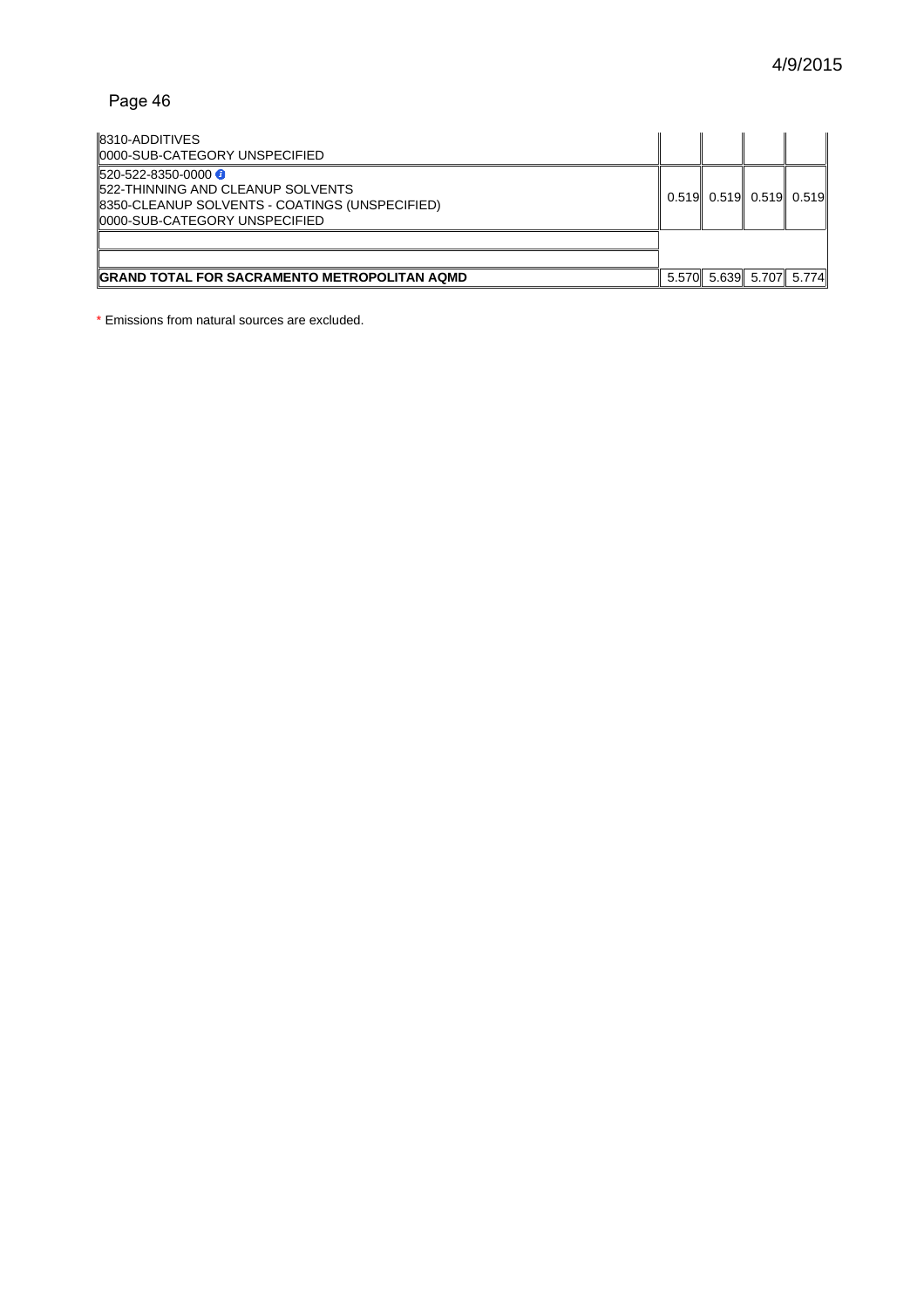| | | | | |
|---|---|---|---|---|
| 8310-ADDITIVES<br>0000-SUB-CATEGORY UNSPECIFIED | | | | |
| 520-522-8350-0000<br>522-THINNING AND CLEANUP SOLVENTS<br>8350-CLEANUP SOLVENTS - COATINGS (UNSPECIFIED)<br>0000-SUB-CATEGORY UNSPECIFIED | 0.519 | 0.519 | 0.519 | 0.519 |
| | | | | |
| | | | | |
| **GRAND TOTAL FOR SACRAMENTO METROPOLITAN AQMD** | 5.570 | 5.639 | 5.707 | 5.774 |

* Emissions from natural sources are excluded.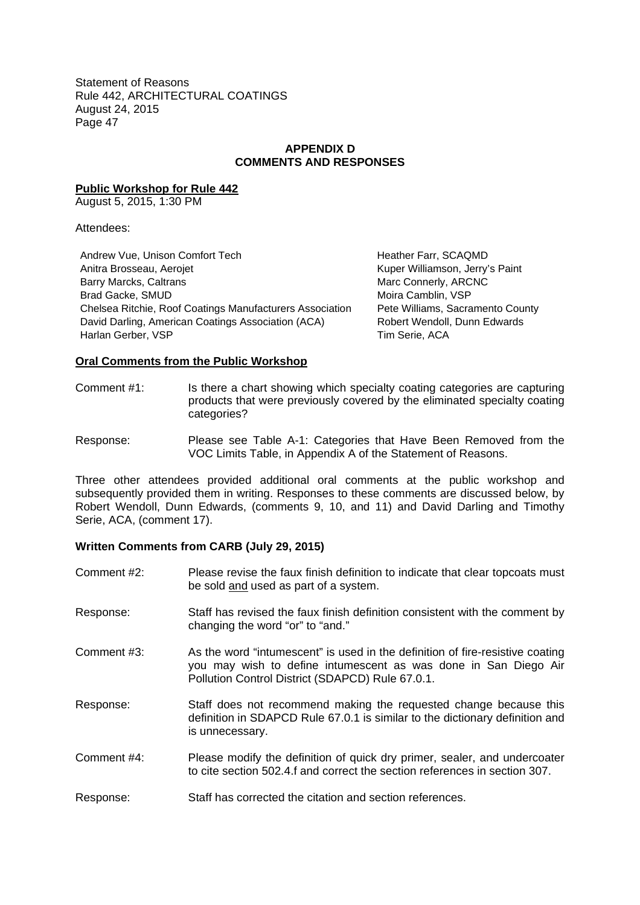## APPENDIX D
## COMMENTS AND RESPONSES

**Public Workshop for Rule 442**
August 5, 2015, 1:30 PM

Attendees:

Andrew Vue, Unison Comfort Tech
Anitra Brosseau, Aerojet
Barry Marcks, Caltrans
Brad Gacke, SMUD
Chelsea Ritchie, Roof Coatings Manufacturers Association
David Darling, American Coatings Association (ACA)
Harlan Gerber, VSP
Heather Farr, SCAQMD
Kuper Williamson, Jerry's Paint
Marc Connerly, ARCNC
Moira Camblin, VSP
Pete Williams, Sacramento County
Robert Wendoll, Dunn Edwards
Tim Serie, ACA

**Oral Comments from the Public Workshop**

Comment #1: Is there a chart showing which specialty coating categories are capturing products that were previously covered by the eliminated specialty coating categories?

Response: Please see Table A-1: Categories that Have Been Removed from the VOC Limits Table, in Appendix A of the Statement of Reasons.

Three other attendees provided additional oral comments at the public workshop and subsequently provided them in writing. Responses to these comments are discussed below, by Robert Wendoll, Dunn Edwards, (comments 9, 10, and 11) and David Darling and Timothy Serie, ACA, (comment 17).

**Written Comments from CARB (July 29, 2015)**

Comment #2: Please revise the faux finish definition to indicate that clear topcoats must be sold and used as part of a system.

Response: Staff has revised the faux finish definition consistent with the comment by changing the word "or" to "and."

Comment #3: As the word "intumescent" is used in the definition of fire-resistive coating you may wish to define intumescent as was done in San Diego Air Pollution Control District (SDAPCD) Rule 67.0.1.

Response: Staff does not recommend making the requested change because this definition in SDAPCD Rule 67.0.1 is similar to the dictionary definition and is unnecessary.

Comment #4: Please modify the definition of quick dry primer, sealer, and undercoater to cite section 502.4.f and correct the section references in section 307.

Response: Staff has corrected the citation and section references.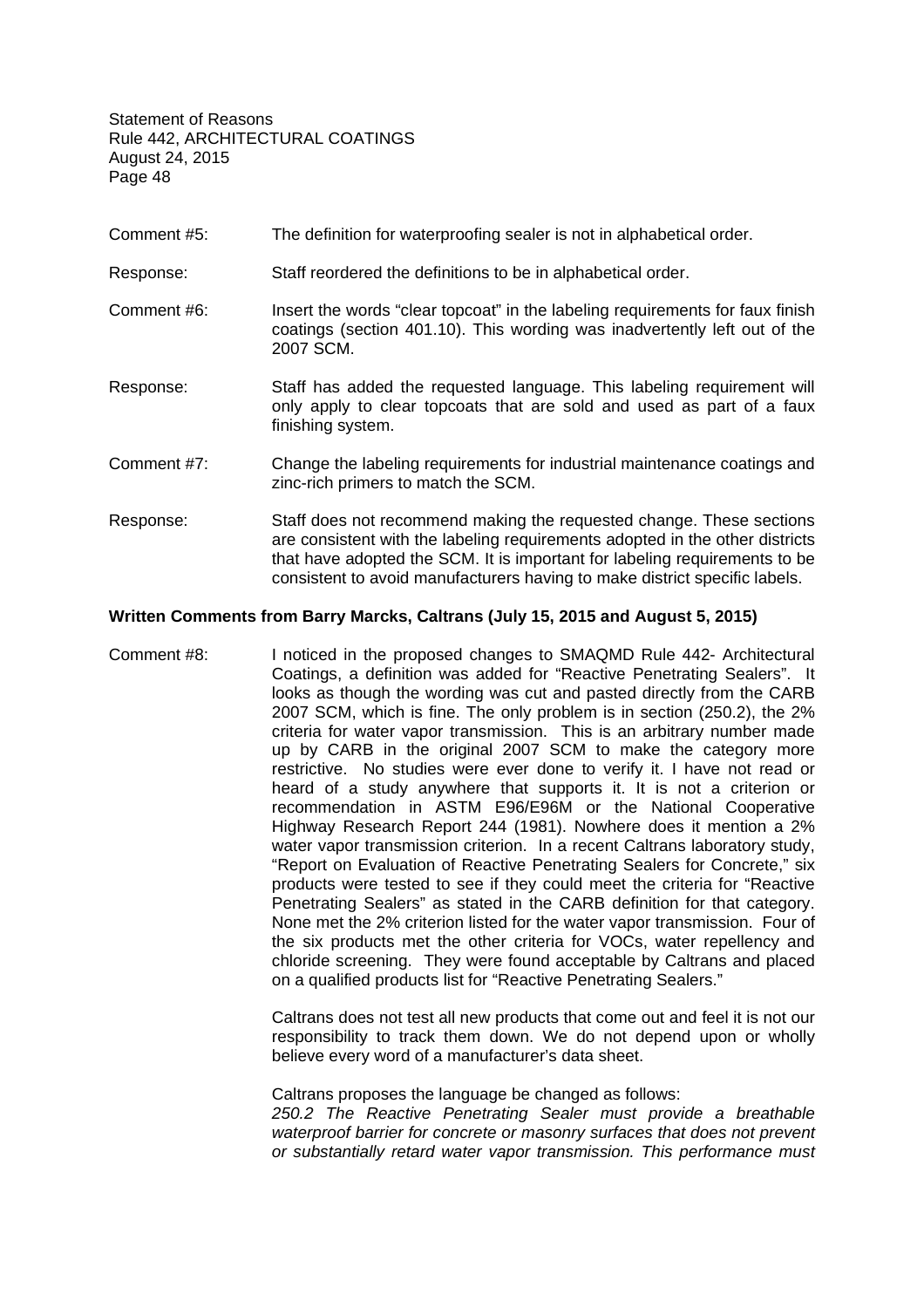Comment #5: The definition for waterproofing sealer is not in alphabetical order.

Response: Staff reordered the definitions to be in alphabetical order.

Comment #6: Insert the words "clear topcoat" in the labeling requirements for faux finish coatings (section 401.10). This wording was inadvertently left out of the 2007 SCM.

Response: Staff has added the requested language. This labeling requirement will only apply to clear topcoats that are sold and used as part of a faux finishing system.

Comment #7: Change the labeling requirements for industrial maintenance coatings and zinc-rich primers to match the SCM.

Response: Staff does not recommend making the requested change. These sections are consistent with the labeling requirements adopted in the other districts that have adopted the SCM. It is important for labeling requirements to be consistent to avoid manufacturers having to make district specific labels.

**Written Comments from Barry Marcks, Caltrans (July 15, 2015 and August 5, 2015)**

Comment #8: I noticed in the proposed changes to SMAQMD Rule 442- Architectural Coatings, a definition was added for "Reactive Penetrating Sealers". It looks as though the wording was cut and pasted directly from the CARB 2007 SCM, which is fine. The only problem is in section (250.2), the 2% criteria for water vapor transmission. This is an arbitrary number made up by CARB in the original 2007 SCM to make the category more restrictive. No studies were ever done to verify it. I have not read or heard of a study anywhere that supports it. It is not a criterion or recommendation in ASTM E96/E96M or the National Cooperative Highway Research Report 244 (1981). Nowhere does it mention a 2% water vapor transmission criterion. In a recent Caltrans laboratory study, "Report on Evaluation of Reactive Penetrating Sealers for Concrete," six products were tested to see if they could meet the criteria for "Reactive Penetrating Sealers" as stated in the CARB definition for that category. None met the 2% criterion listed for the water vapor transmission. Four of the six products met the other criteria for VOCs, water repellency and chloride screening. They were found acceptable by Caltrans and placed on a qualified products list for "Reactive Penetrating Sealers."

Caltrans does not test all new products that come out and feel it is not our responsibility to track them down. We do not depend upon or wholly believe every word of a manufacturer's data sheet.

Caltrans proposes the language be changed as follows:
*250.2 The Reactive Penetrating Sealer must provide a breathable waterproof barrier for concrete or masonry surfaces that does not prevent or substantially retard water vapor transmission. This performance must*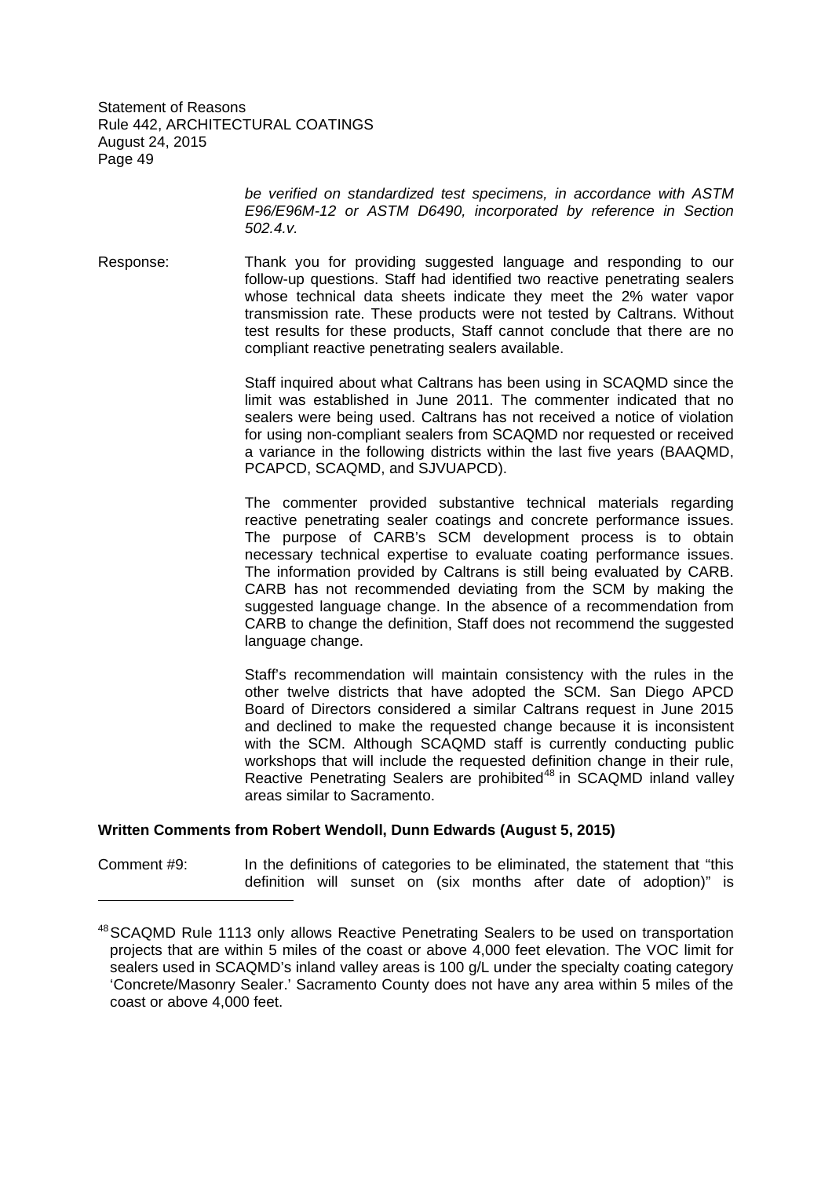*be verified on standardized test specimens, in accordance with ASTM E96/E96M-12 or ASTM D6490, incorporated by reference in Section 502.4.v.*

Response: Thank you for providing suggested language and responding to our follow-up questions. Staff had identified two reactive penetrating sealers whose technical data sheets indicate they meet the 2% water vapor transmission rate. These products were not tested by Caltrans. Without test results for these products, Staff cannot conclude that there are no compliant reactive penetrating sealers available.

Staff inquired about what Caltrans has been using in SCAQMD since the limit was established in June 2011. The commenter indicated that no sealers were being used. Caltrans has not received a notice of violation for using non-compliant sealers from SCAQMD nor requested or received a variance in the following districts within the last five years (BAAQMD, PCAPCD, SCAQMD, and SJVUAPCD).

The commenter provided substantive technical materials regarding reactive penetrating sealer coatings and concrete performance issues. The purpose of CARB's SCM development process is to obtain necessary technical expertise to evaluate coating performance issues. The information provided by Caltrans is still being evaluated by CARB. CARB has not recommended deviating from the SCM by making the suggested language change. In the absence of a recommendation from CARB to change the definition, Staff does not recommend the suggested language change.

Staff's recommendation will maintain consistency with the rules in the other twelve districts that have adopted the SCM. San Diego APCD Board of Directors considered a similar Caltrans request in June 2015 and declined to make the requested change because it is inconsistent with the SCM. Although SCAQMD staff is currently conducting public workshops that will include the requested definition change in their rule, Reactive Penetrating Sealers are prohibited[48] in SCAQMD inland valley areas similar to Sacramento.

**Written Comments from Robert Wendoll, Dunn Edwards (August 5, 2015)**

Comment #9: In the definitions of categories to be eliminated, the statement that "this definition will sunset on (six months after date of adoption)" is

---

[48] SCAQMD Rule 1113 only allows Reactive Penetrating Sealers to be used on transportation projects that are within 5 miles of the coast or above 4,000 feet elevation. The VOC limit for sealers used in SCAQMD's inland valley areas is 100 g/L under the specialty coating category 'Concrete/Masonry Sealer.' Sacramento County does not have any area within 5 miles of the coast or above 4,000 feet.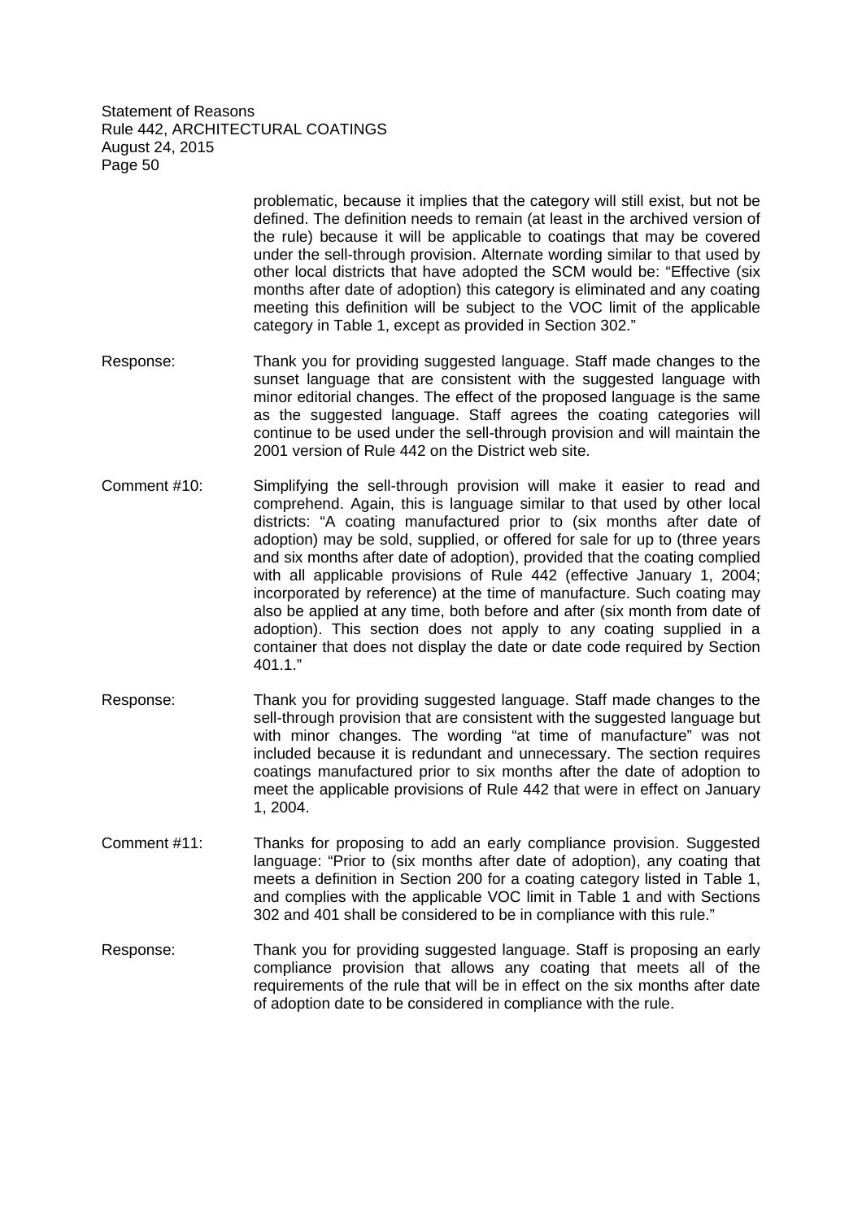problematic, because it implies that the category will still exist, but not be defined. The definition needs to remain (at least in the archived version of the rule) because it will be applicable to coatings that may be covered under the sell-through provision. Alternate wording similar to that used by other local districts that have adopted the SCM would be: "Effective (six months after date of adoption) this category is eliminated and any coating meeting this definition will be subject to the VOC limit of the applicable category in Table 1, except as provided in Section 302."

Response: Thank you for providing suggested language. Staff made changes to the sunset language that are consistent with the suggested language with minor editorial changes. The effect of the proposed language is the same as the suggested language. Staff agrees the coating categories will continue to be used under the sell-through provision and will maintain the 2001 version of Rule 442 on the District web site.

Comment #10: Simplifying the sell-through provision will make it easier to read and comprehend. Again, this is language similar to that used by other local districts: "A coating manufactured prior to (six months after date of adoption) may be sold, supplied, or offered for sale for up to (three years and six months after date of adoption), provided that the coating complied with all applicable provisions of Rule 442 (effective January 1, 2004; incorporated by reference) at the time of manufacture. Such coating may also be applied at any time, both before and after (six month from date of adoption). This section does not apply to any coating supplied in a container that does not display the date or date code required by Section 401.1."

Response: Thank you for providing suggested language. Staff made changes to the sell-through provision that are consistent with the suggested language but with minor changes. The wording "at time of manufacture" was not included because it is redundant and unnecessary. The section requires coatings manufactured prior to six months after the date of adoption to meet the applicable provisions of Rule 442 that were in effect on January 1, 2004.

Comment #11: Thanks for proposing to add an early compliance provision. Suggested language: "Prior to (six months after date of adoption), any coating that meets a definition in Section 200 for a coating category listed in Table 1, and complies with the applicable VOC limit in Table 1 and with Sections 302 and 401 shall be considered to be in compliance with this rule."

Response: Thank you for providing suggested language. Staff is proposing an early compliance provision that allows any coating that meets all of the requirements of the rule that will be in effect on the six months after date of adoption date to be considered in compliance with the rule.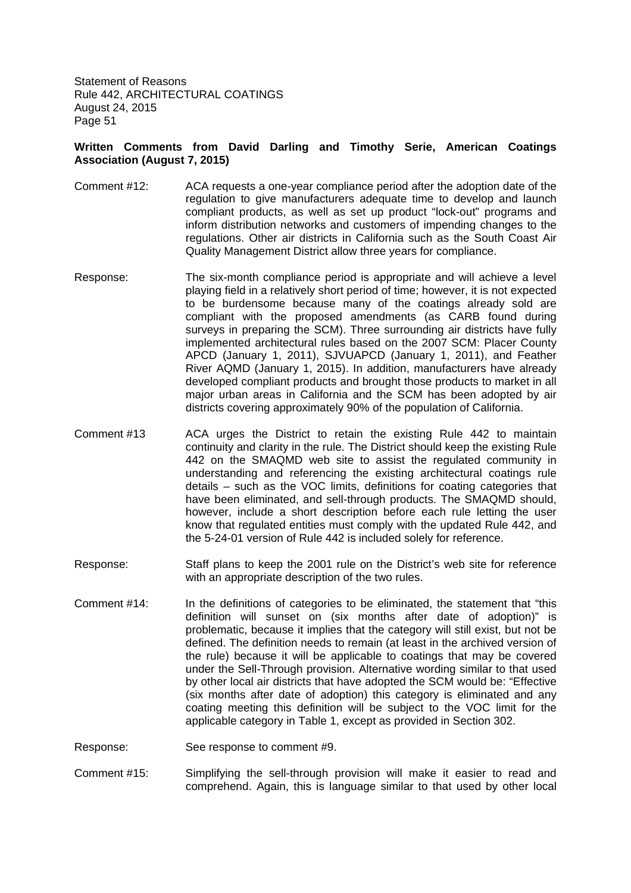**Written Comments from David Darling and Timothy Serie, American Coatings Association (August 7, 2015)**

Comment #12: ACA requests a one-year compliance period after the adoption date of the regulation to give manufacturers adequate time to develop and launch compliant products, as well as set up product "lock-out" programs and inform distribution networks and customers of impending changes to the regulations. Other air districts in California such as the South Coast Air Quality Management District allow three years for compliance.

Response: The six-month compliance period is appropriate and will achieve a level playing field in a relatively short period of time; however, it is not expected to be burdensome because many of the coatings already sold are compliant with the proposed amendments (as CARB found during surveys in preparing the SCM). Three surrounding air districts have fully implemented architectural rules based on the 2007 SCM: Placer County APCD (January 1, 2011), SJVUAPCD (January 1, 2011), and Feather River AQMD (January 1, 2015). In addition, manufacturers have already developed compliant products and brought those products to market in all major urban areas in California and the SCM has been adopted by air districts covering approximately 90% of the population of California.

Comment #13 ACA urges the District to retain the existing Rule 442 to maintain continuity and clarity in the rule. The District should keep the existing Rule 442 on the SMAQMD web site to assist the regulated community in understanding and referencing the existing architectural coatings rule details – such as the VOC limits, definitions for coating categories that have been eliminated, and sell-through products. The SMAQMD should, however, include a short description before each rule letting the user know that regulated entities must comply with the updated Rule 442, and the 5-24-01 version of Rule 442 is included solely for reference.

Response: Staff plans to keep the 2001 rule on the District's web site for reference with an appropriate description of the two rules.

Comment #14: In the definitions of categories to be eliminated, the statement that "this definition will sunset on (six months after date of adoption)" is problematic, because it implies that the category will still exist, but not be defined. The definition needs to remain (at least in the archived version of the rule) because it will be applicable to coatings that may be covered under the Sell-Through provision. Alternative wording similar to that used by other local air districts that have adopted the SCM would be: "Effective (six months after date of adoption) this category is eliminated and any coating meeting this definition will be subject to the VOC limit for the applicable category in Table 1, except as provided in Section 302.

Response: See response to comment #9.

Comment #15: Simplifying the sell-through provision will make it easier to read and comprehend. Again, this is language similar to that used by other local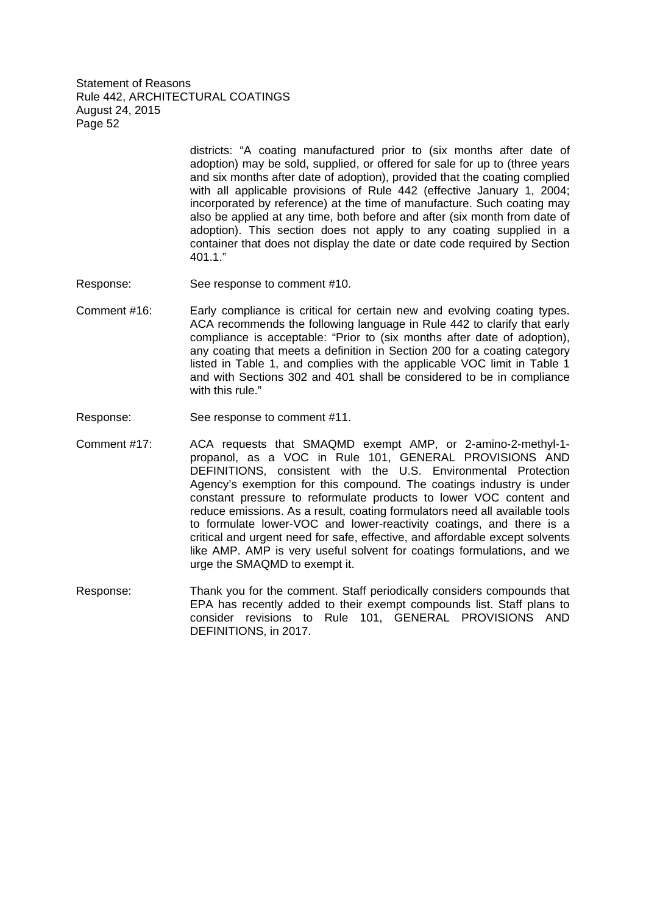districts: “A coating manufactured prior to (six months after date of adoption) may be sold, supplied, or offered for sale for up to (three years and six months after date of adoption), provided that the coating complied with all applicable provisions of Rule 442 (effective January 1, 2004; incorporated by reference) at the time of manufacture. Such coating may also be applied at any time, both before and after (six month from date of adoption). This section does not apply to any coating supplied in a container that does not display the date or date code required by Section 401.1.”

Response: See response to comment #10.

Comment #16: Early compliance is critical for certain new and evolving coating types. ACA recommends the following language in Rule 442 to clarify that early compliance is acceptable: “Prior to (six months after date of adoption), any coating that meets a definition in Section 200 for a coating category listed in Table 1, and complies with the applicable VOC limit in Table 1 and with Sections 302 and 401 shall be considered to be in compliance with this rule.”

Response: See response to comment #11.

Comment #17: ACA requests that SMAQMD exempt AMP, or 2-amino-2-methyl-1-propanol, as a VOC in Rule 101, GENERAL PROVISIONS AND DEFINITIONS, consistent with the U.S. Environmental Protection Agency’s exemption for this compound. The coatings industry is under constant pressure to reformulate products to lower VOC content and reduce emissions. As a result, coating formulators need all available tools to formulate lower-VOC and lower-reactivity coatings, and there is a critical and urgent need for safe, effective, and affordable except solvents like AMP. AMP is very useful solvent for coatings formulations, and we urge the SMAQMD to exempt it.

Response: Thank you for the comment. Staff periodically considers compounds that EPA has recently added to their exempt compounds list. Staff plans to consider revisions to Rule 101, GENERAL PROVISIONS AND DEFINITIONS, in 2017.